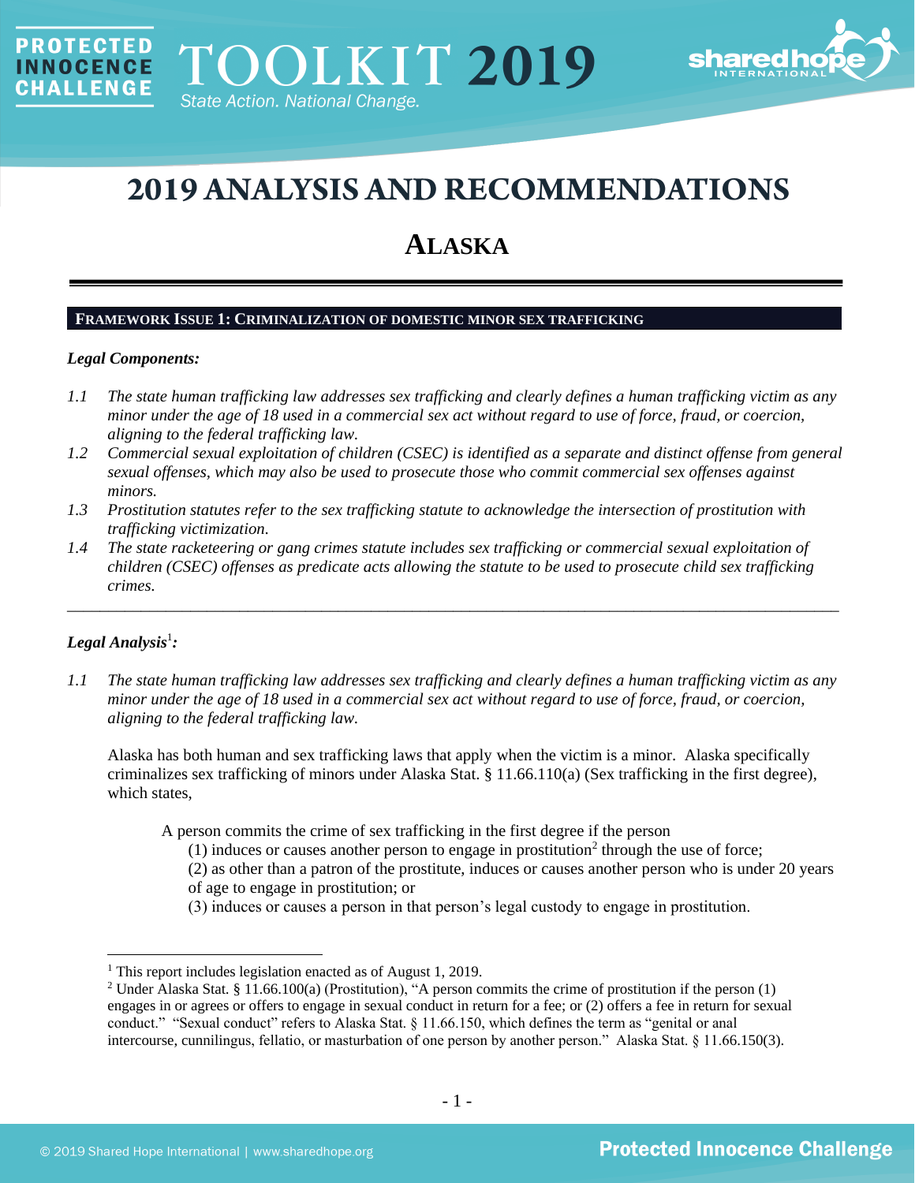PROTECTED INNOCENCE CHALLENGE

TOOLKIT 2019

State Action. National Change.

# 2019 ANALYSIS AND RECOMMENDATIONS

## ALASKA

### FRAMEWORK ISSUE 1: CRIMINALIZATION OF DOMESTIC MINOR SEX TRAFFICKING

***Legal Components:***

*1.1 The state human trafficking law addresses sex trafficking and clearly defines a human trafficking victim as any minor under the age of 18 used in a commercial sex act without regard to use of force, fraud, or coercion, aligning to the federal trafficking law.*

*1.2 Commercial sexual exploitation of children (CSEC) is identified as a separate and distinct offense from general sexual offenses, which may also be used to prosecute those who commit commercial sex offenses against minors.*

*1.3 Prostitution statutes refer to the sex trafficking statute to acknowledge the intersection of prostitution with trafficking victimization.*

*1.4 The state racketeering or gang crimes statute includes sex trafficking or commercial sexual exploitation of children (CSEC) offenses as predicate acts allowing the statute to be used to prosecute child sex trafficking crimes.*

---

***Legal Analysis[1]:***

*1.1 The state human trafficking law addresses sex trafficking and clearly defines a human trafficking victim as any minor under the age of 18 used in a commercial sex act without regard to use of force, fraud, or coercion, aligning to the federal trafficking law.*

Alaska has both human and sex trafficking laws that apply when the victim is a minor. Alaska specifically criminalizes sex trafficking of minors under Alaska Stat. § 11.66.110(a) (Sex trafficking in the first degree), which states,

> A person commits the crime of sex trafficking in the first degree if the person
> (1) induces or causes another person to engage in prostitution[2] through the use of force;
> (2) as other than a patron of the prostitute, induces or causes another person who is under 20 years of age to engage in prostitution; or
> (3) induces or causes a person in that person's legal custody to engage in prostitution.

---

[1] This report includes legislation enacted as of August 1, 2019.

[2] Under Alaska Stat. § 11.66.100(a) (Prostitution), "A person commits the crime of prostitution if the person (1) engages in or agrees or offers to engage in sexual conduct in return for a fee; or (2) offers a fee in return for sexual conduct." "Sexual conduct" refers to Alaska Stat. § 11.66.150, which defines the term as "genital or anal intercourse, cunnilingus, fellatio, or masturbation of one person by another person." Alaska Stat. § 11.66.150(3).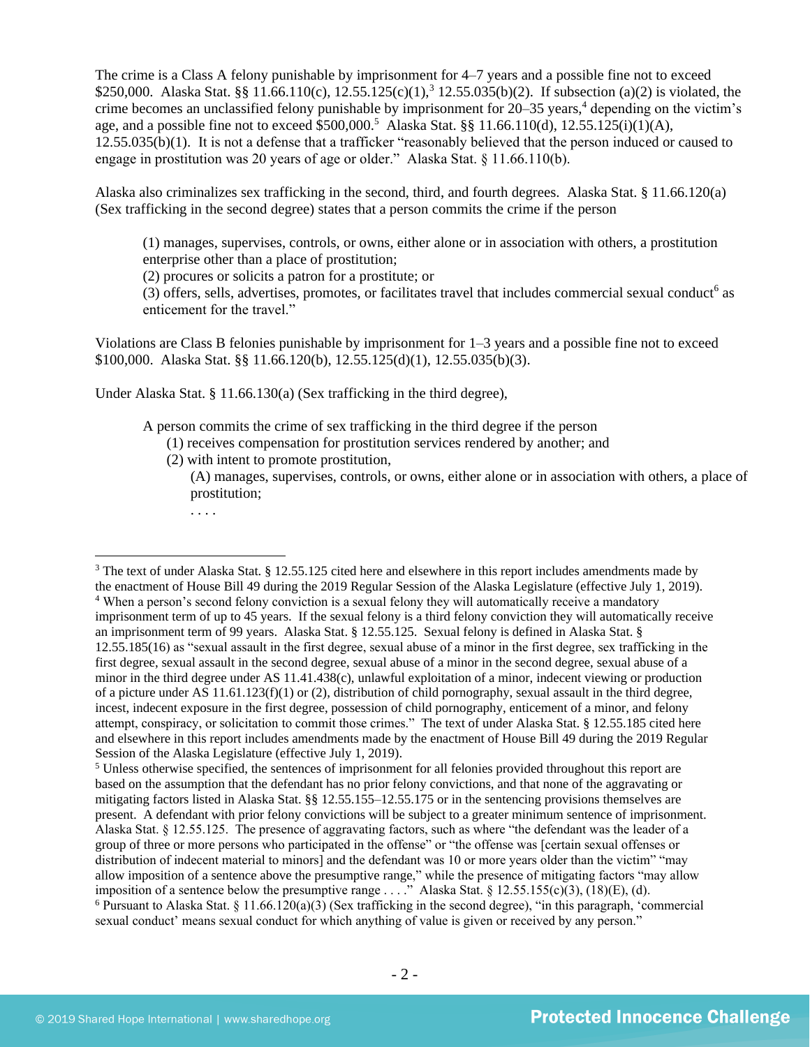The crime is a Class A felony punishable by imprisonment for 4–7 years and a possible fine not to exceed $250,000. Alaska Stat. §§ 11.66.110(c), 12.55.125(c)(1),[3] 12.55.035(b)(2). If subsection (a)(2) is violated, the crime becomes an unclassified felony punishable by imprisonment for 20–35 years,[4] depending on the victim's age, and a possible fine not to exceed $500,000.[5] Alaska Stat. §§ 11.66.110(d), 12.55.125(i)(1)(A), 12.55.035(b)(1). It is not a defense that a trafficker "reasonably believed that the person induced or caused to engage in prostitution was 20 years of age or older." Alaska Stat. § 11.66.110(b).

Alaska also criminalizes sex trafficking in the second, third, and fourth degrees. Alaska Stat. § 11.66.120(a) (Sex trafficking in the second degree) states that a person commits the crime if the person

> (1) manages, supervises, controls, or owns, either alone or in association with others, a prostitution enterprise other than a place of prostitution;
> (2) procures or solicits a patron for a prostitute; or
> (3) offers, sells, advertises, promotes, or facilitates travel that includes commercial sexual conduct[6] as enticement for the travel."

Violations are Class B felonies punishable by imprisonment for 1–3 years and a possible fine not to exceed $100,000. Alaska Stat. §§ 11.66.120(b), 12.55.125(d)(1), 12.55.035(b)(3).

Under Alaska Stat. § 11.66.130(a) (Sex trafficking in the third degree),

> A person commits the crime of sex trafficking in the third degree if the person
> (1) receives compensation for prostitution services rendered by another; and
> (2) with intent to promote prostitution,
> (A) manages, supervises, controls, or owns, either alone or in association with others, a place of prostitution;
> . . . .

---

[3] The text of under Alaska Stat. § 12.55.125 cited here and elsewhere in this report includes amendments made by the enactment of House Bill 49 during the 2019 Regular Session of the Alaska Legislature (effective July 1, 2019).

[4] When a person's second felony conviction is a sexual felony they will automatically receive a mandatory imprisonment term of up to 45 years. If the sexual felony is a third felony conviction they will automatically receive an imprisonment term of 99 years. Alaska Stat. § 12.55.125. Sexual felony is defined in Alaska Stat. § 12.55.185(16) as "sexual assault in the first degree, sexual abuse of a minor in the first degree, sex trafficking in the first degree, sexual assault in the second degree, sexual abuse of a minor in the second degree, sexual abuse of a minor in the third degree under AS 11.41.438(c), unlawful exploitation of a minor, indecent viewing or production of a picture under AS 11.61.123(f)(1) or (2), distribution of child pornography, sexual assault in the third degree, incest, indecent exposure in the first degree, possession of child pornography, enticement of a minor, and felony attempt, conspiracy, or solicitation to commit those crimes." The text of under Alaska Stat. § 12.55.185 cited here and elsewhere in this report includes amendments made by the enactment of House Bill 49 during the 2019 Regular Session of the Alaska Legislature (effective July 1, 2019).

[5] Unless otherwise specified, the sentences of imprisonment for all felonies provided throughout this report are based on the assumption that the defendant has no prior felony convictions, and that none of the aggravating or mitigating factors listed in Alaska Stat. §§ 12.55.155–12.55.175 or in the sentencing provisions themselves are present. A defendant with prior felony convictions will be subject to a greater minimum sentence of imprisonment. Alaska Stat. § 12.55.125. The presence of aggravating factors, such as where "the defendant was the leader of a group of three or more persons who participated in the offense" or "the offense was [certain sexual offenses or distribution of indecent material to minors] and the defendant was 10 or more years older than the victim" "may allow imposition of a sentence above the presumptive range," while the presence of mitigating factors "may allow imposition of a sentence below the presumptive range . . . ." Alaska Stat. § 12.55.155(c)(3), (18)(E), (d).

[6] Pursuant to Alaska Stat. § 11.66.120(a)(3) (Sex trafficking in the second degree), "in this paragraph, 'commercial sexual conduct' means sexual conduct for which anything of value is given or received by any person."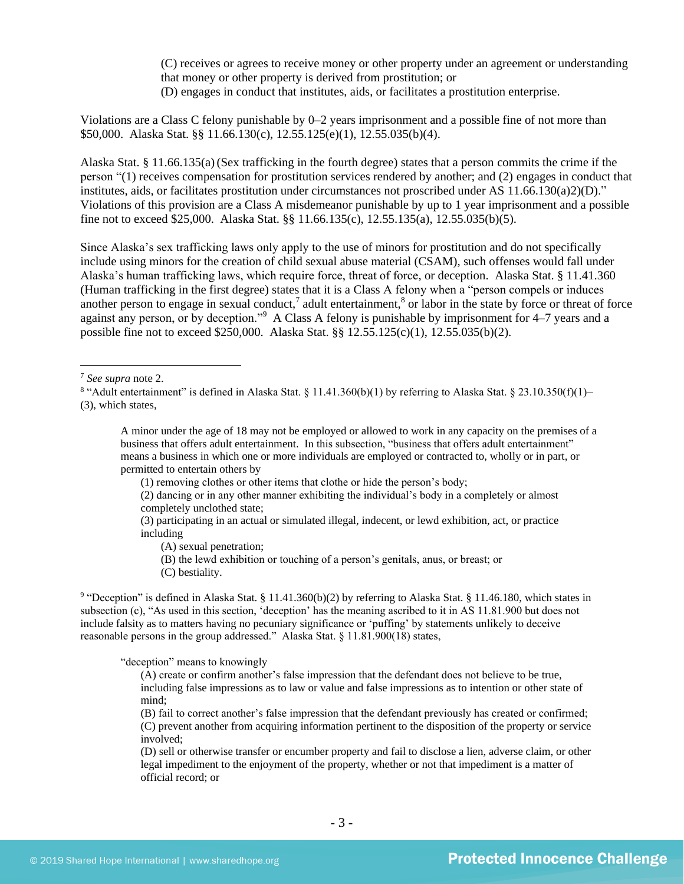(C) receives or agrees to receive money or other property under an agreement or understanding that money or other property is derived from prostitution; or
(D) engages in conduct that institutes, aids, or facilitates a prostitution enterprise.

Violations are a Class C felony punishable by 0–2 years imprisonment and a possible fine of not more than $50,000. Alaska Stat. §§ 11.66.130(c), 12.55.125(e)(1), 12.55.035(b)(4).

Alaska Stat. § 11.66.135(a) (Sex trafficking in the fourth degree) states that a person commits the crime if the person "(1) receives compensation for prostitution services rendered by another; and (2) engages in conduct that institutes, aids, or facilitates prostitution under circumstances not proscribed under AS 11.66.130(a)2)(D)." Violations of this provision are a Class A misdemeanor punishable by up to 1 year imprisonment and a possible fine not to exceed $25,000. Alaska Stat. §§ 11.66.135(c), 12.55.135(a), 12.55.035(b)(5).

Since Alaska's sex trafficking laws only apply to the use of minors for prostitution and do not specifically include using minors for the creation of child sexual abuse material (CSAM), such offenses would fall under Alaska's human trafficking laws, which require force, threat of force, or deception. Alaska Stat. § 11.41.360 (Human trafficking in the first degree) states that it is a Class A felony when a "person compels or induces another person to engage in sexual conduct,[7] adult entertainment,[8] or labor in the state by force or threat of force against any person, or by deception."[9] A Class A felony is punishable by imprisonment for 4–7 years and a possible fine not to exceed $250,000. Alaska Stat. §§ 12.55.125(c)(1), 12.55.035(b)(2).

---

[7] *See supra* note 2.

[8] "Adult entertainment" is defined in Alaska Stat. § 11.41.360(b)(1) by referring to Alaska Stat. § 23.10.350(f)(1)–(3), which states,

> A minor under the age of 18 may not be employed or allowed to work in any capacity on the premises of a business that offers adult entertainment. In this subsection, "business that offers adult entertainment" means a business in which one or more individuals are employed or contracted to, wholly or in part, or permitted to entertain others by
>
> (1) removing clothes or other items that clothe or hide the person's body;
> (2) dancing or in any other manner exhibiting the individual's body in a completely or almost completely unclothed state;
> (3) participating in an actual or simulated illegal, indecent, or lewd exhibition, act, or practice including
> (A) sexual penetration;
> (B) the lewd exhibition or touching of a person's genitals, anus, or breast; or
> (C) bestiality.

[9] "Deception" is defined in Alaska Stat. § 11.41.360(b)(2) by referring to Alaska Stat. § 11.46.180, which states in subsection (c), "As used in this section, 'deception' has the meaning ascribed to it in AS 11.81.900 but does not include falsity as to matters having no pecuniary significance or 'puffing' by statements unlikely to deceive reasonable persons in the group addressed." Alaska Stat. § 11.81.900(18) states,

> "deception" means to knowingly
>
> (A) create or confirm another's false impression that the defendant does not believe to be true, including false impressions as to law or value and false impressions as to intention or other state of mind;
> (B) fail to correct another's false impression that the defendant previously has created or confirmed;
> (C) prevent another from acquiring information pertinent to the disposition of the property or service involved;
> (D) sell or otherwise transfer or encumber property and fail to disclose a lien, adverse claim, or other legal impediment to the enjoyment of the property, whether or not that impediment is a matter of official record; or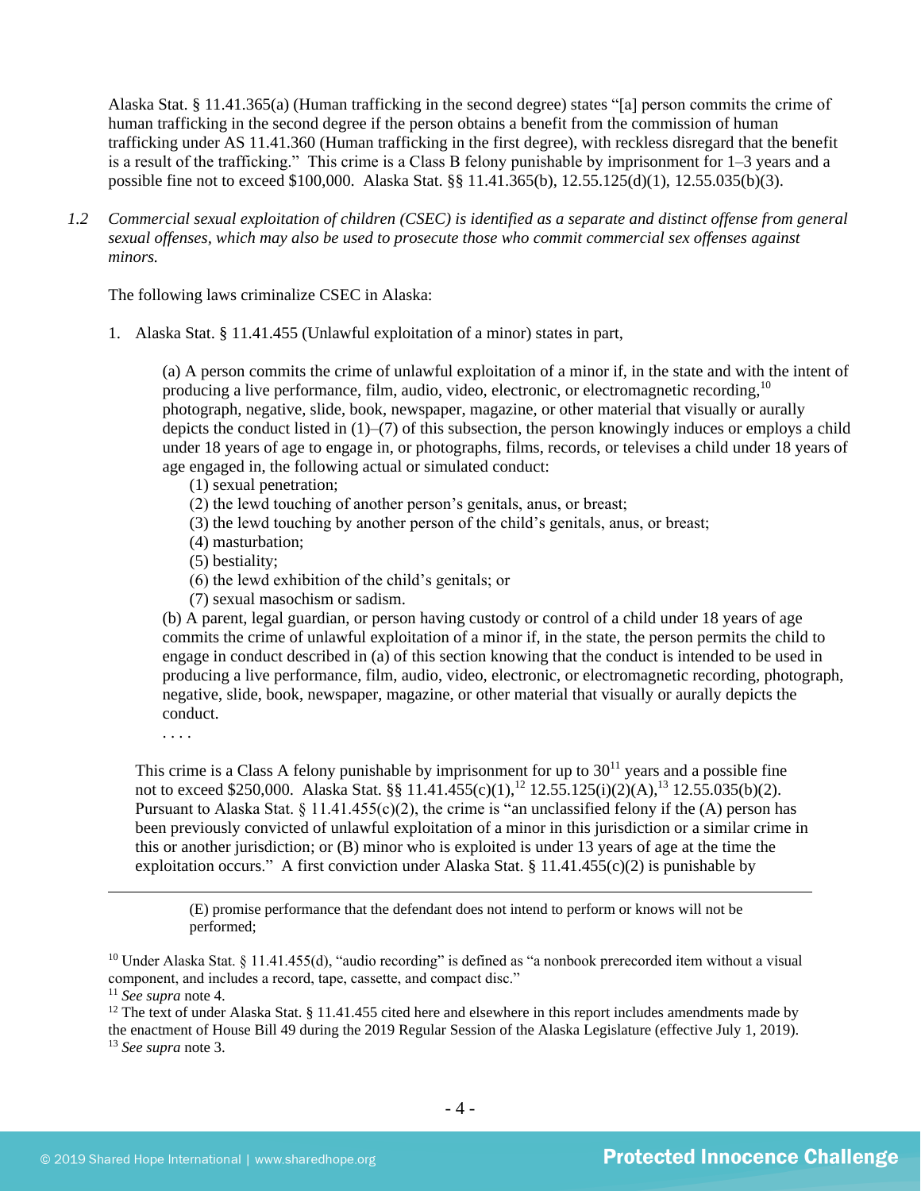Alaska Stat. § 11.41.365(a) (Human trafficking in the second degree) states "[a] person commits the crime of human trafficking in the second degree if the person obtains a benefit from the commission of human trafficking under AS 11.41.360 (Human trafficking in the first degree), with reckless disregard that the benefit is a result of the trafficking." This crime is a Class B felony punishable by imprisonment for 1–3 years and a possible fine not to exceed $100,000. Alaska Stat. §§ 11.41.365(b), 12.55.125(d)(1), 12.55.035(b)(3).

*1.2 Commercial sexual exploitation of children (CSEC) is identified as a separate and distinct offense from general sexual offenses, which may also be used to prosecute those who commit commercial sex offenses against minors.*

The following laws criminalize CSEC in Alaska:

1. Alaska Stat. § 11.41.455 (Unlawful exploitation of a minor) states in part,

> (a) A person commits the crime of unlawful exploitation of a minor if, in the state and with the intent of producing a live performance, film, audio, video, electronic, or electromagnetic recording,[10] photograph, negative, slide, book, newspaper, magazine, or other material that visually or aurally depicts the conduct listed in (1)–(7) of this subsection, the person knowingly induces or employs a child under 18 years of age to engage in, or photographs, films, records, or televises a child under 18 years of age engaged in, the following actual or simulated conduct:
> (1) sexual penetration;
> (2) the lewd touching of another person's genitals, anus, or breast;
> (3) the lewd touching by another person of the child's genitals, anus, or breast;
> (4) masturbation;
> (5) bestiality;
> (6) the lewd exhibition of the child's genitals; or
> (7) sexual masochism or sadism.
> (b) A parent, legal guardian, or person having custody or control of a child under 18 years of age commits the crime of unlawful exploitation of a minor if, in the state, the person permits the child to engage in conduct described in (a) of this section knowing that the conduct is intended to be used in producing a live performance, film, audio, video, electronic, or electromagnetic recording, photograph, negative, slide, book, newspaper, magazine, or other material that visually or aurally depicts the conduct.
> . . . .

This crime is a Class A felony punishable by imprisonment for up to 30[11] years and a possible fine not to exceed $250,000. Alaska Stat. §§ 11.41.455(c)(1),[12] 12.55.125(i)(2)(A),[13] 12.55.035(b)(2). Pursuant to Alaska Stat. § 11.41.455(c)(2), the crime is "an unclassified felony if the (A) person has been previously convicted of unlawful exploitation of a minor in this jurisdiction or a similar crime in this or another jurisdiction; or (B) minor who is exploited is under 13 years of age at the time the exploitation occurs." A first conviction under Alaska Stat. § 11.41.455(c)(2) is punishable by

---

(E) promise performance that the defendant does not intend to perform or knows will not be performed;

[10] Under Alaska Stat. § 11.41.455(d), "audio recording" is defined as "a nonbook prerecorded item without a visual component, and includes a record, tape, cassette, and compact disc."
[11] *See supra* note 4.
[12] The text of under Alaska Stat. § 11.41.455 cited here and elsewhere in this report includes amendments made by the enactment of House Bill 49 during the 2019 Regular Session of the Alaska Legislature (effective July 1, 2019).
[13] *See supra* note 3.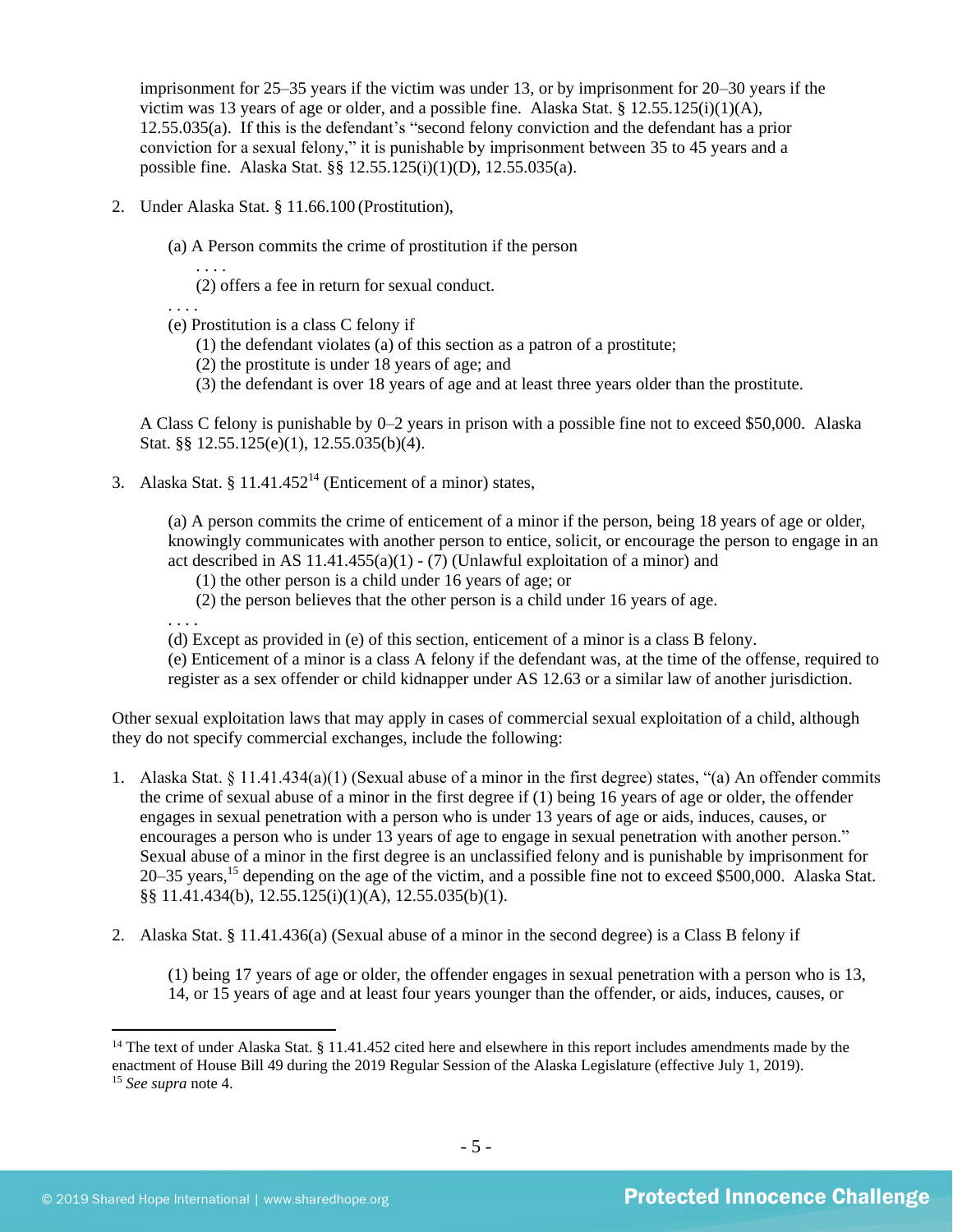imprisonment for 25–35 years if the victim was under 13, or by imprisonment for 20–30 years if the victim was 13 years of age or older, and a possible fine. Alaska Stat. § 12.55.125(i)(1)(A), 12.55.035(a). If this is the defendant's "second felony conviction and the defendant has a prior conviction for a sexual felony," it is punishable by imprisonment between 35 to 45 years and a possible fine. Alaska Stat. §§ 12.55.125(i)(1)(D), 12.55.035(a).

2. Under Alaska Stat. § 11.66.100 (Prostitution),

   (a) A Person commits the crime of prostitution if the person
   
   . . . .
   
   (2) offers a fee in return for sexual conduct.
   
   . . . .
   
   (e) Prostitution is a class C felony if
   
   (1) the defendant violates (a) of this section as a patron of a prostitute;
   
   (2) the prostitute is under 18 years of age; and
   
   (3) the defendant is over 18 years of age and at least three years older than the prostitute.

   A Class C felony is punishable by 0–2 years in prison with a possible fine not to exceed $50,000. Alaska Stat. §§ 12.55.125(e)(1), 12.55.035(b)(4).

3. Alaska Stat. § 11.41.452[14] (Enticement of a minor) states,

   (a) A person commits the crime of enticement of a minor if the person, being 18 years of age or older, knowingly communicates with another person to entice, solicit, or encourage the person to engage in an act described in AS 11.41.455(a)(1) - (7) (Unlawful exploitation of a minor) and
   
   (1) the other person is a child under 16 years of age; or
   
   (2) the person believes that the other person is a child under 16 years of age.
   
   . . . .
   
   (d) Except as provided in (e) of this section, enticement of a minor is a class B felony.
   
   (e) Enticement of a minor is a class A felony if the defendant was, at the time of the offense, required to register as a sex offender or child kidnapper under AS 12.63 or a similar law of another jurisdiction.

Other sexual exploitation laws that may apply in cases of commercial sexual exploitation of a child, although they do not specify commercial exchanges, include the following:

1. Alaska Stat. § 11.41.434(a)(1) (Sexual abuse of a minor in the first degree) states, "(a) An offender commits the crime of sexual abuse of a minor in the first degree if (1) being 16 years of age or older, the offender engages in sexual penetration with a person who is under 13 years of age or aids, induces, causes, or encourages a person who is under 13 years of age to engage in sexual penetration with another person." Sexual abuse of a minor in the first degree is an unclassified felony and is punishable by imprisonment for 20–35 years,[15] depending on the age of the victim, and a possible fine not to exceed $500,000. Alaska Stat. §§ 11.41.434(b), 12.55.125(i)(1)(A), 12.55.035(b)(1).

2. Alaska Stat. § 11.41.436(a) (Sexual abuse of a minor in the second degree) is a Class B felony if

   (1) being 17 years of age or older, the offender engages in sexual penetration with a person who is 13, 14, or 15 years of age and at least four years younger than the offender, or aids, induces, causes, or

---

[14] The text of under Alaska Stat. § 11.41.452 cited here and elsewhere in this report includes amendments made by the enactment of House Bill 49 during the 2019 Regular Session of the Alaska Legislature (effective July 1, 2019).

[15] *See supra* note 4.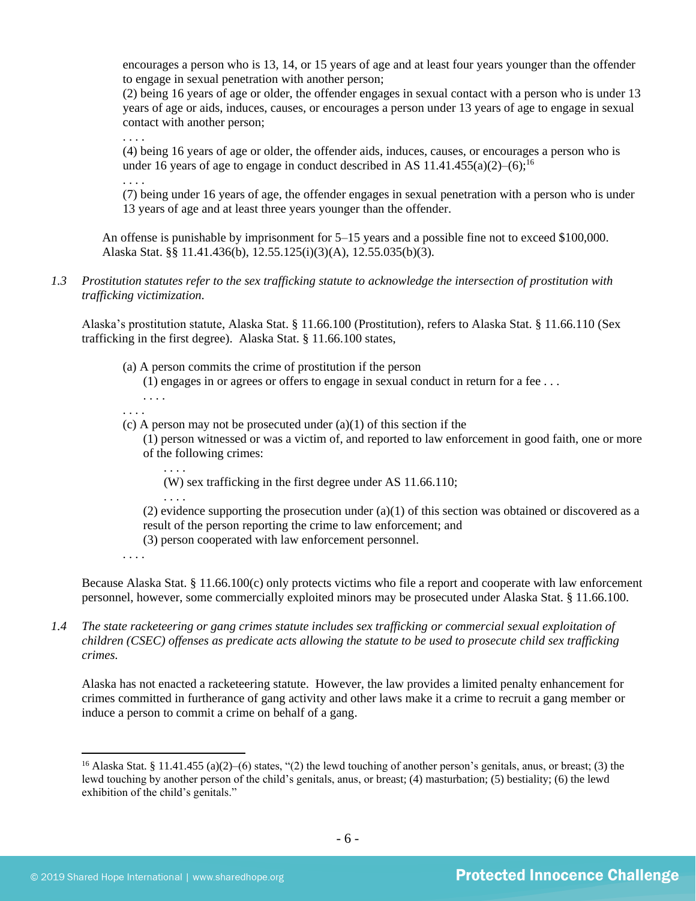encourages a person who is 13, 14, or 15 years of age and at least four years younger than the offender to engage in sexual penetration with another person;

(2) being 16 years of age or older, the offender engages in sexual contact with a person who is under 13 years of age or aids, induces, causes, or encourages a person under 13 years of age to engage in sexual contact with another person;

. . . .

(4) being 16 years of age or older, the offender aids, induces, causes, or encourages a person who is under 16 years of age to engage in conduct described in AS 11.41.455(a)(2)–(6);[16]

. . . .

(7) being under 16 years of age, the offender engages in sexual penetration with a person who is under 13 years of age and at least three years younger than the offender.

An offense is punishable by imprisonment for 5–15 years and a possible fine not to exceed $100,000. Alaska Stat. §§ 11.41.436(b), 12.55.125(i)(3)(A), 12.55.035(b)(3).

1.3 *Prostitution statutes refer to the sex trafficking statute to acknowledge the intersection of prostitution with trafficking victimization.*

Alaska's prostitution statute, Alaska Stat. § 11.66.100 (Prostitution), refers to Alaska Stat. § 11.66.110 (Sex trafficking in the first degree). Alaska Stat. § 11.66.100 states,

> (a) A person commits the crime of prostitution if the person
>
> (1) engages in or agrees or offers to engage in sexual conduct in return for a fee . . .
>
> . . . .
>
> . . . .
>
> (c) A person may not be prosecuted under (a)(1) of this section if the
>
> (1) person witnessed or was a victim of, and reported to law enforcement in good faith, one or more of the following crimes:
>
> . . . .
>
> (W) sex trafficking in the first degree under AS 11.66.110;
>
> . . . .
>
> (2) evidence supporting the prosecution under (a)(1) of this section was obtained or discovered as a result of the person reporting the crime to law enforcement; and
>
> (3) person cooperated with law enforcement personnel.
>
> . . . .

Because Alaska Stat. § 11.66.100(c) only protects victims who file a report and cooperate with law enforcement personnel, however, some commercially exploited minors may be prosecuted under Alaska Stat. § 11.66.100.

1.4 *The state racketeering or gang crimes statute includes sex trafficking or commercial sexual exploitation of children (CSEC) offenses as predicate acts allowing the statute to be used to prosecute child sex trafficking crimes.*

Alaska has not enacted a racketeering statute. However, the law provides a limited penalty enhancement for crimes committed in furtherance of gang activity and other laws make it a crime to recruit a gang member or induce a person to commit a crime on behalf of a gang.

---

[16] Alaska Stat. § 11.41.455 (a)(2)–(6) states, "(2) the lewd touching of another person's genitals, anus, or breast; (3) the lewd touching by another person of the child's genitals, anus, or breast; (4) masturbation; (5) bestiality; (6) the lewd exhibition of the child's genitals."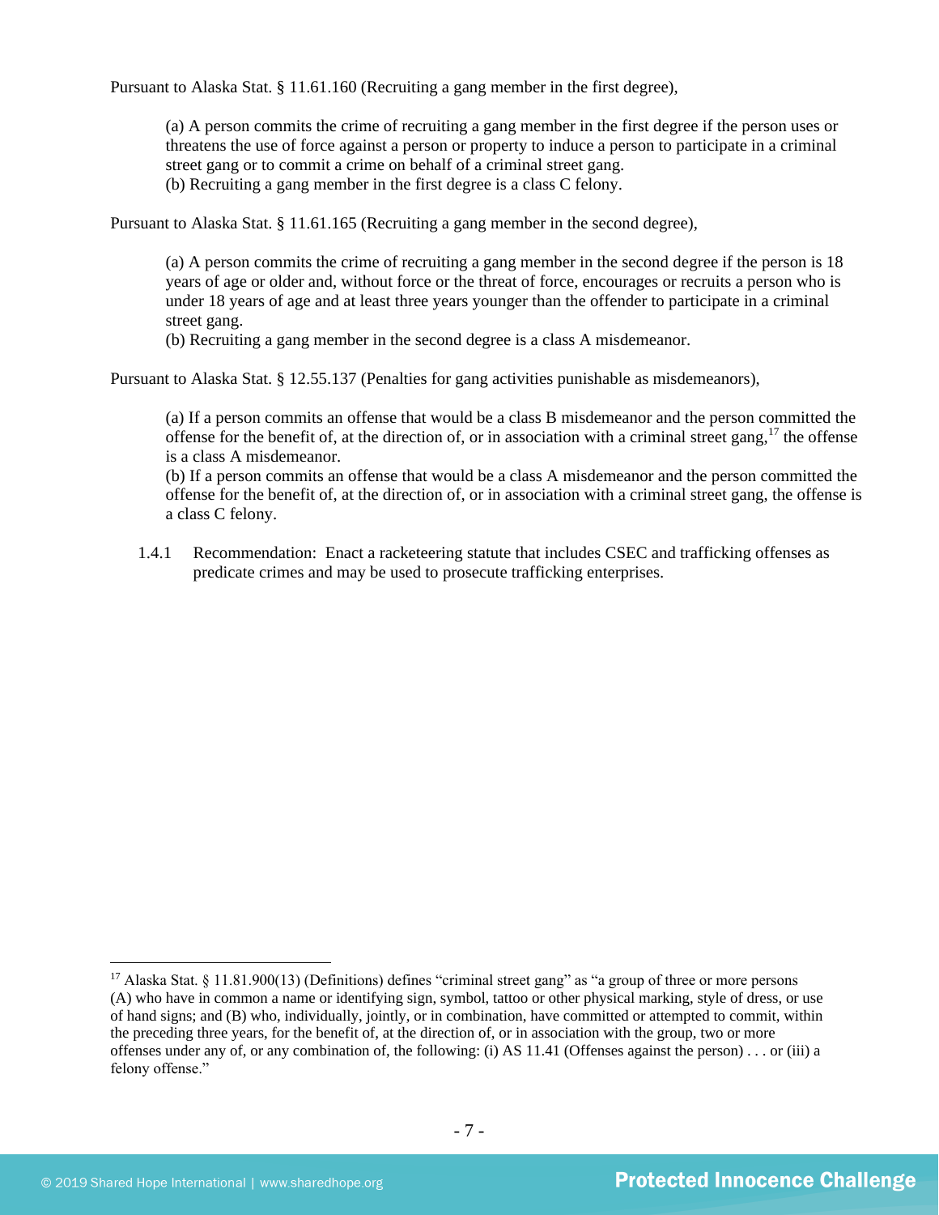Pursuant to Alaska Stat. § 11.61.160 (Recruiting a gang member in the first degree),

> (a) A person commits the crime of recruiting a gang member in the first degree if the person uses or threatens the use of force against a person or property to induce a person to participate in a criminal street gang or to commit a crime on behalf of a criminal street gang.
> (b) Recruiting a gang member in the first degree is a class C felony.

Pursuant to Alaska Stat. § 11.61.165 (Recruiting a gang member in the second degree),

> (a) A person commits the crime of recruiting a gang member in the second degree if the person is 18 years of age or older and, without force or the threat of force, encourages or recruits a person who is under 18 years of age and at least three years younger than the offender to participate in a criminal street gang.
> (b) Recruiting a gang member in the second degree is a class A misdemeanor.

Pursuant to Alaska Stat. § 12.55.137 (Penalties for gang activities punishable as misdemeanors),

> (a) If a person commits an offense that would be a class B misdemeanor and the person committed the offense for the benefit of, at the direction of, or in association with a criminal street gang,[17] the offense is a class A misdemeanor.
> (b) If a person commits an offense that would be a class A misdemeanor and the person committed the offense for the benefit of, at the direction of, or in association with a criminal street gang, the offense is a class C felony.

1.4.1 Recommendation: Enact a racketeering statute that includes CSEC and trafficking offenses as predicate crimes and may be used to prosecute trafficking enterprises.

---

[17] Alaska Stat. § 11.81.900(13) (Definitions) defines "criminal street gang" as "a group of three or more persons (A) who have in common a name or identifying sign, symbol, tattoo or other physical marking, style of dress, or use of hand signs; and (B) who, individually, jointly, or in combination, have committed or attempted to commit, within the preceding three years, for the benefit of, at the direction of, or in association with the group, two or more offenses under any of, or any combination of, the following: (i) AS 11.41 (Offenses against the person) . . . or (iii) a felony offense."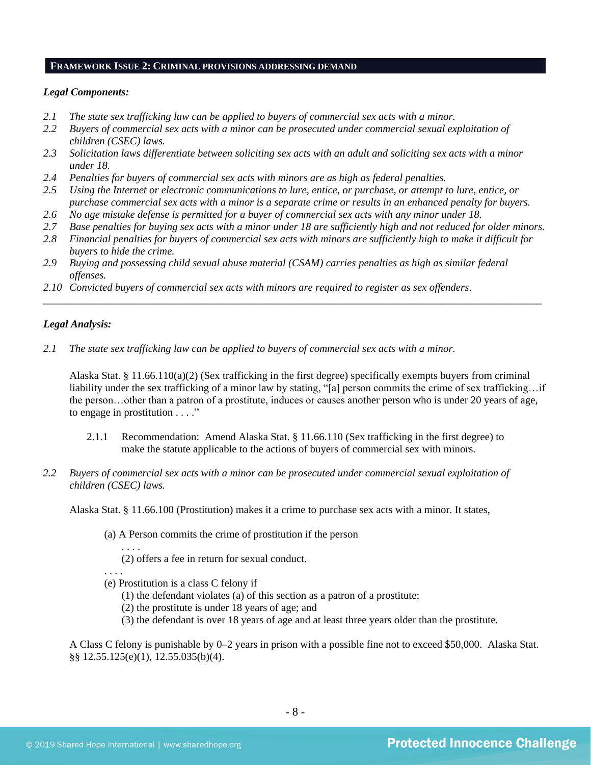## FRAMEWORK ISSUE 2: CRIMINAL PROVISIONS ADDRESSING DEMAND

***Legal Components:***

*2.1 The state sex trafficking law can be applied to buyers of commercial sex acts with a minor.*
*2.2 Buyers of commercial sex acts with a minor can be prosecuted under commercial sexual exploitation of children (CSEC) laws.*
*2.3 Solicitation laws differentiate between soliciting sex acts with an adult and soliciting sex acts with a minor under 18.*
*2.4 Penalties for buyers of commercial sex acts with minors are as high as federal penalties.*
*2.5 Using the Internet or electronic communications to lure, entice, or purchase, or attempt to lure, entice, or purchase commercial sex acts with a minor is a separate crime or results in an enhanced penalty for buyers.*
*2.6 No age mistake defense is permitted for a buyer of commercial sex acts with any minor under 18.*
*2.7 Base penalties for buying sex acts with a minor under 18 are sufficiently high and not reduced for older minors.*
*2.8 Financial penalties for buyers of commercial sex acts with minors are sufficiently high to make it difficult for buyers to hide the crime.*
*2.9 Buying and possessing child sexual abuse material (CSAM) carries penalties as high as similar federal offenses.*
*2.10 Convicted buyers of commercial sex acts with minors are required to register as sex offenders.*

---

***Legal Analysis:***

*2.1 The state sex trafficking law can be applied to buyers of commercial sex acts with a minor.*

Alaska Stat. § 11.66.110(a)(2) (Sex trafficking in the first degree) specifically exempts buyers from criminal liability under the sex trafficking of a minor law by stating, "[a] person commits the crime of sex trafficking…if the person…other than a patron of a prostitute, induces or causes another person who is under 20 years of age, to engage in prostitution . . . ."

2.1.1 Recommendation: Amend Alaska Stat. § 11.66.110 (Sex trafficking in the first degree) to make the statute applicable to the actions of buyers of commercial sex with minors.

*2.2 Buyers of commercial sex acts with a minor can be prosecuted under commercial sexual exploitation of children (CSEC) laws.*

Alaska Stat. § 11.66.100 (Prostitution) makes it a crime to purchase sex acts with a minor. It states,

> (a) A Person commits the crime of prostitution if the person
> . . . .
> (2) offers a fee in return for sexual conduct.
> . . . .
> (e) Prostitution is a class C felony if
> (1) the defendant violates (a) of this section as a patron of a prostitute;
> (2) the prostitute is under 18 years of age; and
> (3) the defendant is over 18 years of age and at least three years older than the prostitute.

A Class C felony is punishable by 0–2 years in prison with a possible fine not to exceed $50,000. Alaska Stat. §§ 12.55.125(e)(1), 12.55.035(b)(4).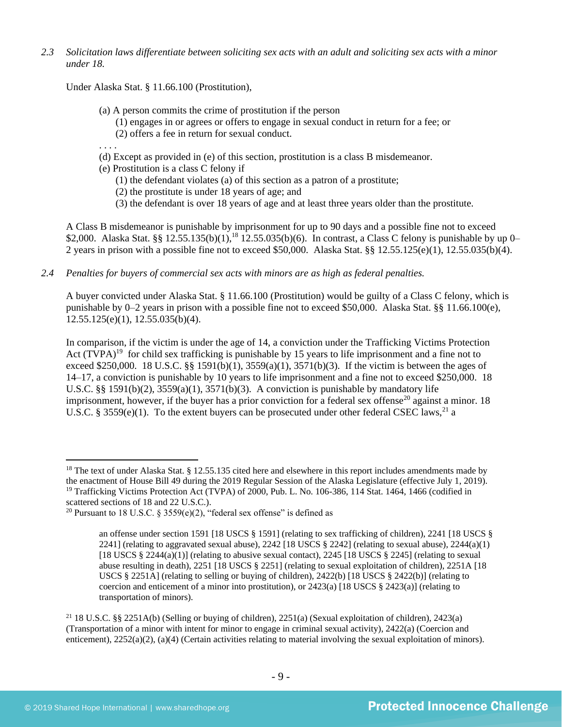*2.3 Solicitation laws differentiate between soliciting sex acts with an adult and soliciting sex acts with a minor under 18.*

Under Alaska Stat. § 11.66.100 (Prostitution),

> (a) A person commits the crime of prostitution if the person
> (1) engages in or agrees or offers to engage in sexual conduct in return for a fee; or
> (2) offers a fee in return for sexual conduct.
>
> . . . .
>
> (d) Except as provided in (e) of this section, prostitution is a class B misdemeanor.
> (e) Prostitution is a class C felony if
> (1) the defendant violates (a) of this section as a patron of a prostitute;
> (2) the prostitute is under 18 years of age; and
> (3) the defendant is over 18 years of age and at least three years older than the prostitute.

A Class B misdemeanor is punishable by imprisonment for up to 90 days and a possible fine not to exceed $2,000. Alaska Stat. §§ 12.55.135(b)(1),[18] 12.55.035(b)(6). In contrast, a Class C felony is punishable by up 0–2 years in prison with a possible fine not to exceed $50,000. Alaska Stat. §§ 12.55.125(e)(1), 12.55.035(b)(4).

*2.4 Penalties for buyers of commercial sex acts with minors are as high as federal penalties.*

A buyer convicted under Alaska Stat. § 11.66.100 (Prostitution) would be guilty of a Class C felony, which is punishable by 0–2 years in prison with a possible fine not to exceed $50,000. Alaska Stat. §§ 11.66.100(e), 12.55.125(e)(1), 12.55.035(b)(4).

In comparison, if the victim is under the age of 14, a conviction under the Trafficking Victims Protection Act (TVPA)[19] for child sex trafficking is punishable by 15 years to life imprisonment and a fine not to exceed $250,000. 18 U.S.C. §§ 1591(b)(1), 3559(a)(1), 3571(b)(3). If the victim is between the ages of 14–17, a conviction is punishable by 10 years to life imprisonment and a fine not to exceed $250,000. 18 U.S.C. §§ 1591(b)(2), 3559(a)(1), 3571(b)(3). A conviction is punishable by mandatory life imprisonment, however, if the buyer has a prior conviction for a federal sex offense[20] against a minor. 18 U.S.C. § 3559(e)(1). To the extent buyers can be prosecuted under other federal CSEC laws,[21] a

---

[18] The text of under Alaska Stat. § 12.55.135 cited here and elsewhere in this report includes amendments made by the enactment of House Bill 49 during the 2019 Regular Session of the Alaska Legislature (effective July 1, 2019).

[19] Trafficking Victims Protection Act (TVPA) of 2000, Pub. L. No. 106-386, 114 Stat. 1464, 1466 (codified in scattered sections of 18 and 22 U.S.C.).

[20] Pursuant to 18 U.S.C. § 3559(e)(2), "federal sex offense" is defined as

> an offense under section 1591 [18 USCS § 1591] (relating to sex trafficking of children), 2241 [18 USCS § 2241] (relating to aggravated sexual abuse), 2242 [18 USCS § 2242] (relating to sexual abuse), 2244(a)(1) [18 USCS § 2244(a)(1)] (relating to abusive sexual contact), 2245 [18 USCS § 2245] (relating to sexual abuse resulting in death), 2251 [18 USCS § 2251] (relating to sexual exploitation of children), 2251A [18 USCS § 2251A] (relating to selling or buying of children), 2422(b) [18 USCS § 2422(b)] (relating to coercion and enticement of a minor into prostitution), or 2423(a) [18 USCS § 2423(a)] (relating to transportation of minors).

[21] 18 U.S.C. §§ 2251A(b) (Selling or buying of children), 2251(a) (Sexual exploitation of children), 2423(a) (Transportation of a minor with intent for minor to engage in criminal sexual activity), 2422(a) (Coercion and enticement), 2252(a)(2), (a)(4) (Certain activities relating to material involving the sexual exploitation of minors).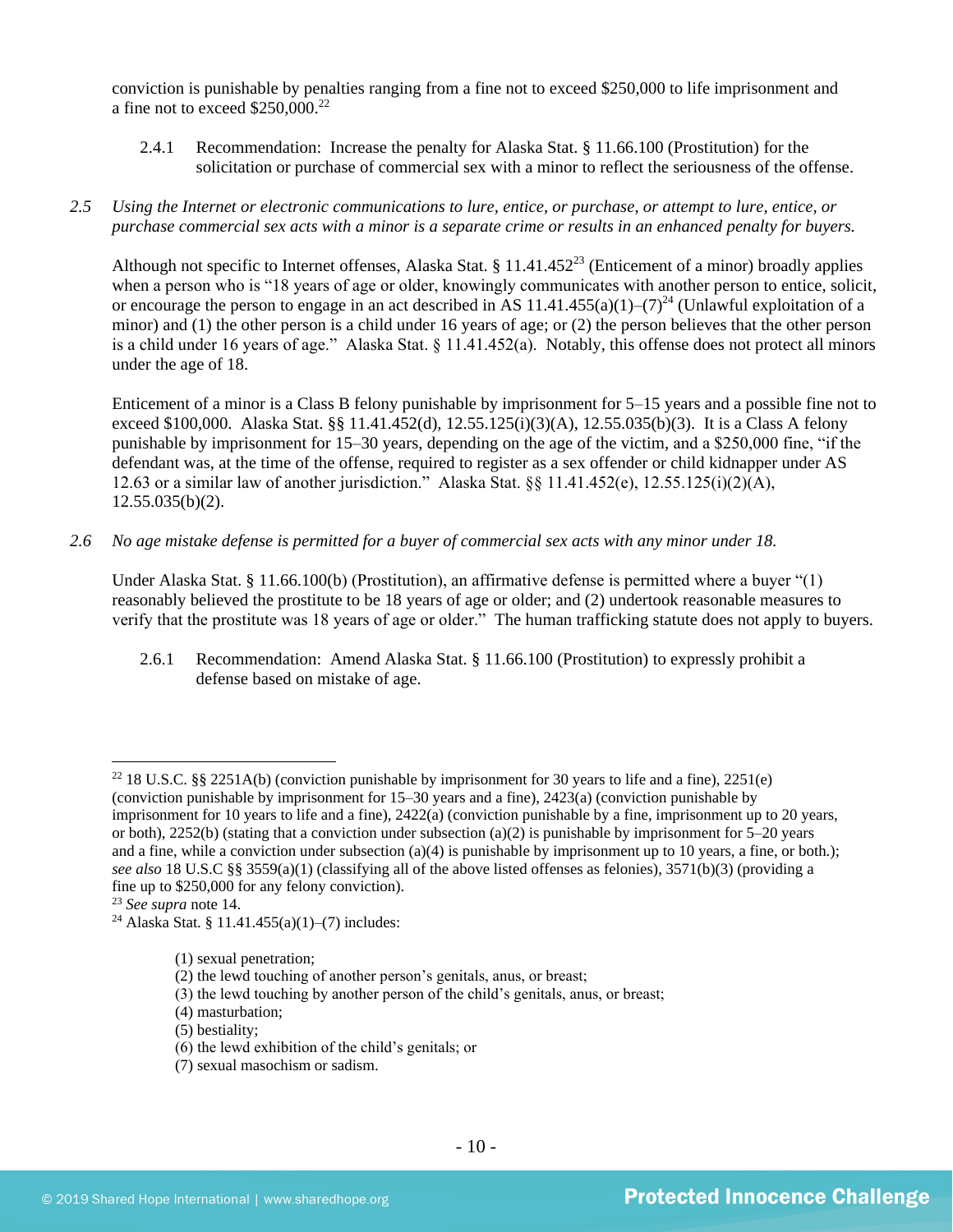conviction is punishable by penalties ranging from a fine not to exceed $250,000 to life imprisonment and a fine not to exceed $250,000.[22]

2.4.1 Recommendation: Increase the penalty for Alaska Stat. § 11.66.100 (Prostitution) for the solicitation or purchase of commercial sex with a minor to reflect the seriousness of the offense.

*2.5 Using the Internet or electronic communications to lure, entice, or purchase, or attempt to lure, entice, or purchase commercial sex acts with a minor is a separate crime or results in an enhanced penalty for buyers.*

Although not specific to Internet offenses, Alaska Stat. § 11.41.452[23] (Enticement of a minor) broadly applies when a person who is "18 years of age or older, knowingly communicates with another person to entice, solicit, or encourage the person to engage in an act described in AS 11.41.455(a)(1)–(7)[24] (Unlawful exploitation of a minor) and (1) the other person is a child under 16 years of age; or (2) the person believes that the other person is a child under 16 years of age." Alaska Stat. § 11.41.452(a). Notably, this offense does not protect all minors under the age of 18.

Enticement of a minor is a Class B felony punishable by imprisonment for 5–15 years and a possible fine not to exceed $100,000. Alaska Stat. §§ 11.41.452(d), 12.55.125(i)(3)(A), 12.55.035(b)(3). It is a Class A felony punishable by imprisonment for 15–30 years, depending on the age of the victim, and a $250,000 fine, "if the defendant was, at the time of the offense, required to register as a sex offender or child kidnapper under AS 12.63 or a similar law of another jurisdiction." Alaska Stat. §§ 11.41.452(e), 12.55.125(i)(2)(A), 12.55.035(b)(2).

*2.6 No age mistake defense is permitted for a buyer of commercial sex acts with any minor under 18.*

Under Alaska Stat. § 11.66.100(b) (Prostitution), an affirmative defense is permitted where a buyer "(1) reasonably believed the prostitute to be 18 years of age or older; and (2) undertook reasonable measures to verify that the prostitute was 18 years of age or older." The human trafficking statute does not apply to buyers.

2.6.1 Recommendation: Amend Alaska Stat. § 11.66.100 (Prostitution) to expressly prohibit a defense based on mistake of age.

---

[22] 18 U.S.C. §§ 2251A(b) (conviction punishable by imprisonment for 30 years to life and a fine), 2251(e) (conviction punishable by imprisonment for 15–30 years and a fine), 2423(a) (conviction punishable by imprisonment for 10 years to life and a fine), 2422(a) (conviction punishable by a fine, imprisonment up to 20 years, or both), 2252(b) (stating that a conviction under subsection (a)(2) is punishable by imprisonment for 5–20 years and a fine, while a conviction under subsection (a)(4) is punishable by imprisonment up to 10 years, a fine, or both.); *see also* 18 U.S.C §§ 3559(a)(1) (classifying all of the above listed offenses as felonies), 3571(b)(3) (providing a fine up to $250,000 for any felony conviction).

[23] *See supra* note 14.

[24] Alaska Stat. § 11.41.455(a)(1)–(7) includes:

(1) sexual penetration;
(2) the lewd touching of another person's genitals, anus, or breast;
(3) the lewd touching by another person of the child's genitals, anus, or breast;
(4) masturbation;
(5) bestiality;
(6) the lewd exhibition of the child's genitals; or
(7) sexual masochism or sadism.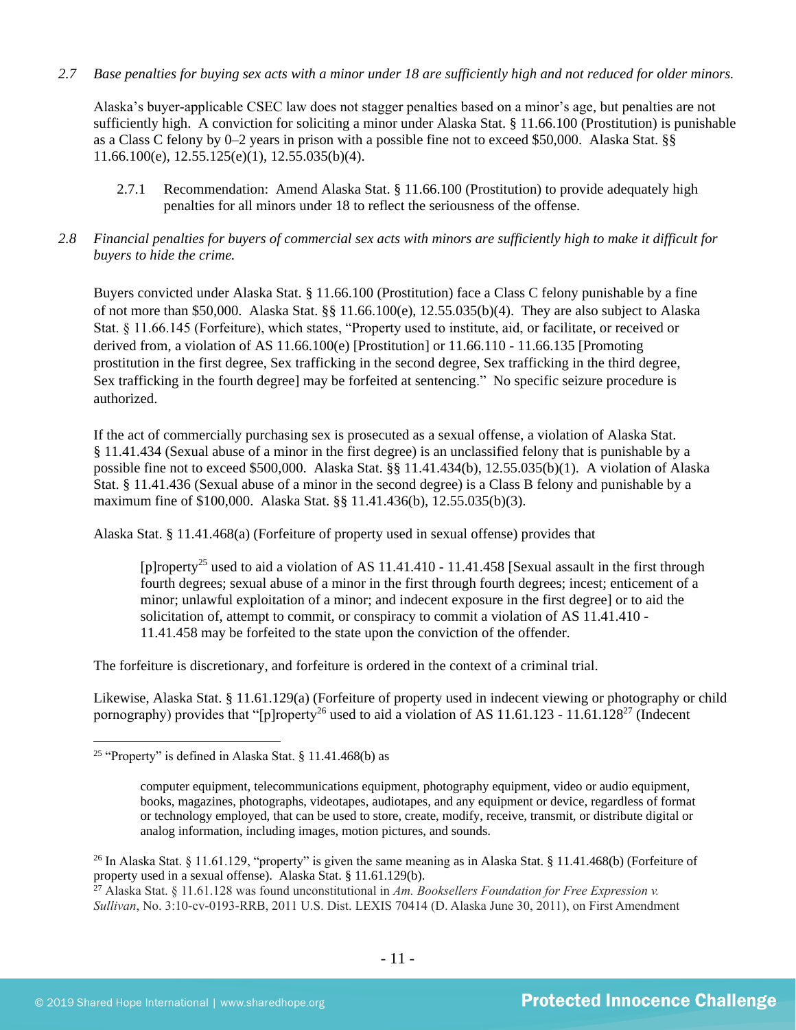*2.7 Base penalties for buying sex acts with a minor under 18 are sufficiently high and not reduced for older minors.*

Alaska's buyer-applicable CSEC law does not stagger penalties based on a minor's age, but penalties are not sufficiently high. A conviction for soliciting a minor under Alaska Stat. § 11.66.100 (Prostitution) is punishable as a Class C felony by 0–2 years in prison with a possible fine not to exceed $50,000. Alaska Stat. §§ 11.66.100(e), 12.55.125(e)(1), 12.55.035(b)(4).

2.7.1 Recommendation: Amend Alaska Stat. § 11.66.100 (Prostitution) to provide adequately high penalties for all minors under 18 to reflect the seriousness of the offense.

*2.8 Financial penalties for buyers of commercial sex acts with minors are sufficiently high to make it difficult for buyers to hide the crime.*

Buyers convicted under Alaska Stat. § 11.66.100 (Prostitution) face a Class C felony punishable by a fine of not more than $50,000. Alaska Stat. §§ 11.66.100(e), 12.55.035(b)(4). They are also subject to Alaska Stat. § 11.66.145 (Forfeiture), which states, "Property used to institute, aid, or facilitate, or received or derived from, a violation of AS 11.66.100(e) [Prostitution] or 11.66.110 - 11.66.135 [Promoting prostitution in the first degree, Sex trafficking in the second degree, Sex trafficking in the third degree, Sex trafficking in the fourth degree] may be forfeited at sentencing." No specific seizure procedure is authorized.

If the act of commercially purchasing sex is prosecuted as a sexual offense, a violation of Alaska Stat. § 11.41.434 (Sexual abuse of a minor in the first degree) is an unclassified felony that is punishable by a possible fine not to exceed $500,000. Alaska Stat. §§ 11.41.434(b), 12.55.035(b)(1). A violation of Alaska Stat. § 11.41.436 (Sexual abuse of a minor in the second degree) is a Class B felony and punishable by a maximum fine of $100,000. Alaska Stat. §§ 11.41.436(b), 12.55.035(b)(3).

Alaska Stat. § 11.41.468(a) (Forfeiture of property used in sexual offense) provides that

> [p]roperty[25] used to aid a violation of AS 11.41.410 - 11.41.458 [Sexual assault in the first through fourth degrees; sexual abuse of a minor in the first through fourth degrees; incest; enticement of a minor; unlawful exploitation of a minor; and indecent exposure in the first degree] or to aid the solicitation of, attempt to commit, or conspiracy to commit a violation of AS 11.41.410 - 11.41.458 may be forfeited to the state upon the conviction of the offender.

The forfeiture is discretionary, and forfeiture is ordered in the context of a criminal trial.

Likewise, Alaska Stat. § 11.61.129(a) (Forfeiture of property used in indecent viewing or photography or child pornography) provides that "[p]roperty[26] used to aid a violation of AS 11.61.123 - 11.61.128[27] (Indecent

---

[25] "Property" is defined in Alaska Stat. § 11.41.468(b) as

> computer equipment, telecommunications equipment, photography equipment, video or audio equipment, books, magazines, photographs, videotapes, audiotapes, and any equipment or device, regardless of format or technology employed, that can be used to store, create, modify, receive, transmit, or distribute digital or analog information, including images, motion pictures, and sounds.

[26] In Alaska Stat. § 11.61.129, "property" is given the same meaning as in Alaska Stat. § 11.41.468(b) (Forfeiture of property used in a sexual offense). Alaska Stat. § 11.61.129(b).

[27] Alaska Stat. § 11.61.128 was found unconstitutional in *Am. Booksellers Foundation for Free Expression v. Sullivan*, No. 3:10-cv-0193-RRB, 2011 U.S. Dist. LEXIS 70414 (D. Alaska June 30, 2011), on First Amendment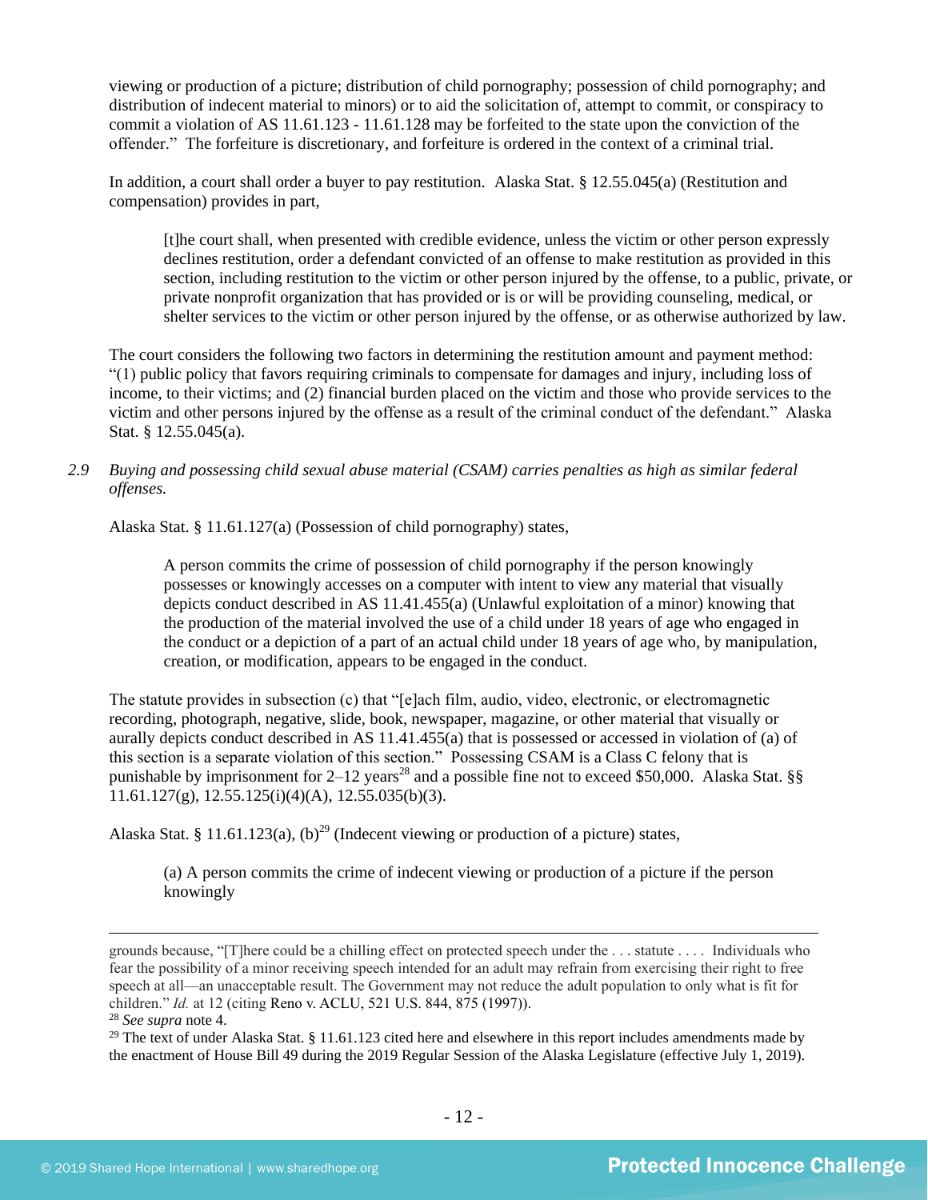viewing or production of a picture; distribution of child pornography; possession of child pornography; and distribution of indecent material to minors) or to aid the solicitation of, attempt to commit, or conspiracy to commit a violation of AS 11.61.123 - 11.61.128 may be forfeited to the state upon the conviction of the offender." The forfeiture is discretionary, and forfeiture is ordered in the context of a criminal trial.

In addition, a court shall order a buyer to pay restitution. Alaska Stat. § 12.55.045(a) (Restitution and compensation) provides in part,

> [t]he court shall, when presented with credible evidence, unless the victim or other person expressly declines restitution, order a defendant convicted of an offense to make restitution as provided in this section, including restitution to the victim or other person injured by the offense, to a public, private, or private nonprofit organization that has provided or is or will be providing counseling, medical, or shelter services to the victim or other person injured by the offense, or as otherwise authorized by law.

The court considers the following two factors in determining the restitution amount and payment method: "(1) public policy that favors requiring criminals to compensate for damages and injury, including loss of income, to their victims; and (2) financial burden placed on the victim and those who provide services to the victim and other persons injured by the offense as a result of the criminal conduct of the defendant." Alaska Stat. § 12.55.045(a).

*2.9 Buying and possessing child sexual abuse material (CSAM) carries penalties as high as similar federal offenses.*

Alaska Stat. § 11.61.127(a) (Possession of child pornography) states,

> A person commits the crime of possession of child pornography if the person knowingly possesses or knowingly accesses on a computer with intent to view any material that visually depicts conduct described in AS 11.41.455(a) (Unlawful exploitation of a minor) knowing that the production of the material involved the use of a child under 18 years of age who engaged in the conduct or a depiction of a part of an actual child under 18 years of age who, by manipulation, creation, or modification, appears to be engaged in the conduct.

The statute provides in subsection (c) that "[e]ach film, audio, video, electronic, or electromagnetic recording, photograph, negative, slide, book, newspaper, magazine, or other material that visually or aurally depicts conduct described in AS 11.41.455(a) that is possessed or accessed in violation of (a) of this section is a separate violation of this section." Possessing CSAM is a Class C felony that is punishable by imprisonment for 2–12 years[28] and a possible fine not to exceed $50,000. Alaska Stat. §§ 11.61.127(g), 12.55.125(i)(4)(A), 12.55.035(b)(3).

Alaska Stat. § 11.61.123(a), (b)[29] (Indecent viewing or production of a picture) states,

> (a) A person commits the crime of indecent viewing or production of a picture if the person knowingly

---

grounds because, "[T]here could be a chilling effect on protected speech under the . . . statute . . . . Individuals who fear the possibility of a minor receiving speech intended for an adult may refrain from exercising their right to free speech at all—an unacceptable result. The Government may not reduce the adult population to only what is fit for children." *Id.* at 12 (citing Reno v. ACLU, 521 U.S. 844, 875 (1997)).

[28] *See supra* note 4.

[29] The text of under Alaska Stat. § 11.61.123 cited here and elsewhere in this report includes amendments made by the enactment of House Bill 49 during the 2019 Regular Session of the Alaska Legislature (effective July 1, 2019).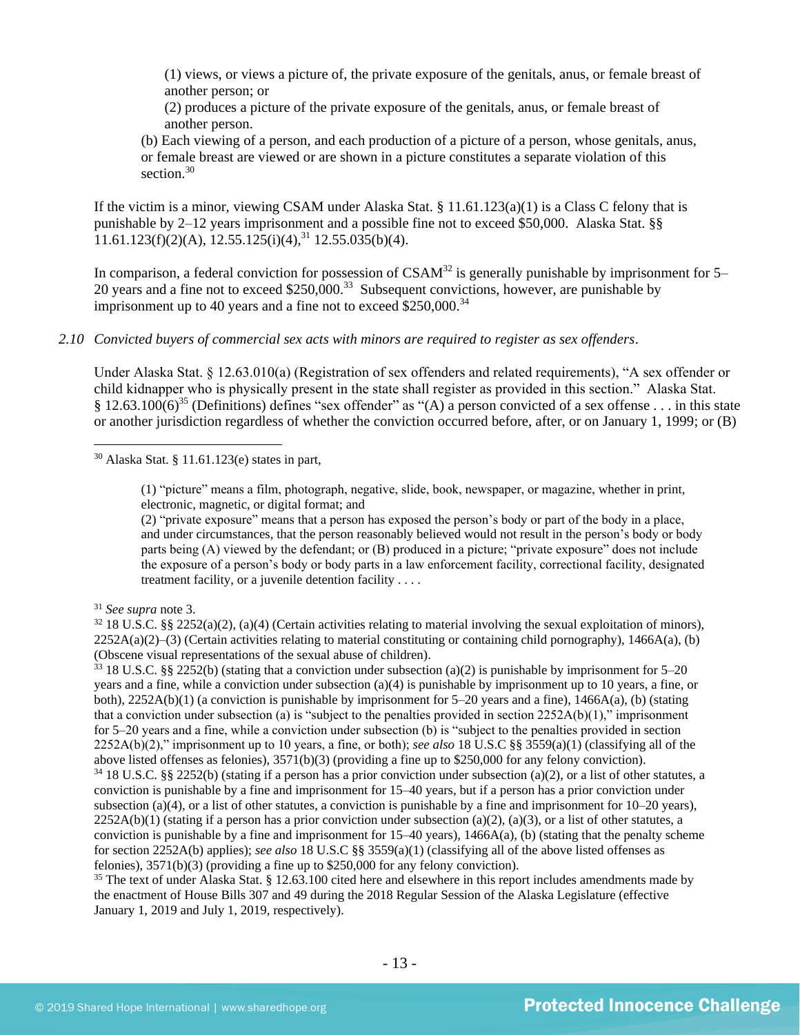> (1) views, or views a picture of, the private exposure of the genitals, anus, or female breast of another person; or
> (2) produces a picture of the private exposure of the genitals, anus, or female breast of another person.
>
> (b) Each viewing of a person, and each production of a picture of a person, whose genitals, anus, or female breast are viewed or are shown in a picture constitutes a separate violation of this section.[30]

If the victim is a minor, viewing CSAM under Alaska Stat. § 11.61.123(a)(1) is a Class C felony that is punishable by 2–12 years imprisonment and a possible fine not to exceed $50,000. Alaska Stat. §§ 11.61.123(f)(2)(A), 12.55.125(i)(4),[31] 12.55.035(b)(4).

In comparison, a federal conviction for possession of CSAM[32] is generally punishable by imprisonment for 5–20 years and a fine not to exceed $250,000.[33] Subsequent convictions, however, are punishable by imprisonment up to 40 years and a fine not to exceed $250,000.[34]

*2.10 Convicted buyers of commercial sex acts with minors are required to register as sex offenders*.

Under Alaska Stat. § 12.63.010(a) (Registration of sex offenders and related requirements), "A sex offender or child kidnapper who is physically present in the state shall register as provided in this section." Alaska Stat. § 12.63.100(6)[35] (Definitions) defines "sex offender" as "(A) a person convicted of a sex offense . . . in this state or another jurisdiction regardless of whether the conviction occurred before, after, or on January 1, 1999; or (B)

---

[30] Alaska Stat. § 11.61.123(e) states in part,

> (1) "picture" means a film, photograph, negative, slide, book, newspaper, or magazine, whether in print, electronic, magnetic, or digital format; and
> (2) "private exposure" means that a person has exposed the person's body or part of the body in a place, and under circumstances, that the person reasonably believed would not result in the person's body or body parts being (A) viewed by the defendant; or (B) produced in a picture; "private exposure" does not include the exposure of a person's body or body parts in a law enforcement facility, correctional facility, designated treatment facility, or a juvenile detention facility . . . .

[31] *See supra* note 3.

[32] 18 U.S.C. §§ 2252(a)(2), (a)(4) (Certain activities relating to material involving the sexual exploitation of minors), 2252A(a)(2)–(3) (Certain activities relating to material constituting or containing child pornography), 1466A(a), (b) (Obscene visual representations of the sexual abuse of children).

[33] 18 U.S.C. §§ 2252(b) (stating that a conviction under subsection (a)(2) is punishable by imprisonment for 5–20 years and a fine, while a conviction under subsection (a)(4) is punishable by imprisonment up to 10 years, a fine, or both), 2252A(b)(1) (a conviction is punishable by imprisonment for 5–20 years and a fine), 1466A(a), (b) (stating that a conviction under subsection (a) is "subject to the penalties provided in section 2252A(b)(1)," imprisonment for 5–20 years and a fine, while a conviction under subsection (b) is "subject to the penalties provided in section 2252A(b)(2)," imprisonment up to 10 years, a fine, or both); *see also* 18 U.S.C §§ 3559(a)(1) (classifying all of the above listed offenses as felonies), 3571(b)(3) (providing a fine up to $250,000 for any felony conviction).

[34] 18 U.S.C. §§ 2252(b) (stating if a person has a prior conviction under subsection (a)(2), or a list of other statutes, a conviction is punishable by a fine and imprisonment for 15–40 years, but if a person has a prior conviction under subsection (a)(4), or a list of other statutes, a conviction is punishable by a fine and imprisonment for 10–20 years), 2252A(b)(1) (stating if a person has a prior conviction under subsection (a)(2), (a)(3), or a list of other statutes, a conviction is punishable by a fine and imprisonment for 15–40 years), 1466A(a), (b) (stating that the penalty scheme for section 2252A(b) applies); *see also* 18 U.S.C §§ 3559(a)(1) (classifying all of the above listed offenses as felonies), 3571(b)(3) (providing a fine up to $250,000 for any felony conviction).

[35] The text of under Alaska Stat. § 12.63.100 cited here and elsewhere in this report includes amendments made by the enactment of House Bills 307 and 49 during the 2018 Regular Session of the Alaska Legislature (effective January 1, 2019 and July 1, 2019, respectively).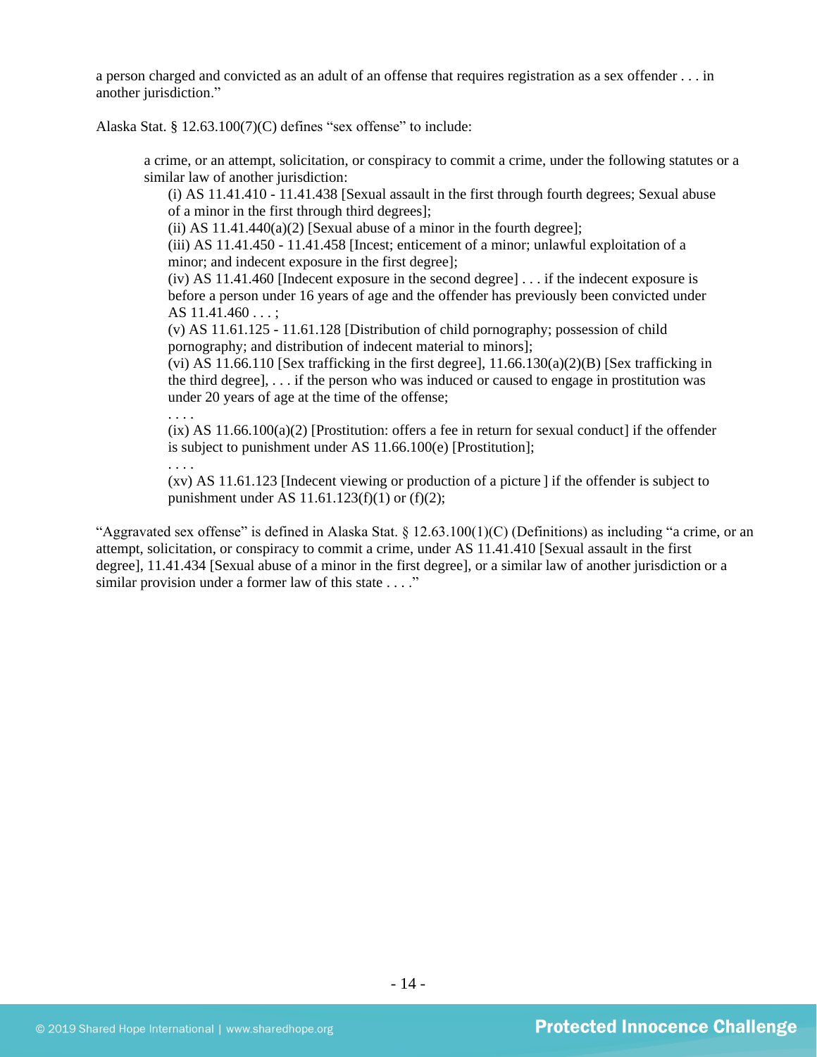a person charged and convicted as an adult of an offense that requires registration as a sex offender . . . in another jurisdiction."

Alaska Stat. § 12.63.100(7)(C) defines "sex offense" to include:

> a crime, or an attempt, solicitation, or conspiracy to commit a crime, under the following statutes or a similar law of another jurisdiction:
>
> (i) AS 11.41.410 - 11.41.438 [Sexual assault in the first through fourth degrees; Sexual abuse of a minor in the first through third degrees];
>
> (ii) AS 11.41.440(a)(2) [Sexual abuse of a minor in the fourth degree];
>
> (iii) AS 11.41.450 - 11.41.458 [Incest; enticement of a minor; unlawful exploitation of a minor; and indecent exposure in the first degree];
>
> (iv) AS 11.41.460 [Indecent exposure in the second degree] . . . if the indecent exposure is before a person under 16 years of age and the offender has previously been convicted under AS 11.41.460 . . . ;
>
> (v) AS 11.61.125 - 11.61.128 [Distribution of child pornography; possession of child pornography; and distribution of indecent material to minors];
>
> (vi) AS 11.66.110 [Sex trafficking in the first degree], 11.66.130(a)(2)(B) [Sex trafficking in the third degree], . . . if the person who was induced or caused to engage in prostitution was under 20 years of age at the time of the offense;
>
> . . . .
>
> (ix) AS 11.66.100(a)(2) [Prostitution: offers a fee in return for sexual conduct] if the offender is subject to punishment under AS 11.66.100(e) [Prostitution];
>
> . . . .
>
> (xv) AS 11.61.123 [Indecent viewing or production of a picture ] if the offender is subject to punishment under AS 11.61.123(f)(1) or (f)(2);

"Aggravated sex offense" is defined in Alaska Stat. § 12.63.100(1)(C) (Definitions) as including "a crime, or an attempt, solicitation, or conspiracy to commit a crime, under AS 11.41.410 [Sexual assault in the first degree], 11.41.434 [Sexual abuse of a minor in the first degree], or a similar law of another jurisdiction or a similar provision under a former law of this state . . . ."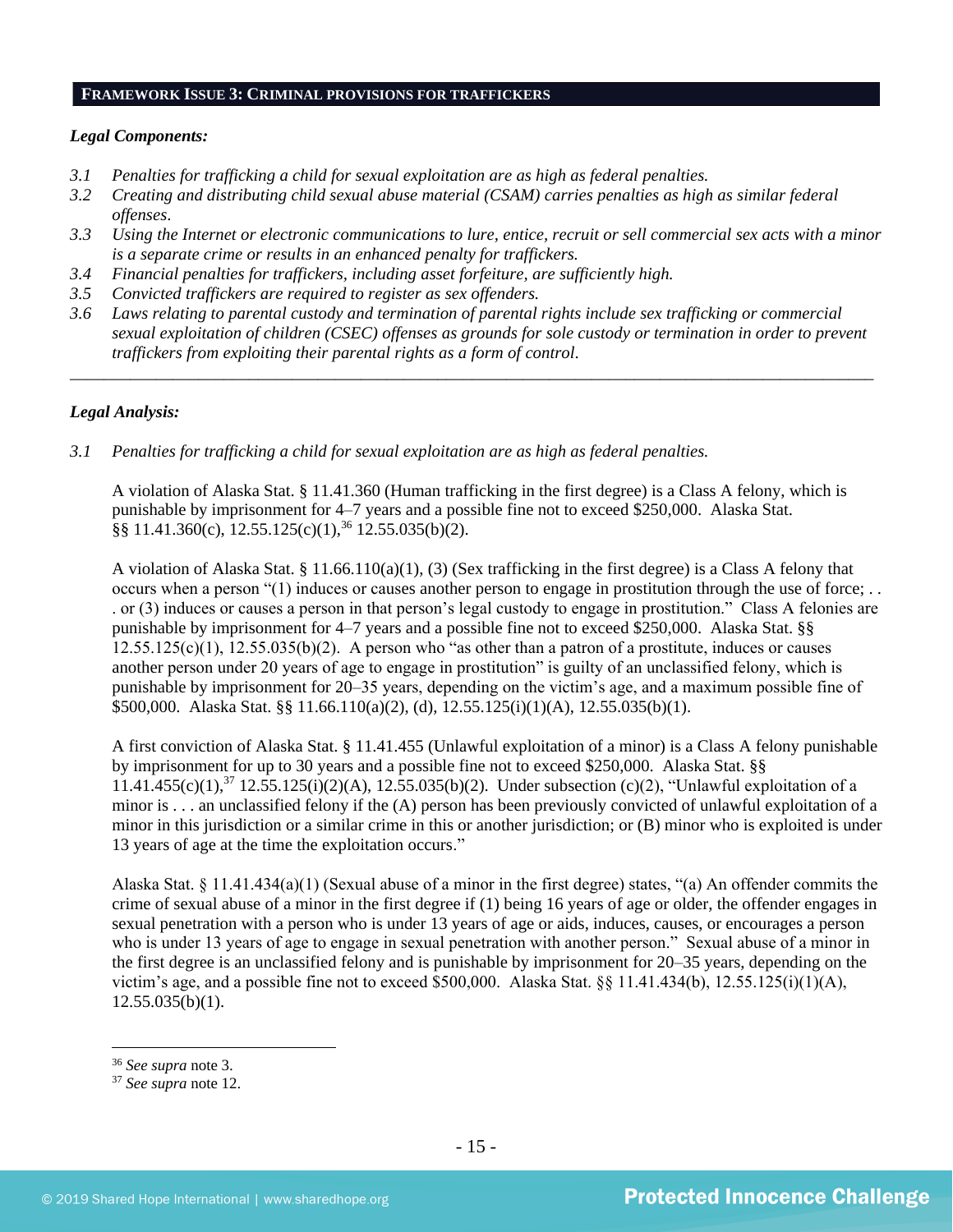## FRAMEWORK ISSUE 3: CRIMINAL PROVISIONS FOR TRAFFICKERS

***Legal Components:***

*3.1 Penalties for trafficking a child for sexual exploitation are as high as federal penalties.*
*3.2 Creating and distributing child sexual abuse material (CSAM) carries penalties as high as similar federal offenses.*
*3.3 Using the Internet or electronic communications to lure, entice, recruit or sell commercial sex acts with a minor is a separate crime or results in an enhanced penalty for traffickers.*
*3.4 Financial penalties for traffickers, including asset forfeiture, are sufficiently high.*
*3.5 Convicted traffickers are required to register as sex offenders.*
*3.6 Laws relating to parental custody and termination of parental rights include sex trafficking or commercial sexual exploitation of children (CSEC) offenses as grounds for sole custody or termination in order to prevent traffickers from exploiting their parental rights as a form of control.*

---

***Legal Analysis:***

*3.1 Penalties for trafficking a child for sexual exploitation are as high as federal penalties.*

A violation of Alaska Stat. § 11.41.360 (Human trafficking in the first degree) is a Class A felony, which is punishable by imprisonment for 4–7 years and a possible fine not to exceed $250,000. Alaska Stat. §§ 11.41.360(c), 12.55.125(c)(1),[36] 12.55.035(b)(2).

A violation of Alaska Stat. § 11.66.110(a)(1), (3) (Sex trafficking in the first degree) is a Class A felony that occurs when a person "(1) induces or causes another person to engage in prostitution through the use of force; . . . or (3) induces or causes a person in that person's legal custody to engage in prostitution." Class A felonies are punishable by imprisonment for 4–7 years and a possible fine not to exceed $250,000. Alaska Stat. §§ 12.55.125(c)(1), 12.55.035(b)(2). A person who "as other than a patron of a prostitute, induces or causes another person under 20 years of age to engage in prostitution" is guilty of an unclassified felony, which is punishable by imprisonment for 20–35 years, depending on the victim's age, and a maximum possible fine of $500,000. Alaska Stat. §§ 11.66.110(a)(2), (d), 12.55.125(i)(1)(A), 12.55.035(b)(1).

A first conviction of Alaska Stat. § 11.41.455 (Unlawful exploitation of a minor) is a Class A felony punishable by imprisonment for up to 30 years and a possible fine not to exceed $250,000. Alaska Stat. §§ 11.41.455(c)(1),[37] 12.55.125(i)(2)(A), 12.55.035(b)(2). Under subsection (c)(2), "Unlawful exploitation of a minor is . . . an unclassified felony if the (A) person has been previously convicted of unlawful exploitation of a minor in this jurisdiction or a similar crime in this or another jurisdiction; or (B) minor who is exploited is under 13 years of age at the time the exploitation occurs."

Alaska Stat. § 11.41.434(a)(1) (Sexual abuse of a minor in the first degree) states, "(a) An offender commits the crime of sexual abuse of a minor in the first degree if (1) being 16 years of age or older, the offender engages in sexual penetration with a person who is under 13 years of age or aids, induces, causes, or encourages a person who is under 13 years of age to engage in sexual penetration with another person." Sexual abuse of a minor in the first degree is an unclassified felony and is punishable by imprisonment for 20–35 years, depending on the victim's age, and a possible fine not to exceed $500,000. Alaska Stat. §§ 11.41.434(b), 12.55.125(i)(1)(A), 12.55.035(b)(1).

---

[36] *See supra* note 3.
[37] *See supra* note 12.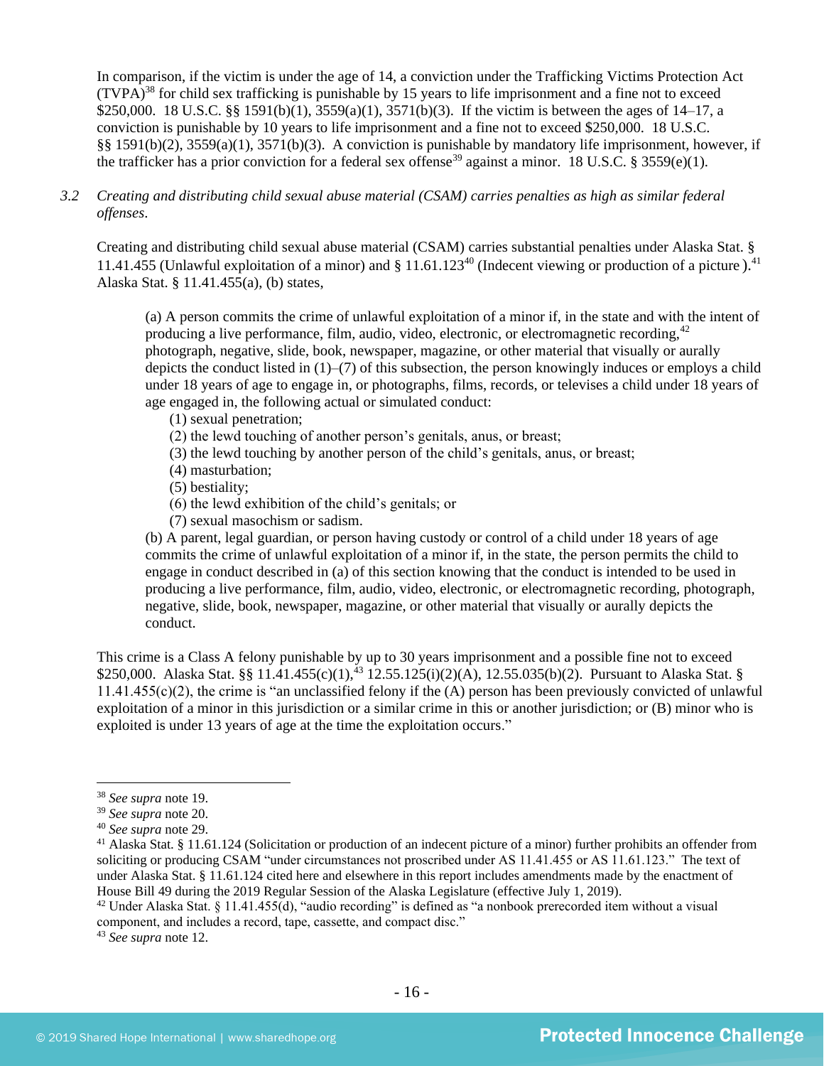In comparison, if the victim is under the age of 14, a conviction under the Trafficking Victims Protection Act (TVPA)[38] for child sex trafficking is punishable by 15 years to life imprisonment and a fine not to exceed $250,000. 18 U.S.C. §§ 1591(b)(1), 3559(a)(1), 3571(b)(3). If the victim is between the ages of 14–17, a conviction is punishable by 10 years to life imprisonment and a fine not to exceed $250,000. 18 U.S.C. §§ 1591(b)(2), 3559(a)(1), 3571(b)(3). A conviction is punishable by mandatory life imprisonment, however, if the trafficker has a prior conviction for a federal sex offense[39] against a minor. 18 U.S.C. § 3559(e)(1).

*3.2 Creating and distributing child sexual abuse material (CSAM) carries penalties as high as similar federal offenses.*

Creating and distributing child sexual abuse material (CSAM) carries substantial penalties under Alaska Stat. § 11.41.455 (Unlawful exploitation of a minor) and § 11.61.123[40] (Indecent viewing or production of a picture ).[41] Alaska Stat. § 11.41.455(a), (b) states,

> (a) A person commits the crime of unlawful exploitation of a minor if, in the state and with the intent of producing a live performance, film, audio, video, electronic, or electromagnetic recording,[42] photograph, negative, slide, book, newspaper, magazine, or other material that visually or aurally depicts the conduct listed in (1)–(7) of this subsection, the person knowingly induces or employs a child under 18 years of age to engage in, or photographs, films, records, or televises a child under 18 years of age engaged in, the following actual or simulated conduct:
> (1) sexual penetration;
> (2) the lewd touching of another person's genitals, anus, or breast;
> (3) the lewd touching by another person of the child's genitals, anus, or breast;
> (4) masturbation;
> (5) bestiality;
> (6) the lewd exhibition of the child's genitals; or
> (7) sexual masochism or sadism.
>
> (b) A parent, legal guardian, or person having custody or control of a child under 18 years of age commits the crime of unlawful exploitation of a minor if, in the state, the person permits the child to engage in conduct described in (a) of this section knowing that the conduct is intended to be used in producing a live performance, film, audio, video, electronic, or electromagnetic recording, photograph, negative, slide, book, newspaper, magazine, or other material that visually or aurally depicts the conduct.

This crime is a Class A felony punishable by up to 30 years imprisonment and a possible fine not to exceed $250,000. Alaska Stat. §§ 11.41.455(c)(1),[43] 12.55.125(i)(2)(A), 12.55.035(b)(2). Pursuant to Alaska Stat. § 11.41.455(c)(2), the crime is "an unclassified felony if the (A) person has been previously convicted of unlawful exploitation of a minor in this jurisdiction or a similar crime in this or another jurisdiction; or (B) minor who is exploited is under 13 years of age at the time the exploitation occurs."

---

[38] *See supra* note 19.

[39] *See supra* note 20.

[40] *See supra* note 29.

[41] Alaska Stat. § 11.61.124 (Solicitation or production of an indecent picture of a minor) further prohibits an offender from soliciting or producing CSAM "under circumstances not proscribed under AS 11.41.455 or AS 11.61.123." The text of under Alaska Stat. § 11.61.124 cited here and elsewhere in this report includes amendments made by the enactment of House Bill 49 during the 2019 Regular Session of the Alaska Legislature (effective July 1, 2019).

[42] Under Alaska Stat. § 11.41.455(d), "audio recording" is defined as "a nonbook prerecorded item without a visual component, and includes a record, tape, cassette, and compact disc."

[43] *See supra* note 12.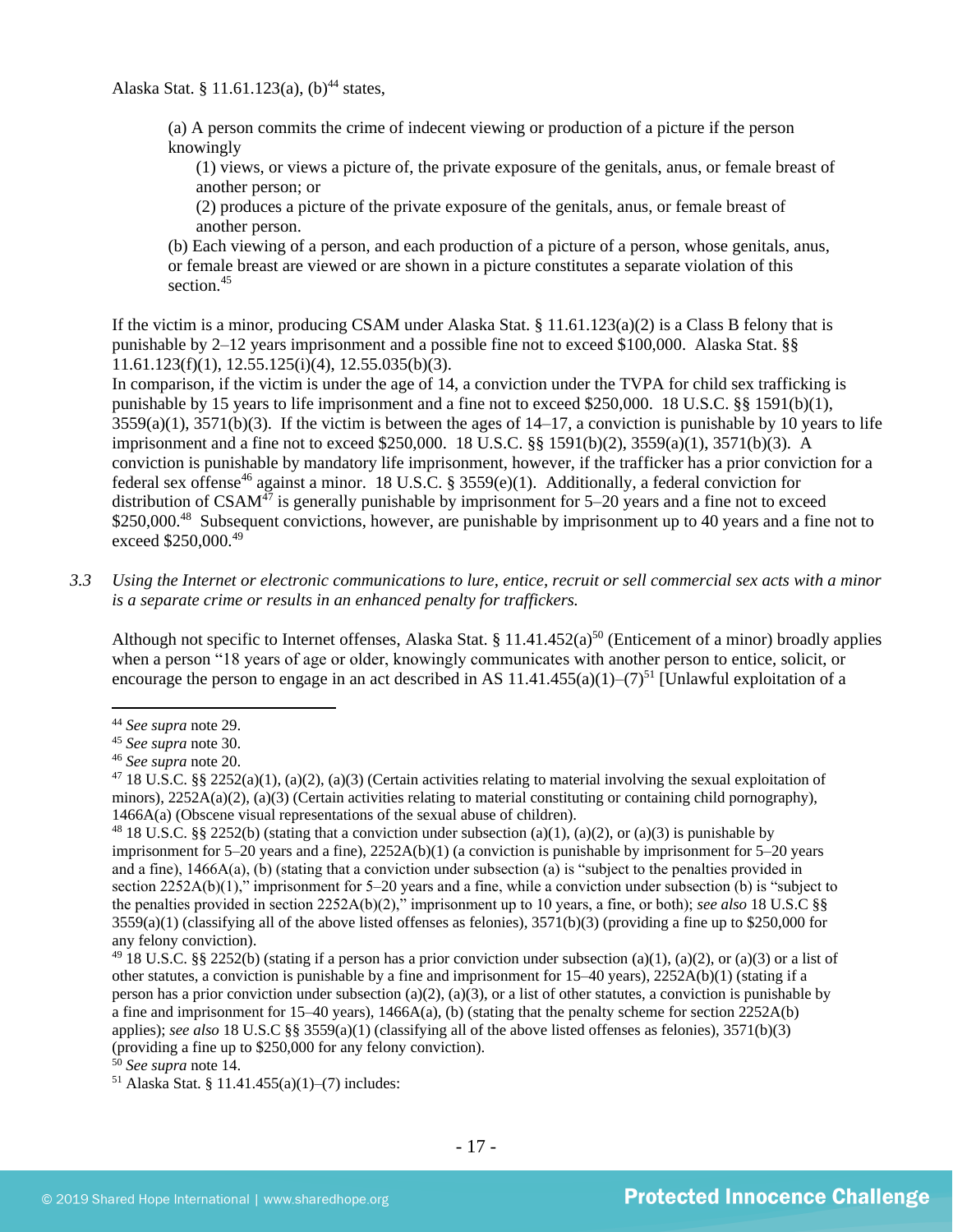Alaska Stat. § 11.61.123(a), (b)[44] states,

> (a) A person commits the crime of indecent viewing or production of a picture if the person knowingly
>
> (1) views, or views a picture of, the private exposure of the genitals, anus, or female breast of another person; or
>
> (2) produces a picture of the private exposure of the genitals, anus, or female breast of another person.
>
> (b) Each viewing of a person, and each production of a picture of a person, whose genitals, anus, or female breast are viewed or are shown in a picture constitutes a separate violation of this section.[45]

If the victim is a minor, producing CSAM under Alaska Stat. § 11.61.123(a)(2) is a Class B felony that is punishable by 2–12 years imprisonment and a possible fine not to exceed $100,000. Alaska Stat. §§ 11.61.123(f)(1), 12.55.125(i)(4), 12.55.035(b)(3).

In comparison, if the victim is under the age of 14, a conviction under the TVPA for child sex trafficking is punishable by 15 years to life imprisonment and a fine not to exceed $250,000. 18 U.S.C. §§ 1591(b)(1), 3559(a)(1), 3571(b)(3). If the victim is between the ages of 14–17, a conviction is punishable by 10 years to life imprisonment and a fine not to exceed $250,000. 18 U.S.C. §§ 1591(b)(2), 3559(a)(1), 3571(b)(3). A conviction is punishable by mandatory life imprisonment, however, if the trafficker has a prior conviction for a federal sex offense[46] against a minor. 18 U.S.C. § 3559(e)(1). Additionally, a federal conviction for distribution of CSAM[47] is generally punishable by imprisonment for 5–20 years and a fine not to exceed $250,000.[48] Subsequent convictions, however, are punishable by imprisonment up to 40 years and a fine not to exceed $250,000.[49]

*3.3 Using the Internet or electronic communications to lure, entice, recruit or sell commercial sex acts with a minor is a separate crime or results in an enhanced penalty for traffickers.*

Although not specific to Internet offenses, Alaska Stat. § 11.41.452(a)[50] (Enticement of a minor) broadly applies when a person "18 years of age or older, knowingly communicates with another person to entice, solicit, or encourage the person to engage in an act described in AS 11.41.455(a)(1)–(7)[51] [Unlawful exploitation of a

---

[44] *See supra* note 29.

[45] *See supra* note 30.

[46] *See supra* note 20.

[47] 18 U.S.C. §§ 2252(a)(1), (a)(2), (a)(3) (Certain activities relating to material involving the sexual exploitation of minors), 2252A(a)(2), (a)(3) (Certain activities relating to material constituting or containing child pornography), 1466A(a) (Obscene visual representations of the sexual abuse of children).

[48] 18 U.S.C. §§ 2252(b) (stating that a conviction under subsection (a)(1), (a)(2), or (a)(3) is punishable by imprisonment for 5–20 years and a fine), 2252A(b)(1) (a conviction is punishable by imprisonment for 5–20 years and a fine), 1466A(a), (b) (stating that a conviction under subsection (a) is "subject to the penalties provided in section 2252A(b)(1)," imprisonment for 5–20 years and a fine, while a conviction under subsection (b) is "subject to the penalties provided in section 2252A(b)(2)," imprisonment up to 10 years, a fine, or both); *see also* 18 U.S.C §§ 3559(a)(1) (classifying all of the above listed offenses as felonies), 3571(b)(3) (providing a fine up to $250,000 for any felony conviction).

[49] 18 U.S.C. §§ 2252(b) (stating if a person has a prior conviction under subsection (a)(1), (a)(2), or (a)(3) or a list of other statutes, a conviction is punishable by a fine and imprisonment for 15–40 years), 2252A(b)(1) (stating if a person has a prior conviction under subsection (a)(2), (a)(3), or a list of other statutes, a conviction is punishable by a fine and imprisonment for 15–40 years), 1466A(a), (b) (stating that the penalty scheme for section 2252A(b) applies); *see also* 18 U.S.C §§ 3559(a)(1) (classifying all of the above listed offenses as felonies), 3571(b)(3) (providing a fine up to $250,000 for any felony conviction).

[50] *See supra* note 14.

[51] Alaska Stat. § 11.41.455(a)(1)–(7) includes: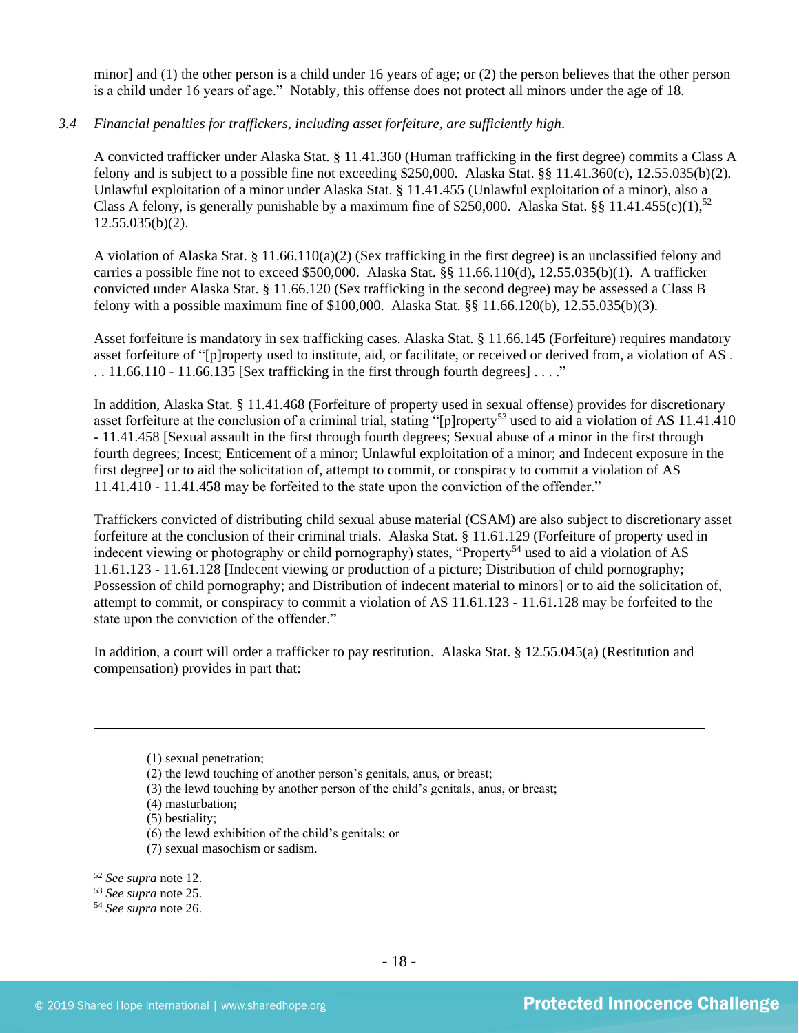minor] and (1) the other person is a child under 16 years of age; or (2) the person believes that the other person is a child under 16 years of age." Notably, this offense does not protect all minors under the age of 18.

*3.4 Financial penalties for traffickers, including asset forfeiture, are sufficiently high.*

A convicted trafficker under Alaska Stat. § 11.41.360 (Human trafficking in the first degree) commits a Class A felony and is subject to a possible fine not exceeding $250,000. Alaska Stat. §§ 11.41.360(c), 12.55.035(b)(2). Unlawful exploitation of a minor under Alaska Stat. § 11.41.455 (Unlawful exploitation of a minor), also a Class A felony, is generally punishable by a maximum fine of $250,000. Alaska Stat. §§ 11.41.455(c)(1),[52] 12.55.035(b)(2).

A violation of Alaska Stat. § 11.66.110(a)(2) (Sex trafficking in the first degree) is an unclassified felony and carries a possible fine not to exceed $500,000. Alaska Stat. §§ 11.66.110(d), 12.55.035(b)(1). A trafficker convicted under Alaska Stat. § 11.66.120 (Sex trafficking in the second degree) may be assessed a Class B felony with a possible maximum fine of $100,000. Alaska Stat. §§ 11.66.120(b), 12.55.035(b)(3).

Asset forfeiture is mandatory in sex trafficking cases. Alaska Stat. § 11.66.145 (Forfeiture) requires mandatory asset forfeiture of "[p]roperty used to institute, aid, or facilitate, or received or derived from, a violation of AS . . . 11.66.110 - 11.66.135 [Sex trafficking in the first through fourth degrees] . . . ."

In addition, Alaska Stat. § 11.41.468 (Forfeiture of property used in sexual offense) provides for discretionary asset forfeiture at the conclusion of a criminal trial, stating "[p]roperty[53] used to aid a violation of AS 11.41.410 - 11.41.458 [Sexual assault in the first through fourth degrees; Sexual abuse of a minor in the first through fourth degrees; Incest; Enticement of a minor; Unlawful exploitation of a minor; and Indecent exposure in the first degree] or to aid the solicitation of, attempt to commit, or conspiracy to commit a violation of AS 11.41.410 - 11.41.458 may be forfeited to the state upon the conviction of the offender."

Traffickers convicted of distributing child sexual abuse material (CSAM) are also subject to discretionary asset forfeiture at the conclusion of their criminal trials. Alaska Stat. § 11.61.129 (Forfeiture of property used in indecent viewing or photography or child pornography) states, "Property[54] used to aid a violation of AS 11.61.123 - 11.61.128 [Indecent viewing or production of a picture; Distribution of child pornography; Possession of child pornography; and Distribution of indecent material to minors] or to aid the solicitation of, attempt to commit, or conspiracy to commit a violation of AS 11.61.123 - 11.61.128 may be forfeited to the state upon the conviction of the offender."

In addition, a court will order a trafficker to pay restitution. Alaska Stat. § 12.55.045(a) (Restitution and compensation) provides in part that:

---

(1) sexual penetration;
(2) the lewd touching of another person's genitals, anus, or breast;
(3) the lewd touching by another person of the child's genitals, anus, or breast;
(4) masturbation;
(5) bestiality;
(6) the lewd exhibition of the child's genitals; or
(7) sexual masochism or sadism.

[52] *See supra* note 12.
[53] *See supra* note 25.
[54] *See supra* note 26.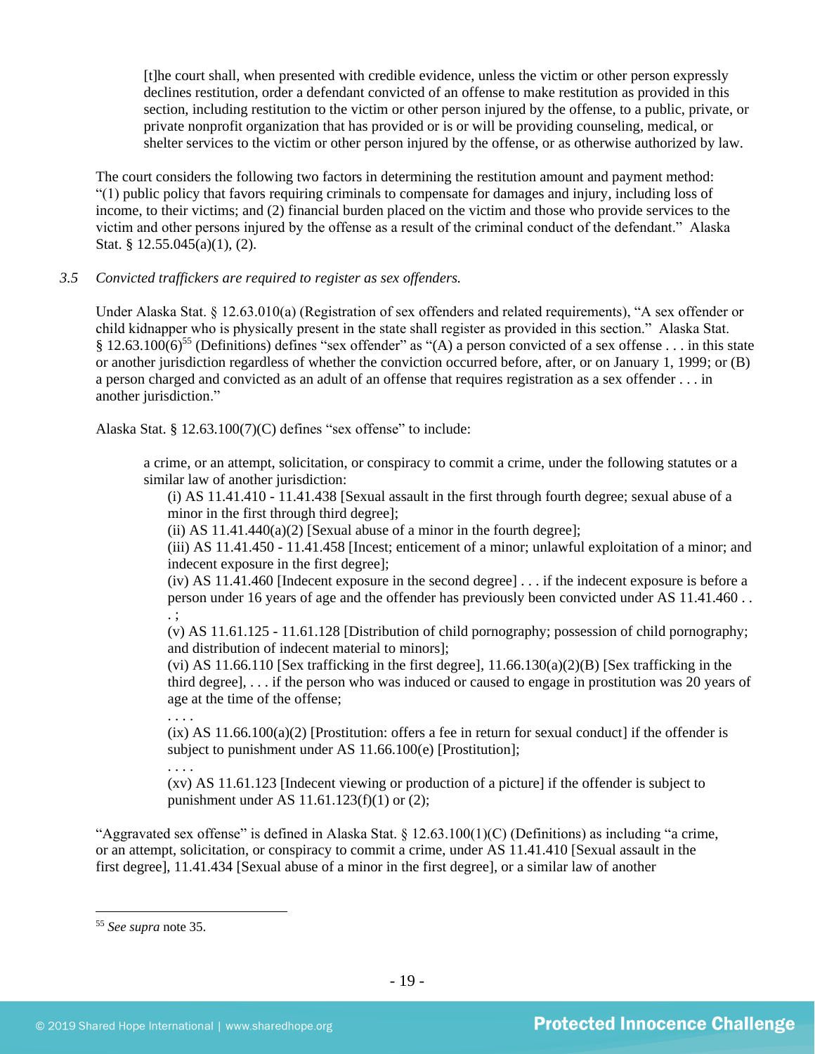> [t]he court shall, when presented with credible evidence, unless the victim or other person expressly declines restitution, order a defendant convicted of an offense to make restitution as provided in this section, including restitution to the victim or other person injured by the offense, to a public, private, or private nonprofit organization that has provided or is or will be providing counseling, medical, or shelter services to the victim or other person injured by the offense, or as otherwise authorized by law.

The court considers the following two factors in determining the restitution amount and payment method: "(1) public policy that favors requiring criminals to compensate for damages and injury, including loss of income, to their victims; and (2) financial burden placed on the victim and those who provide services to the victim and other persons injured by the offense as a result of the criminal conduct of the defendant." Alaska Stat. § 12.55.045(a)(1), (2).

*3.5 Convicted traffickers are required to register as sex offenders.*

Under Alaska Stat. § 12.63.010(a) (Registration of sex offenders and related requirements), "A sex offender or child kidnapper who is physically present in the state shall register as provided in this section." Alaska Stat. § 12.63.100(6)[55] (Definitions) defines "sex offender" as "(A) a person convicted of a sex offense . . . in this state or another jurisdiction regardless of whether the conviction occurred before, after, or on January 1, 1999; or (B) a person charged and convicted as an adult of an offense that requires registration as a sex offender . . . in another jurisdiction."

Alaska Stat. § 12.63.100(7)(C) defines "sex offense" to include:

> a crime, or an attempt, solicitation, or conspiracy to commit a crime, under the following statutes or a similar law of another jurisdiction:
>
> (i) AS 11.41.410 - 11.41.438 [Sexual assault in the first through fourth degree; sexual abuse of a minor in the first through third degree];
>
> (ii) AS 11.41.440(a)(2) [Sexual abuse of a minor in the fourth degree];
>
> (iii) AS 11.41.450 - 11.41.458 [Incest; enticement of a minor; unlawful exploitation of a minor; and indecent exposure in the first degree];
>
> (iv) AS 11.41.460 [Indecent exposure in the second degree] . . . if the indecent exposure is before a person under 16 years of age and the offender has previously been convicted under AS 11.41.460 . . . ;
>
> (v) AS 11.61.125 - 11.61.128 [Distribution of child pornography; possession of child pornography; and distribution of indecent material to minors];
>
> (vi) AS 11.66.110 [Sex trafficking in the first degree], 11.66.130(a)(2)(B) [Sex trafficking in the third degree], . . . if the person who was induced or caused to engage in prostitution was 20 years of age at the time of the offense;
>
> . . . .
>
> (ix) AS 11.66.100(a)(2) [Prostitution: offers a fee in return for sexual conduct] if the offender is subject to punishment under AS 11.66.100(e) [Prostitution];
>
> . . . .
>
> (xv) AS 11.61.123 [Indecent viewing or production of a picture] if the offender is subject to punishment under AS 11.61.123(f)(1) or (2);

"Aggravated sex offense" is defined in Alaska Stat. § 12.63.100(1)(C) (Definitions) as including "a crime, or an attempt, solicitation, or conspiracy to commit a crime, under AS 11.41.410 [Sexual assault in the first degree], 11.41.434 [Sexual abuse of a minor in the first degree], or a similar law of another

---

[55] *See supra* note 35.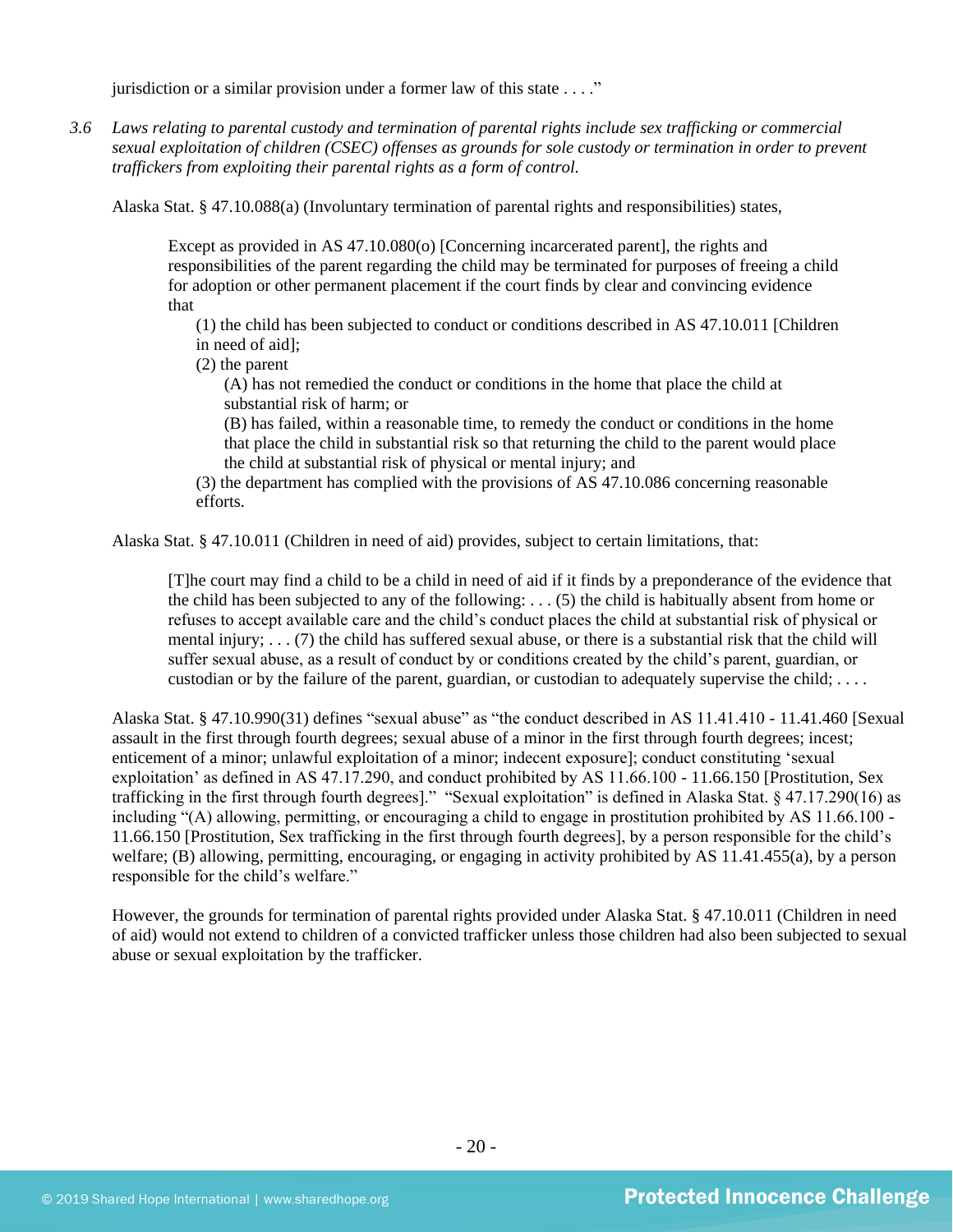jurisdiction or a similar provision under a former law of this state . . . ."

*3.6 Laws relating to parental custody and termination of parental rights include sex trafficking or commercial sexual exploitation of children (CSEC) offenses as grounds for sole custody or termination in order to prevent traffickers from exploiting their parental rights as a form of control.*

Alaska Stat. § 47.10.088(a) (Involuntary termination of parental rights and responsibilities) states,

> Except as provided in AS 47.10.080(o) [Concerning incarcerated parent], the rights and responsibilities of the parent regarding the child may be terminated for purposes of freeing a child for adoption or other permanent placement if the court finds by clear and convincing evidence that
>
> (1) the child has been subjected to conduct or conditions described in AS 47.10.011 [Children in need of aid];
>
> (2) the parent
>
> (A) has not remedied the conduct or conditions in the home that place the child at substantial risk of harm; or
>
> (B) has failed, within a reasonable time, to remedy the conduct or conditions in the home that place the child in substantial risk so that returning the child to the parent would place the child at substantial risk of physical or mental injury; and
>
> (3) the department has complied with the provisions of AS 47.10.086 concerning reasonable efforts.

Alaska Stat. § 47.10.011 (Children in need of aid) provides, subject to certain limitations, that:

> [T]he court may find a child to be a child in need of aid if it finds by a preponderance of the evidence that the child has been subjected to any of the following: . . . (5) the child is habitually absent from home or refuses to accept available care and the child's conduct places the child at substantial risk of physical or mental injury; . . . (7) the child has suffered sexual abuse, or there is a substantial risk that the child will suffer sexual abuse, as a result of conduct by or conditions created by the child's parent, guardian, or custodian or by the failure of the parent, guardian, or custodian to adequately supervise the child; . . . .

Alaska Stat. § 47.10.990(31) defines "sexual abuse" as "the conduct described in AS 11.41.410 - 11.41.460 [Sexual assault in the first through fourth degrees; sexual abuse of a minor in the first through fourth degrees; incest; enticement of a minor; unlawful exploitation of a minor; indecent exposure]; conduct constituting 'sexual exploitation' as defined in AS 47.17.290, and conduct prohibited by AS 11.66.100 - 11.66.150 [Prostitution, Sex trafficking in the first through fourth degrees]." "Sexual exploitation" is defined in Alaska Stat. § 47.17.290(16) as including "(A) allowing, permitting, or encouraging a child to engage in prostitution prohibited by AS 11.66.100 - 11.66.150 [Prostitution, Sex trafficking in the first through fourth degrees], by a person responsible for the child's welfare; (B) allowing, permitting, encouraging, or engaging in activity prohibited by AS 11.41.455(a), by a person responsible for the child's welfare."

However, the grounds for termination of parental rights provided under Alaska Stat. § 47.10.011 (Children in need of aid) would not extend to children of a convicted trafficker unless those children had also been subjected to sexual abuse or sexual exploitation by the trafficker.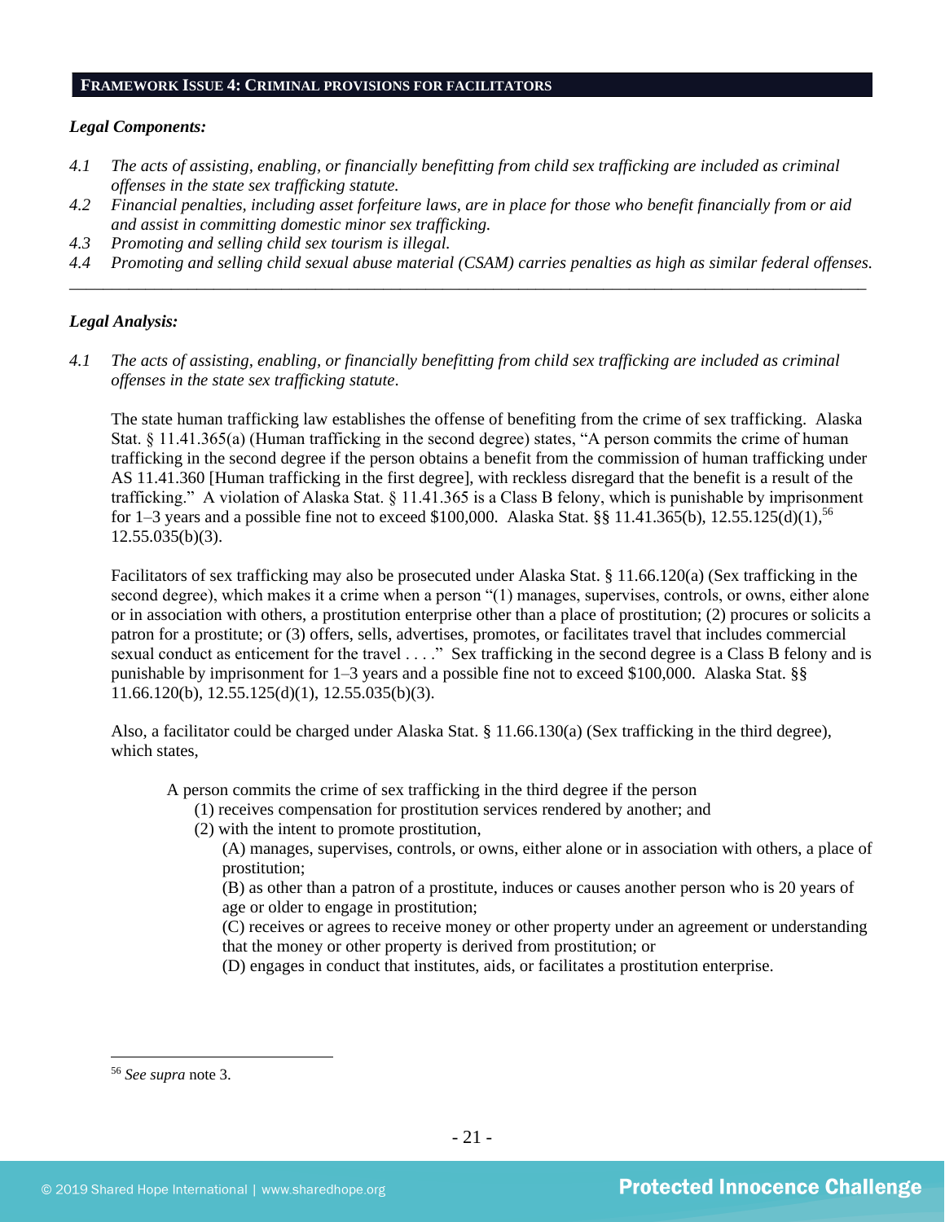## Framework Issue 4: Criminal provisions for facilitators

***Legal Components:***

*4.1 The acts of assisting, enabling, or financially benefitting from child sex trafficking are included as criminal offenses in the state sex trafficking statute.*

*4.2 Financial penalties, including asset forfeiture laws, are in place for those who benefit financially from or aid and assist in committing domestic minor sex trafficking.*

*4.3 Promoting and selling child sex tourism is illegal.*

*4.4 Promoting and selling child sexual abuse material (CSAM) carries penalties as high as similar federal offenses.*

---

***Legal Analysis:***

*4.1 The acts of assisting, enabling, or financially benefitting from child sex trafficking are included as criminal offenses in the state sex trafficking statute.*

The state human trafficking law establishes the offense of benefiting from the crime of sex trafficking. Alaska Stat. § 11.41.365(a) (Human trafficking in the second degree) states, "A person commits the crime of human trafficking in the second degree if the person obtains a benefit from the commission of human trafficking under AS 11.41.360 [Human trafficking in the first degree], with reckless disregard that the benefit is a result of the trafficking." A violation of Alaska Stat. § 11.41.365 is a Class B felony, which is punishable by imprisonment for 1–3 years and a possible fine not to exceed $100,000. Alaska Stat. §§ 11.41.365(b), 12.55.125(d)(1),[56] 12.55.035(b)(3).

Facilitators of sex trafficking may also be prosecuted under Alaska Stat. § 11.66.120(a) (Sex trafficking in the second degree), which makes it a crime when a person "(1) manages, supervises, controls, or owns, either alone or in association with others, a prostitution enterprise other than a place of prostitution; (2) procures or solicits a patron for a prostitute; or (3) offers, sells, advertises, promotes, or facilitates travel that includes commercial sexual conduct as enticement for the travel . . . ." Sex trafficking in the second degree is a Class B felony and is punishable by imprisonment for 1–3 years and a possible fine not to exceed $100,000. Alaska Stat. §§ 11.66.120(b), 12.55.125(d)(1), 12.55.035(b)(3).

Also, a facilitator could be charged under Alaska Stat. § 11.66.130(a) (Sex trafficking in the third degree), which states,

> A person commits the crime of sex trafficking in the third degree if the person
> (1) receives compensation for prostitution services rendered by another; and
> (2) with the intent to promote prostitution,
> (A) manages, supervises, controls, or owns, either alone or in association with others, a place of prostitution;
> (B) as other than a patron of a prostitute, induces or causes another person who is 20 years of age or older to engage in prostitution;
> (C) receives or agrees to receive money or other property under an agreement or understanding that the money or other property is derived from prostitution; or
> (D) engages in conduct that institutes, aids, or facilitates a prostitution enterprise.

---

[56] *See supra* note 3.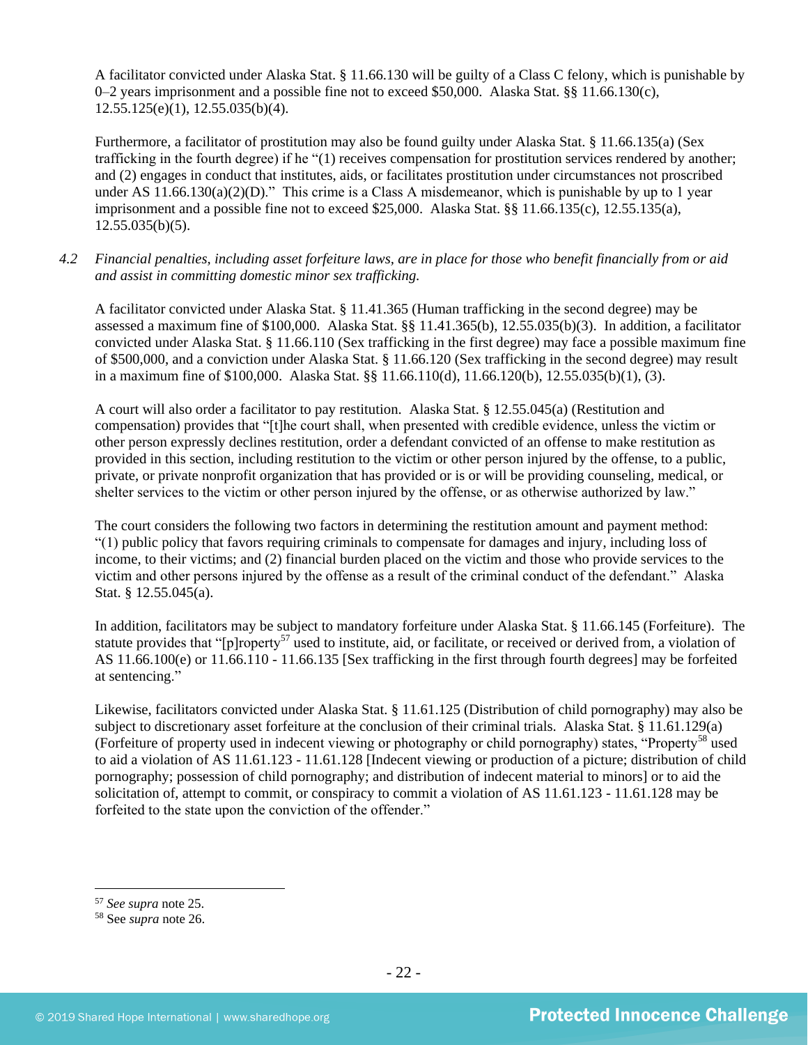A facilitator convicted under Alaska Stat. § 11.66.130 will be guilty of a Class C felony, which is punishable by 0–2 years imprisonment and a possible fine not to exceed $50,000. Alaska Stat. §§ 11.66.130(c), 12.55.125(e)(1), 12.55.035(b)(4).

Furthermore, a facilitator of prostitution may also be found guilty under Alaska Stat. § 11.66.135(a) (Sex trafficking in the fourth degree) if he "(1) receives compensation for prostitution services rendered by another; and (2) engages in conduct that institutes, aids, or facilitates prostitution under circumstances not proscribed under AS 11.66.130(a)(2)(D)." This crime is a Class A misdemeanor, which is punishable by up to 1 year imprisonment and a possible fine not to exceed $25,000. Alaska Stat. §§ 11.66.135(c), 12.55.135(a), 12.55.035(b)(5).

*4.2 Financial penalties, including asset forfeiture laws, are in place for those who benefit financially from or aid and assist in committing domestic minor sex trafficking.*

A facilitator convicted under Alaska Stat. § 11.41.365 (Human trafficking in the second degree) may be assessed a maximum fine of $100,000. Alaska Stat. §§ 11.41.365(b), 12.55.035(b)(3). In addition, a facilitator convicted under Alaska Stat. § 11.66.110 (Sex trafficking in the first degree) may face a possible maximum fine of $500,000, and a conviction under Alaska Stat. § 11.66.120 (Sex trafficking in the second degree) may result in a maximum fine of $100,000. Alaska Stat. §§ 11.66.110(d), 11.66.120(b), 12.55.035(b)(1), (3).

A court will also order a facilitator to pay restitution. Alaska Stat. § 12.55.045(a) (Restitution and compensation) provides that "[t]he court shall, when presented with credible evidence, unless the victim or other person expressly declines restitution, order a defendant convicted of an offense to make restitution as provided in this section, including restitution to the victim or other person injured by the offense, to a public, private, or private nonprofit organization that has provided or is or will be providing counseling, medical, or shelter services to the victim or other person injured by the offense, or as otherwise authorized by law."

The court considers the following two factors in determining the restitution amount and payment method: "(1) public policy that favors requiring criminals to compensate for damages and injury, including loss of income, to their victims; and (2) financial burden placed on the victim and those who provide services to the victim and other persons injured by the offense as a result of the criminal conduct of the defendant." Alaska Stat. § 12.55.045(a).

In addition, facilitators may be subject to mandatory forfeiture under Alaska Stat. § 11.66.145 (Forfeiture). The statute provides that "[p]roperty[57] used to institute, aid, or facilitate, or received or derived from, a violation of AS 11.66.100(e) or 11.66.110 - 11.66.135 [Sex trafficking in the first through fourth degrees] may be forfeited at sentencing."

Likewise, facilitators convicted under Alaska Stat. § 11.61.125 (Distribution of child pornography) may also be subject to discretionary asset forfeiture at the conclusion of their criminal trials. Alaska Stat. § 11.61.129(a) (Forfeiture of property used in indecent viewing or photography or child pornography) states, "Property[58] used to aid a violation of AS 11.61.123 - 11.61.128 [Indecent viewing or production of a picture; distribution of child pornography; possession of child pornography; and distribution of indecent material to minors] or to aid the solicitation of, attempt to commit, or conspiracy to commit a violation of AS 11.61.123 - 11.61.128 may be forfeited to the state upon the conviction of the offender."

---

[57] *See supra* note 25.

[58] See *supra* note 26.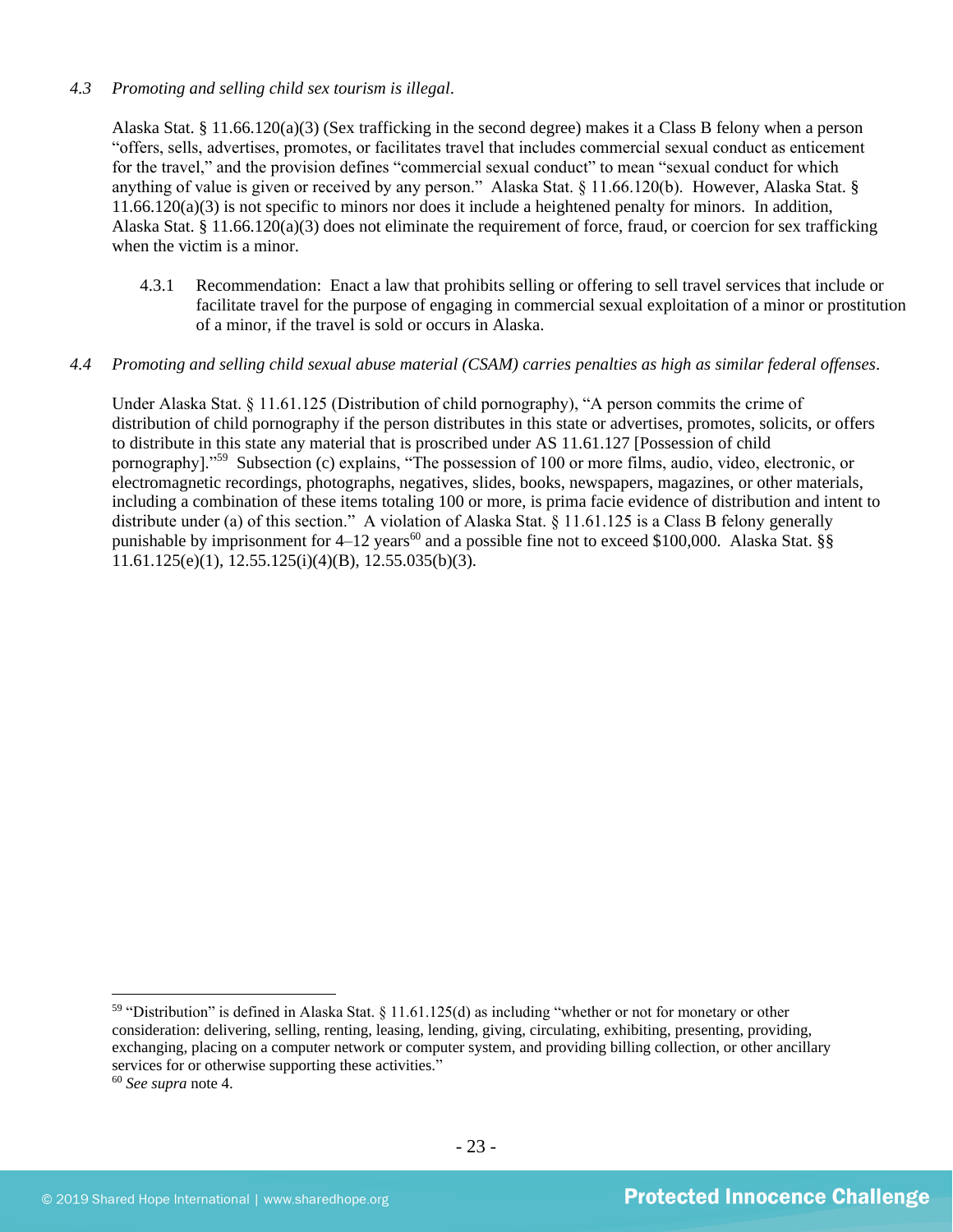*4.3 Promoting and selling child sex tourism is illegal.*

Alaska Stat. § 11.66.120(a)(3) (Sex trafficking in the second degree) makes it a Class B felony when a person "offers, sells, advertises, promotes, or facilitates travel that includes commercial sexual conduct as enticement for the travel," and the provision defines "commercial sexual conduct" to mean "sexual conduct for which anything of value is given or received by any person." Alaska Stat. § 11.66.120(b). However, Alaska Stat. § 11.66.120(a)(3) is not specific to minors nor does it include a heightened penalty for minors. In addition, Alaska Stat. § 11.66.120(a)(3) does not eliminate the requirement of force, fraud, or coercion for sex trafficking when the victim is a minor.

4.3.1 Recommendation: Enact a law that prohibits selling or offering to sell travel services that include or facilitate travel for the purpose of engaging in commercial sexual exploitation of a minor or prostitution of a minor, if the travel is sold or occurs in Alaska.

*4.4 Promoting and selling child sexual abuse material (CSAM) carries penalties as high as similar federal offenses.*

Under Alaska Stat. § 11.61.125 (Distribution of child pornography), "A person commits the crime of distribution of child pornography if the person distributes in this state or advertises, promotes, solicits, or offers to distribute in this state any material that is proscribed under AS 11.61.127 [Possession of child pornography]."[59] Subsection (c) explains, "The possession of 100 or more films, audio, video, electronic, or electromagnetic recordings, photographs, negatives, slides, books, newspapers, magazines, or other materials, including a combination of these items totaling 100 or more, is prima facie evidence of distribution and intent to distribute under (a) of this section." A violation of Alaska Stat. § 11.61.125 is a Class B felony generally punishable by imprisonment for 4–12 years[60] and a possible fine not to exceed $100,000. Alaska Stat. §§ 11.61.125(e)(1), 12.55.125(i)(4)(B), 12.55.035(b)(3).

---

[59] "Distribution" is defined in Alaska Stat. § 11.61.125(d) as including "whether or not for monetary or other consideration: delivering, selling, renting, leasing, lending, giving, circulating, exhibiting, presenting, providing, exchanging, placing on a computer network or computer system, and providing billing collection, or other ancillary services for or otherwise supporting these activities."

[60] *See supra* note 4.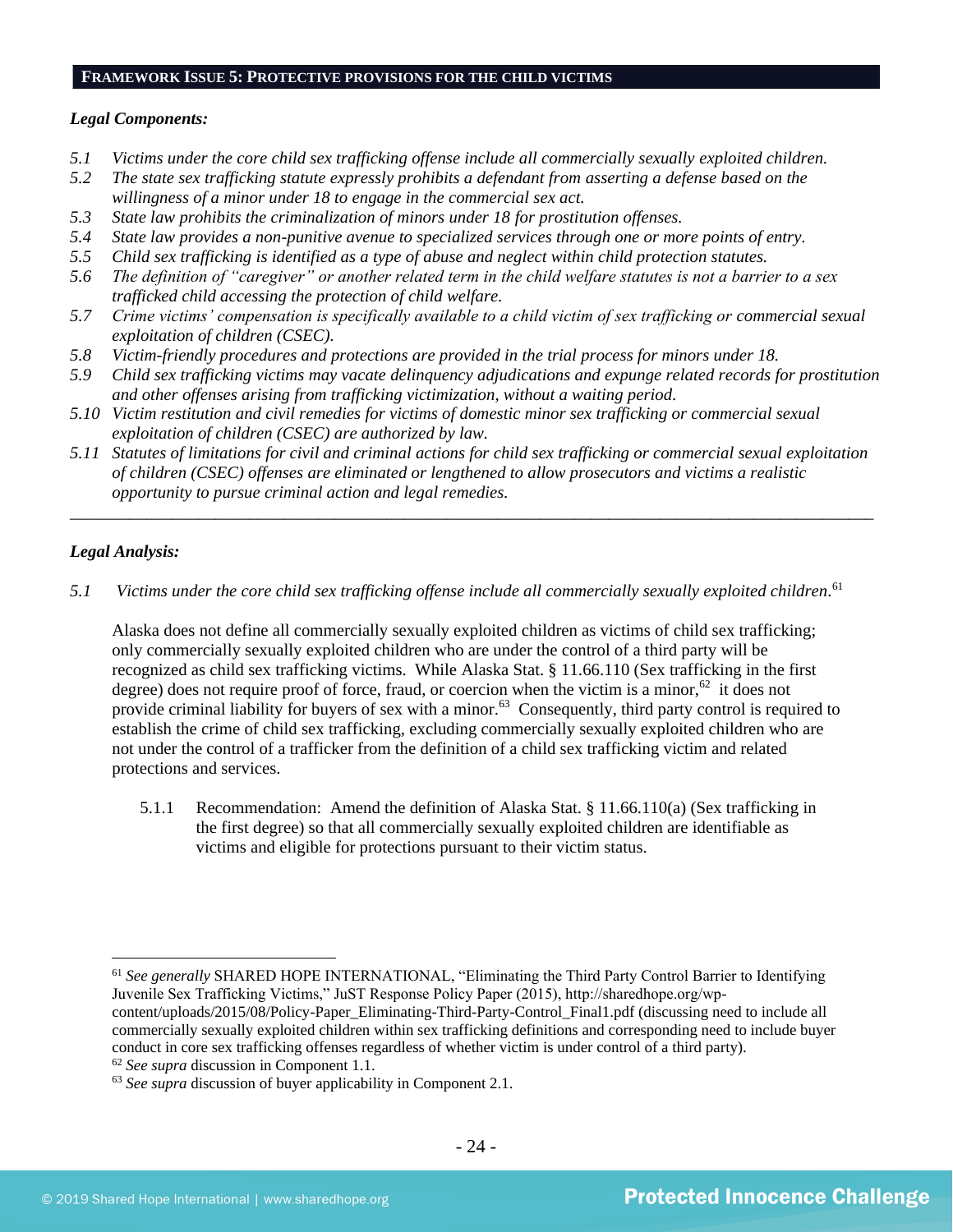## FRAMEWORK ISSUE 5: PROTECTIVE PROVISIONS FOR THE CHILD VICTIMS

***Legal Components:***

*5.1 Victims under the core child sex trafficking offense include all commercially sexually exploited children.*
*5.2 The state sex trafficking statute expressly prohibits a defendant from asserting a defense based on the willingness of a minor under 18 to engage in the commercial sex act.*
*5.3 State law prohibits the criminalization of minors under 18 for prostitution offenses.*
*5.4 State law provides a non-punitive avenue to specialized services through one or more points of entry.*
*5.5 Child sex trafficking is identified as a type of abuse and neglect within child protection statutes.*
*5.6 The definition of "caregiver" or another related term in the child welfare statutes is not a barrier to a sex trafficked child accessing the protection of child welfare.*
*5.7 Crime victims' compensation is specifically available to a child victim of sex trafficking or commercial sexual exploitation of children (CSEC).*
*5.8 Victim-friendly procedures and protections are provided in the trial process for minors under 18.*
*5.9 Child sex trafficking victims may vacate delinquency adjudications and expunge related records for prostitution and other offenses arising from trafficking victimization, without a waiting period.*
*5.10 Victim restitution and civil remedies for victims of domestic minor sex trafficking or commercial sexual exploitation of children (CSEC) are authorized by law.*
*5.11 Statutes of limitations for civil and criminal actions for child sex trafficking or commercial sexual exploitation of children (CSEC) offenses are eliminated or lengthened to allow prosecutors and victims a realistic opportunity to pursue criminal action and legal remedies.*

---

***Legal Analysis:***

*5.1 Victims under the core child sex trafficking offense include all commercially sexually exploited children.*[61]

Alaska does not define all commercially sexually exploited children as victims of child sex trafficking; only commercially sexually exploited children who are under the control of a third party will be recognized as child sex trafficking victims. While Alaska Stat. § 11.66.110 (Sex trafficking in the first degree) does not require proof of force, fraud, or coercion when the victim is a minor,[62] it does not provide criminal liability for buyers of sex with a minor.[63] Consequently, third party control is required to establish the crime of child sex trafficking, excluding commercially sexually exploited children who are not under the control of a trafficker from the definition of a child sex trafficking victim and related protections and services.

5.1.1 Recommendation: Amend the definition of Alaska Stat. § 11.66.110(a) (Sex trafficking in the first degree) so that all commercially sexually exploited children are identifiable as victims and eligible for protections pursuant to their victim status.

---

[61] *See generally* SHARED HOPE INTERNATIONAL, "Eliminating the Third Party Control Barrier to Identifying Juvenile Sex Trafficking Victims," JuST Response Policy Paper (2015), http://sharedhope.org/wp-content/uploads/2015/08/Policy-Paper_Eliminating-Third-Party-Control_Final1.pdf (discussing need to include all commercially sexually exploited children within sex trafficking definitions and corresponding need to include buyer conduct in core sex trafficking offenses regardless of whether victim is under control of a third party).
[62] *See supra* discussion in Component 1.1.
[63] *See supra* discussion of buyer applicability in Component 2.1.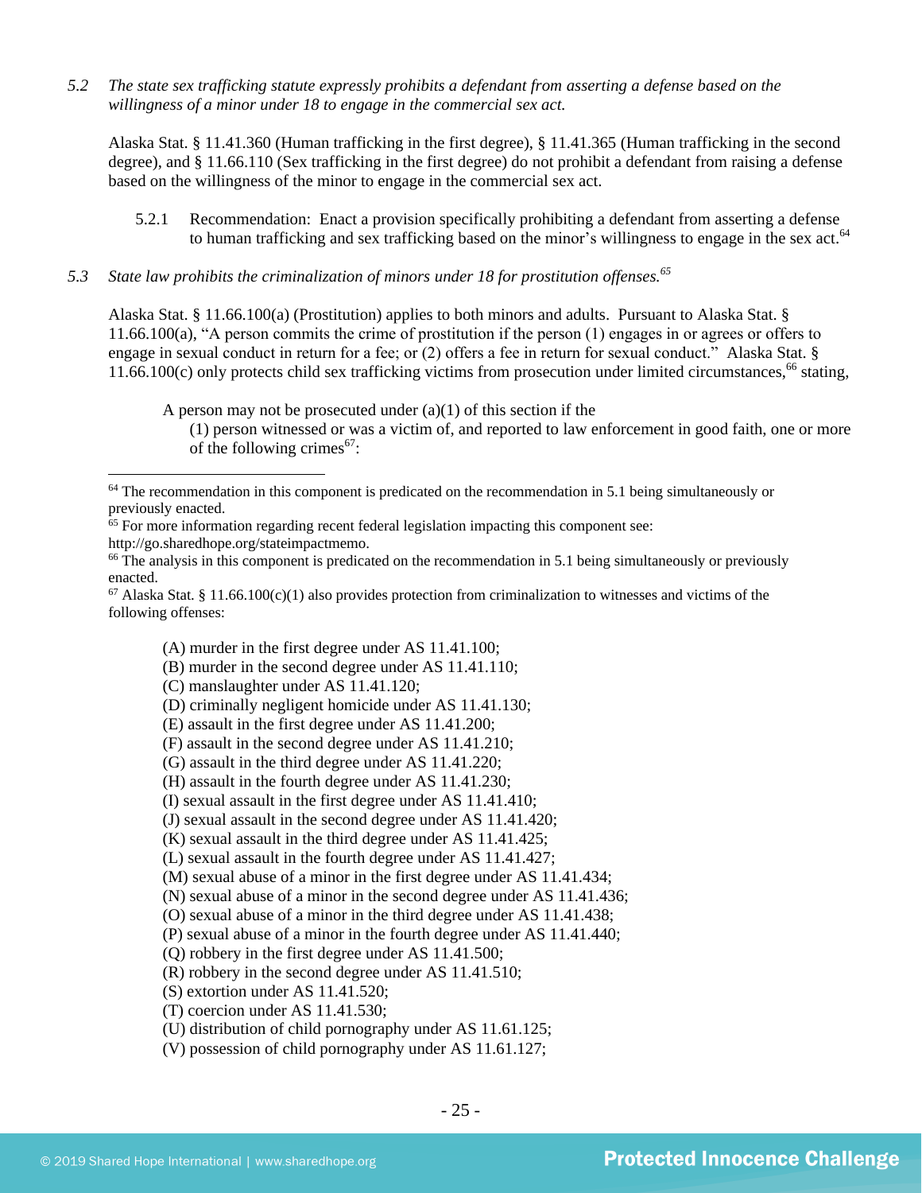*5.2 The state sex trafficking statute expressly prohibits a defendant from asserting a defense based on the willingness of a minor under 18 to engage in the commercial sex act.*

Alaska Stat. § 11.41.360 (Human trafficking in the first degree), § 11.41.365 (Human trafficking in the second degree), and § 11.66.110 (Sex trafficking in the first degree) do not prohibit a defendant from raising a defense based on the willingness of the minor to engage in the commercial sex act.

5.2.1 Recommendation: Enact a provision specifically prohibiting a defendant from asserting a defense to human trafficking and sex trafficking based on the minor's willingness to engage in the sex act.[64]

*5.3 State law prohibits the criminalization of minors under 18 for prostitution offenses.[65]*

Alaska Stat. § 11.66.100(a) (Prostitution) applies to both minors and adults. Pursuant to Alaska Stat. § 11.66.100(a), "A person commits the crime of prostitution if the person (1) engages in or agrees or offers to engage in sexual conduct in return for a fee; or (2) offers a fee in return for sexual conduct." Alaska Stat. § 11.66.100(c) only protects child sex trafficking victims from prosecution under limited circumstances,[66] stating,

> A person may not be prosecuted under (a)(1) of this section if the
> (1) person witnessed or was a victim of, and reported to law enforcement in good faith, one or more of the following crimes[67]:

---

[64] The recommendation in this component is predicated on the recommendation in 5.1 being simultaneously or previously enacted.

[65] For more information regarding recent federal legislation impacting this component see: http://go.sharedhope.org/stateimpactmemo.

[66] The analysis in this component is predicated on the recommendation in 5.1 being simultaneously or previously enacted.

[67] Alaska Stat. § 11.66.100(c)(1) also provides protection from criminalization to witnesses and victims of the following offenses:

> (A) murder in the first degree under AS 11.41.100;
> (B) murder in the second degree under AS 11.41.110;
> (C) manslaughter under AS 11.41.120;
> (D) criminally negligent homicide under AS 11.41.130;
> (E) assault in the first degree under AS 11.41.200;
> (F) assault in the second degree under AS 11.41.210;
> (G) assault in the third degree under AS 11.41.220;
> (H) assault in the fourth degree under AS 11.41.230;
> (I) sexual assault in the first degree under AS 11.41.410;
> (J) sexual assault in the second degree under AS 11.41.420;
> (K) sexual assault in the third degree under AS 11.41.425;
> (L) sexual assault in the fourth degree under AS 11.41.427;
> (M) sexual abuse of a minor in the first degree under AS 11.41.434;
> (N) sexual abuse of a minor in the second degree under AS 11.41.436;
> (O) sexual abuse of a minor in the third degree under AS 11.41.438;
> (P) sexual abuse of a minor in the fourth degree under AS 11.41.440;
> (Q) robbery in the first degree under AS 11.41.500;
> (R) robbery in the second degree under AS 11.41.510;
> (S) extortion under AS 11.41.520;
> (T) coercion under AS 11.41.530;
> (U) distribution of child pornography under AS 11.61.125;
> (V) possession of child pornography under AS 11.61.127;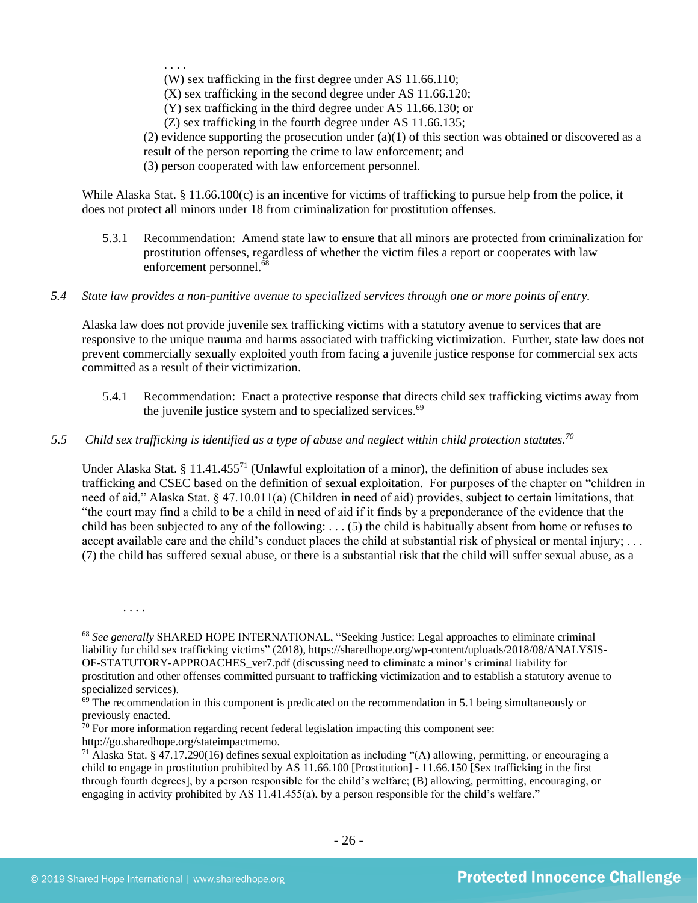. . . .

(W) sex trafficking in the first degree under AS 11.66.110;
(X) sex trafficking in the second degree under AS 11.66.120;
(Y) sex trafficking in the third degree under AS 11.66.130; or
(Z) sex trafficking in the fourth degree under AS 11.66.135;

(2) evidence supporting the prosecution under (a)(1) of this section was obtained or discovered as a result of the person reporting the crime to law enforcement; and
(3) person cooperated with law enforcement personnel.

While Alaska Stat. § 11.66.100(c) is an incentive for victims of trafficking to pursue help from the police, it does not protect all minors under 18 from criminalization for prostitution offenses.

5.3.1 Recommendation: Amend state law to ensure that all minors are protected from criminalization for prostitution offenses, regardless of whether the victim files a report or cooperates with law enforcement personnel.[68]

*5.4 State law provides a non-punitive avenue to specialized services through one or more points of entry.*

Alaska law does not provide juvenile sex trafficking victims with a statutory avenue to services that are responsive to the unique trauma and harms associated with trafficking victimization. Further, state law does not prevent commercially sexually exploited youth from facing a juvenile justice response for commercial sex acts committed as a result of their victimization.

5.4.1 Recommendation: Enact a protective response that directs child sex trafficking victims away from the juvenile justice system and to specialized services.[69]

*5.5 Child sex trafficking is identified as a type of abuse and neglect within child protection statutes.[70]*

Under Alaska Stat. § 11.41.455[71] (Unlawful exploitation of a minor), the definition of abuse includes sex trafficking and CSEC based on the definition of sexual exploitation. For purposes of the chapter on "children in need of aid," Alaska Stat. § 47.10.011(a) (Children in need of aid) provides, subject to certain limitations, that "the court may find a child to be a child in need of aid if it finds by a preponderance of the evidence that the child has been subjected to any of the following: . . . (5) the child is habitually absent from home or refuses to accept available care and the child's conduct places the child at substantial risk of physical or mental injury; . . . (7) the child has suffered sexual abuse, or there is a substantial risk that the child will suffer sexual abuse, as a

---

. . . .

[68] *See generally* SHARED HOPE INTERNATIONAL, "Seeking Justice: Legal approaches to eliminate criminal liability for child sex trafficking victims" (2018), https://sharedhope.org/wp-content/uploads/2018/08/ANALYSIS-OF-STATUTORY-APPROACHES_ver7.pdf (discussing need to eliminate a minor's criminal liability for prostitution and other offenses committed pursuant to trafficking victimization and to establish a statutory avenue to specialized services).

[69] The recommendation in this component is predicated on the recommendation in 5.1 being simultaneously or previously enacted.

[70] For more information regarding recent federal legislation impacting this component see: http://go.sharedhope.org/stateimpactmemo.

[71] Alaska Stat. § 47.17.290(16) defines sexual exploitation as including "(A) allowing, permitting, or encouraging a child to engage in prostitution prohibited by AS 11.66.100 [Prostitution] - 11.66.150 [Sex trafficking in the first through fourth degrees], by a person responsible for the child's welfare; (B) allowing, permitting, encouraging, or engaging in activity prohibited by AS 11.41.455(a), by a person responsible for the child's welfare."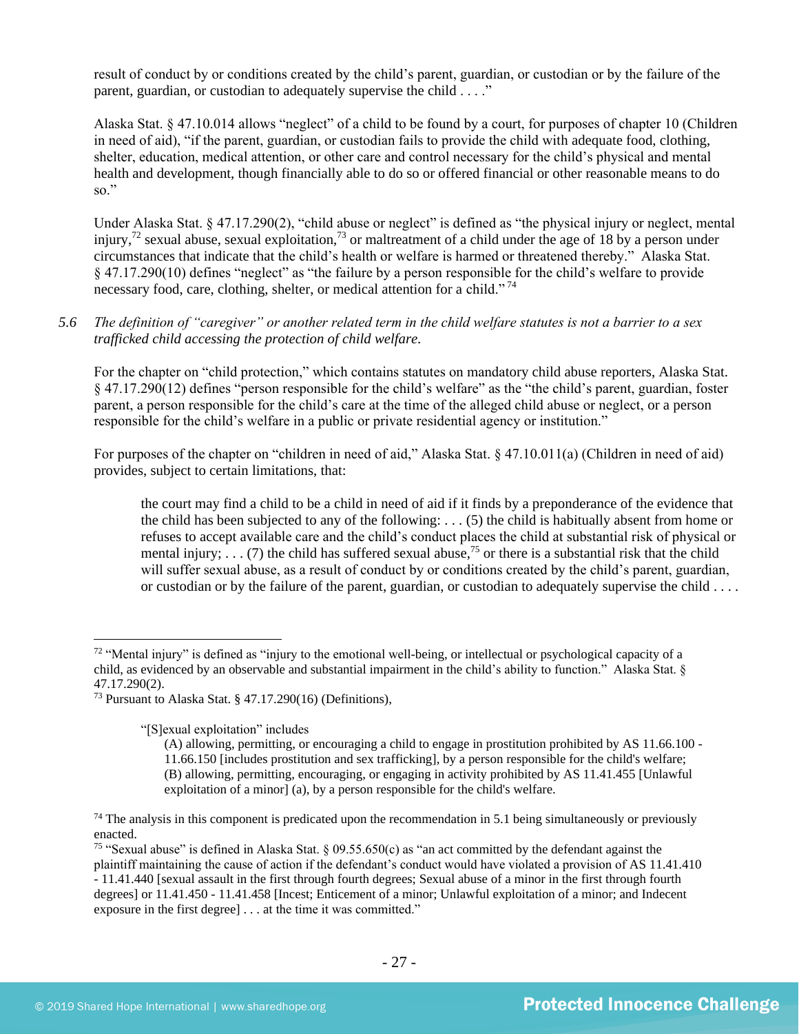result of conduct by or conditions created by the child's parent, guardian, or custodian or by the failure of the parent, guardian, or custodian to adequately supervise the child . . . ."

Alaska Stat. § 47.10.014 allows "neglect" of a child to be found by a court, for purposes of chapter 10 (Children in need of aid), "if the parent, guardian, or custodian fails to provide the child with adequate food, clothing, shelter, education, medical attention, or other care and control necessary for the child's physical and mental health and development, though financially able to do so or offered financial or other reasonable means to do so."

Under Alaska Stat. § 47.17.290(2), "child abuse or neglect" is defined as "the physical injury or neglect, mental injury,[72] sexual abuse, sexual exploitation,[73] or maltreatment of a child under the age of 18 by a person under circumstances that indicate that the child's health or welfare is harmed or threatened thereby." Alaska Stat. § 47.17.290(10) defines "neglect" as "the failure by a person responsible for the child's welfare to provide necessary food, care, clothing, shelter, or medical attention for a child."[74]

*5.6 The definition of "caregiver" or another related term in the child welfare statutes is not a barrier to a sex trafficked child accessing the protection of child welfare.*

For the chapter on "child protection," which contains statutes on mandatory child abuse reporters, Alaska Stat. § 47.17.290(12) defines "person responsible for the child's welfare" as the "the child's parent, guardian, foster parent, a person responsible for the child's care at the time of the alleged child abuse or neglect, or a person responsible for the child's welfare in a public or private residential agency or institution."

For purposes of the chapter on "children in need of aid," Alaska Stat. § 47.10.011(a) (Children in need of aid) provides, subject to certain limitations, that:

> the court may find a child to be a child in need of aid if it finds by a preponderance of the evidence that the child has been subjected to any of the following: . . . (5) the child is habitually absent from home or refuses to accept available care and the child's conduct places the child at substantial risk of physical or mental injury; . . . (7) the child has suffered sexual abuse,[75] or there is a substantial risk that the child will suffer sexual abuse, as a result of conduct by or conditions created by the child's parent, guardian, or custodian or by the failure of the parent, guardian, or custodian to adequately supervise the child . . . .

---

[72] "Mental injury" is defined as "injury to the emotional well-being, or intellectual or psychological capacity of a child, as evidenced by an observable and substantial impairment in the child's ability to function." Alaska Stat. § 47.17.290(2).

[73] Pursuant to Alaska Stat. § 47.17.290(16) (Definitions),

> "[S]exual exploitation" includes
>
> (A) allowing, permitting, or encouraging a child to engage in prostitution prohibited by AS 11.66.100 - 11.66.150 [includes prostitution and sex trafficking], by a person responsible for the child's welfare;
> (B) allowing, permitting, encouraging, or engaging in activity prohibited by AS 11.41.455 [Unlawful exploitation of a minor] (a), by a person responsible for the child's welfare.

[74] The analysis in this component is predicated upon the recommendation in 5.1 being simultaneously or previously enacted.

[75] "Sexual abuse" is defined in Alaska Stat. § 09.55.650(c) as "an act committed by the defendant against the plaintiff maintaining the cause of action if the defendant's conduct would have violated a provision of AS 11.41.410 - 11.41.440 [sexual assault in the first through fourth degrees; Sexual abuse of a minor in the first through fourth degrees] or 11.41.450 - 11.41.458 [Incest; Enticement of a minor; Unlawful exploitation of a minor; and Indecent exposure in the first degree] . . . at the time it was committed."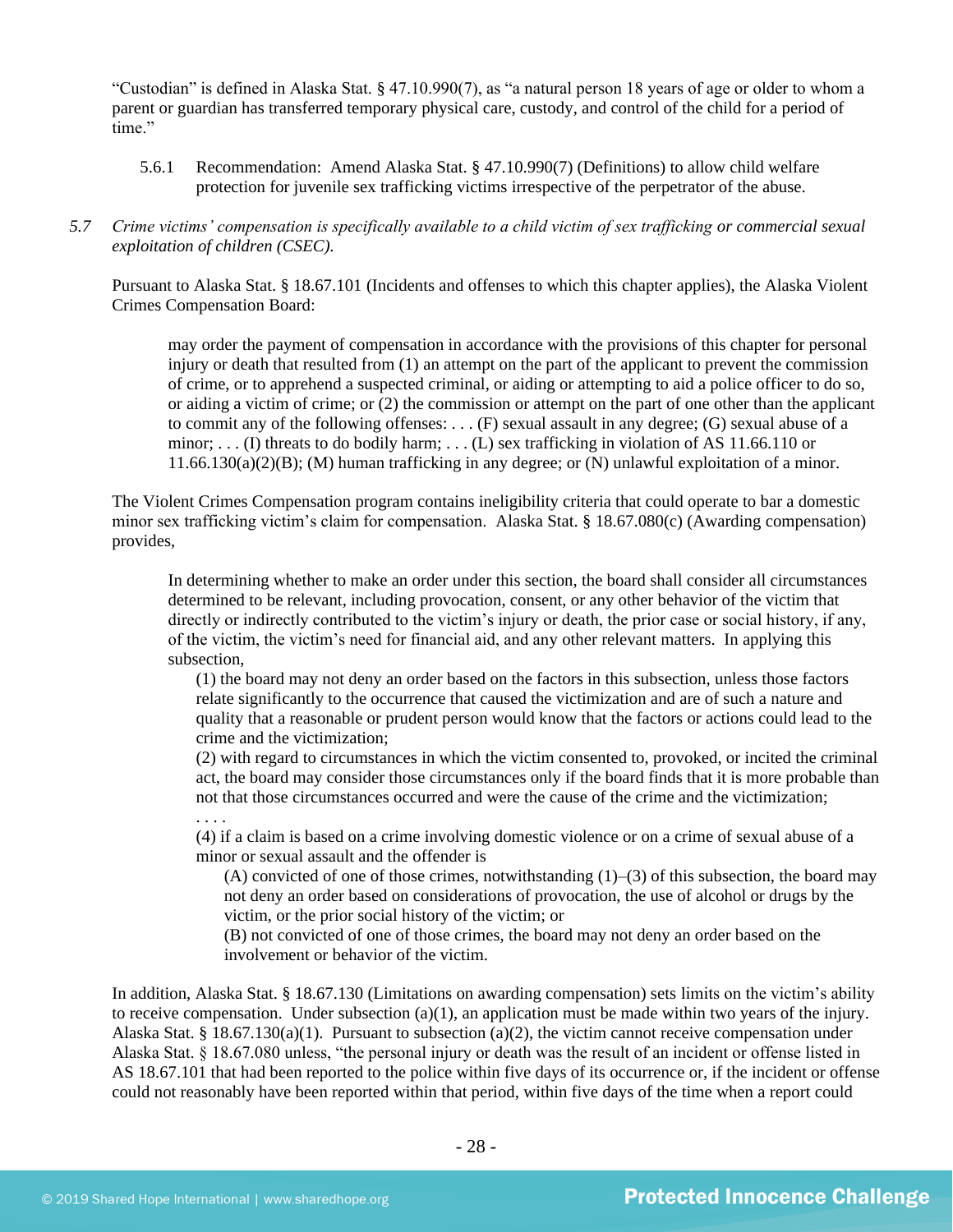"Custodian" is defined in Alaska Stat. § 47.10.990(7), as "a natural person 18 years of age or older to whom a parent or guardian has transferred temporary physical care, custody, and control of the child for a period of time."

5.6.1 Recommendation: Amend Alaska Stat. § 47.10.990(7) (Definitions) to allow child welfare protection for juvenile sex trafficking victims irrespective of the perpetrator of the abuse.

*5.7 Crime victims' compensation is specifically available to a child victim of sex trafficking or commercial sexual exploitation of children (CSEC).*

Pursuant to Alaska Stat. § 18.67.101 (Incidents and offenses to which this chapter applies), the Alaska Violent Crimes Compensation Board:

> may order the payment of compensation in accordance with the provisions of this chapter for personal injury or death that resulted from (1) an attempt on the part of the applicant to prevent the commission of crime, or to apprehend a suspected criminal, or aiding or attempting to aid a police officer to do so, or aiding a victim of crime; or (2) the commission or attempt on the part of one other than the applicant to commit any of the following offenses: . . . (F) sexual assault in any degree; (G) sexual abuse of a minor; . . . (I) threats to do bodily harm; . . . (L) sex trafficking in violation of AS 11.66.110 or 11.66.130(a)(2)(B); (M) human trafficking in any degree; or (N) unlawful exploitation of a minor.

The Violent Crimes Compensation program contains ineligibility criteria that could operate to bar a domestic minor sex trafficking victim's claim for compensation. Alaska Stat. § 18.67.080(c) (Awarding compensation) provides,

> In determining whether to make an order under this section, the board shall consider all circumstances determined to be relevant, including provocation, consent, or any other behavior of the victim that directly or indirectly contributed to the victim's injury or death, the prior case or social history, if any, of the victim, the victim's need for financial aid, and any other relevant matters. In applying this subsection,
>
> (1) the board may not deny an order based on the factors in this subsection, unless those factors relate significantly to the occurrence that caused the victimization and are of such a nature and quality that a reasonable or prudent person would know that the factors or actions could lead to the crime and the victimization;
>
> (2) with regard to circumstances in which the victim consented to, provoked, or incited the criminal act, the board may consider those circumstances only if the board finds that it is more probable than not that those circumstances occurred and were the cause of the crime and the victimization;
>
> . . . .
>
> (4) if a claim is based on a crime involving domestic violence or on a crime of sexual abuse of a minor or sexual assault and the offender is
>
> (A) convicted of one of those crimes, notwithstanding (1)–(3) of this subsection, the board may not deny an order based on considerations of provocation, the use of alcohol or drugs by the victim, or the prior social history of the victim; or
>
> (B) not convicted of one of those crimes, the board may not deny an order based on the involvement or behavior of the victim.

In addition, Alaska Stat. § 18.67.130 (Limitations on awarding compensation) sets limits on the victim's ability to receive compensation. Under subsection (a)(1), an application must be made within two years of the injury. Alaska Stat. § 18.67.130(a)(1). Pursuant to subsection (a)(2), the victim cannot receive compensation under Alaska Stat. § 18.67.080 unless, "the personal injury or death was the result of an incident or offense listed in AS 18.67.101 that had been reported to the police within five days of its occurrence or, if the incident or offense could not reasonably have been reported within that period, within five days of the time when a report could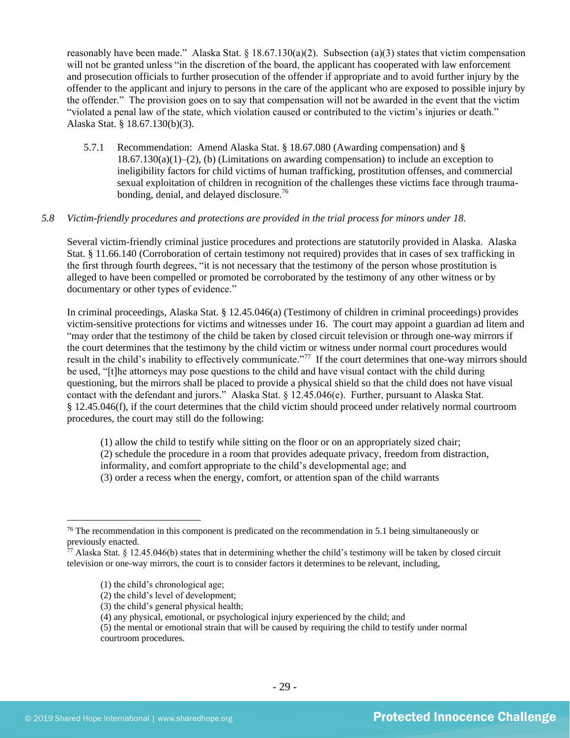reasonably have been made." Alaska Stat. § 18.67.130(a)(2). Subsection (a)(3) states that victim compensation will not be granted unless "in the discretion of the board, the applicant has cooperated with law enforcement and prosecution officials to further prosecution of the offender if appropriate and to avoid further injury by the offender to the applicant and injury to persons in the care of the applicant who are exposed to possible injury by the offender." The provision goes on to say that compensation will not be awarded in the event that the victim "violated a penal law of the state, which violation caused or contributed to the victim's injuries or death." Alaska Stat. § 18.67.130(b)(3).

5.7.1 Recommendation: Amend Alaska Stat. § 18.67.080 (Awarding compensation) and § 18.67.130(a)(1)–(2), (b) (Limitations on awarding compensation) to include an exception to ineligibility factors for child victims of human trafficking, prostitution offenses, and commercial sexual exploitation of children in recognition of the challenges these victims face through trauma-bonding, denial, and delayed disclosure.[76]

*5.8 Victim-friendly procedures and protections are provided in the trial process for minors under 18.*

Several victim-friendly criminal justice procedures and protections are statutorily provided in Alaska. Alaska Stat. § 11.66.140 (Corroboration of certain testimony not required) provides that in cases of sex trafficking in the first through fourth degrees, "it is not necessary that the testimony of the person whose prostitution is alleged to have been compelled or promoted be corroborated by the testimony of any other witness or by documentary or other types of evidence."

In criminal proceedings, Alaska Stat. § 12.45.046(a) (Testimony of children in criminal proceedings) provides victim-sensitive protections for victims and witnesses under 16. The court may appoint a guardian ad litem and "may order that the testimony of the child be taken by closed circuit television or through one-way mirrors if the court determines that the testimony by the child victim or witness under normal court procedures would result in the child's inability to effectively communicate."[77] If the court determines that one-way mirrors should be used, "[t]he attorneys may pose questions to the child and have visual contact with the child during questioning, but the mirrors shall be placed to provide a physical shield so that the child does not have visual contact with the defendant and jurors." Alaska Stat. § 12.45.046(e). Further, pursuant to Alaska Stat. § 12.45.046(f), if the court determines that the child victim should proceed under relatively normal courtroom procedures, the court may still do the following:

> (1) allow the child to testify while sitting on the floor or on an appropriately sized chair;
> (2) schedule the procedure in a room that provides adequate privacy, freedom from distraction, informality, and comfort appropriate to the child's developmental age; and
> (3) order a recess when the energy, comfort, or attention span of the child warrants

---

[76] The recommendation in this component is predicated on the recommendation in 5.1 being simultaneously or previously enacted.

[77] Alaska Stat. § 12.45.046(b) states that in determining whether the child's testimony will be taken by closed circuit television or one-way mirrors, the court is to consider factors it determines to be relevant, including,

> (1) the child's chronological age;
> (2) the child's level of development;
> (3) the child's general physical health;
> (4) any physical, emotional, or psychological injury experienced by the child; and
> (5) the mental or emotional strain that will be caused by requiring the child to testify under normal courtroom procedures.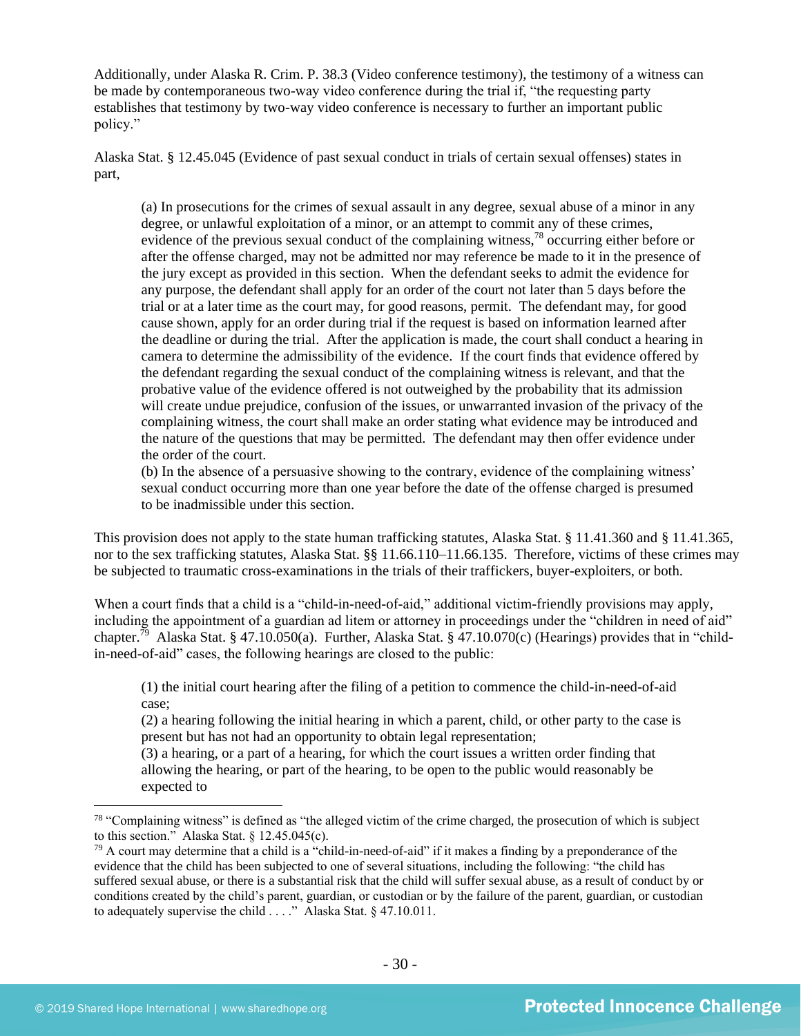Additionally, under Alaska R. Crim. P. 38.3 (Video conference testimony), the testimony of a witness can be made by contemporaneous two-way video conference during the trial if, "the requesting party establishes that testimony by two-way video conference is necessary to further an important public policy."

Alaska Stat. § 12.45.045 (Evidence of past sexual conduct in trials of certain sexual offenses) states in part,

> (a) In prosecutions for the crimes of sexual assault in any degree, sexual abuse of a minor in any degree, or unlawful exploitation of a minor, or an attempt to commit any of these crimes, evidence of the previous sexual conduct of the complaining witness,[78] occurring either before or after the offense charged, may not be admitted nor may reference be made to it in the presence of the jury except as provided in this section. When the defendant seeks to admit the evidence for any purpose, the defendant shall apply for an order of the court not later than 5 days before the trial or at a later time as the court may, for good reasons, permit. The defendant may, for good cause shown, apply for an order during trial if the request is based on information learned after the deadline or during the trial. After the application is made, the court shall conduct a hearing in camera to determine the admissibility of the evidence. If the court finds that evidence offered by the defendant regarding the sexual conduct of the complaining witness is relevant, and that the probative value of the evidence offered is not outweighed by the probability that its admission will create undue prejudice, confusion of the issues, or unwarranted invasion of the privacy of the complaining witness, the court shall make an order stating what evidence may be introduced and the nature of the questions that may be permitted. The defendant may then offer evidence under the order of the court.
> (b) In the absence of a persuasive showing to the contrary, evidence of the complaining witness' sexual conduct occurring more than one year before the date of the offense charged is presumed to be inadmissible under this section.

This provision does not apply to the state human trafficking statutes, Alaska Stat. § 11.41.360 and § 11.41.365, nor to the sex trafficking statutes, Alaska Stat. §§ 11.66.110–11.66.135. Therefore, victims of these crimes may be subjected to traumatic cross-examinations in the trials of their traffickers, buyer-exploiters, or both.

When a court finds that a child is a "child-in-need-of-aid," additional victim-friendly provisions may apply, including the appointment of a guardian ad litem or attorney in proceedings under the "children in need of aid" chapter.[79] Alaska Stat. § 47.10.050(a). Further, Alaska Stat. § 47.10.070(c) (Hearings) provides that in "child-in-need-of-aid" cases, the following hearings are closed to the public:

> (1) the initial court hearing after the filing of a petition to commence the child-in-need-of-aid case;
> (2) a hearing following the initial hearing in which a parent, child, or other party to the case is present but has not had an opportunity to obtain legal representation;
> (3) a hearing, or a part of a hearing, for which the court issues a written order finding that allowing the hearing, or part of the hearing, to be open to the public would reasonably be expected to

---

[78] "Complaining witness" is defined as "the alleged victim of the crime charged, the prosecution of which is subject to this section." Alaska Stat. § 12.45.045(c).

[79] A court may determine that a child is a "child-in-need-of-aid" if it makes a finding by a preponderance of the evidence that the child has been subjected to one of several situations, including the following: "the child has suffered sexual abuse, or there is a substantial risk that the child will suffer sexual abuse, as a result of conduct by or conditions created by the child's parent, guardian, or custodian or by the failure of the parent, guardian, or custodian to adequately supervise the child . . . ." Alaska Stat. § 47.10.011.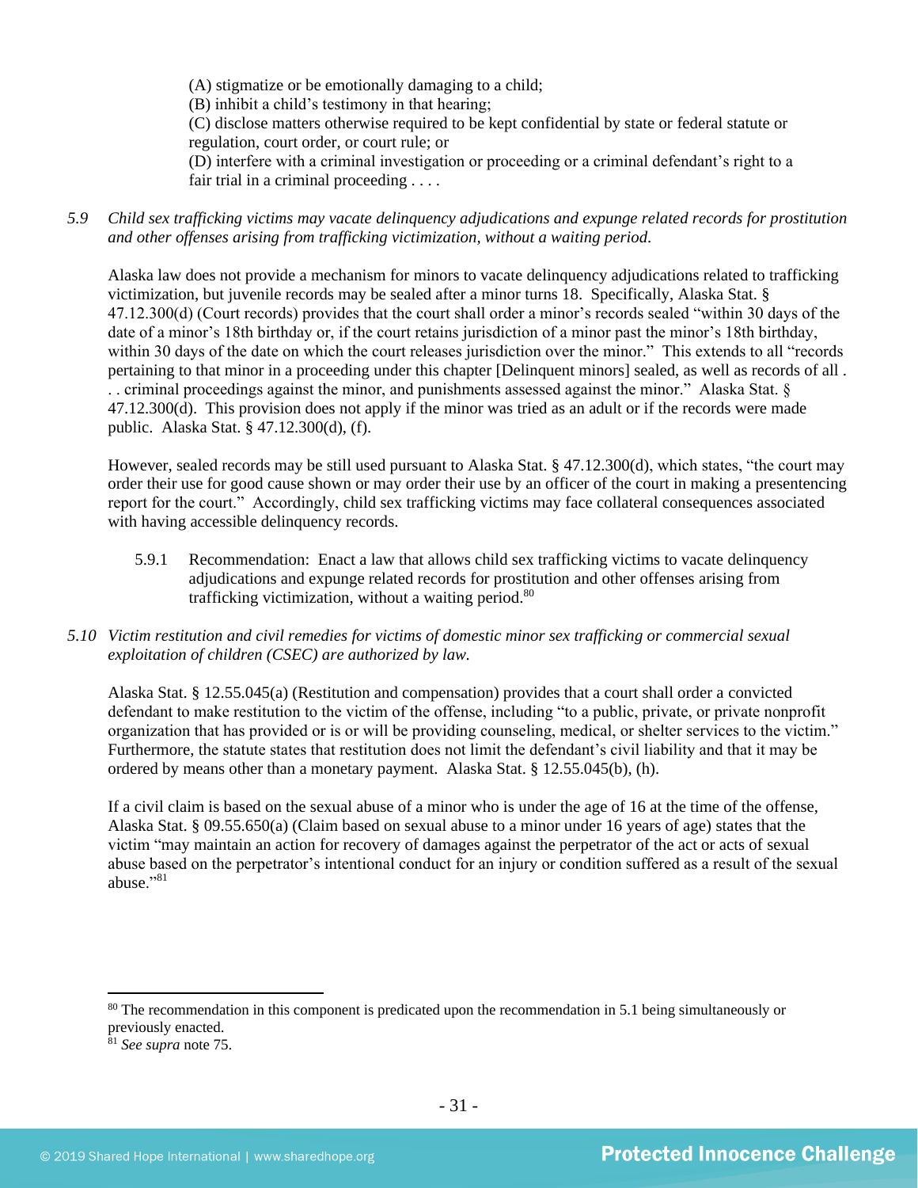(A) stigmatize or be emotionally damaging to a child;
(B) inhibit a child's testimony in that hearing;
(C) disclose matters otherwise required to be kept confidential by state or federal statute or regulation, court order, or court rule; or
(D) interfere with a criminal investigation or proceeding or a criminal defendant's right to a fair trial in a criminal proceeding . . . .

*5.9 Child sex trafficking victims may vacate delinquency adjudications and expunge related records for prostitution and other offenses arising from trafficking victimization, without a waiting period.*

Alaska law does not provide a mechanism for minors to vacate delinquency adjudications related to trafficking victimization, but juvenile records may be sealed after a minor turns 18. Specifically, Alaska Stat. § 47.12.300(d) (Court records) provides that the court shall order a minor's records sealed "within 30 days of the date of a minor's 18th birthday or, if the court retains jurisdiction of a minor past the minor's 18th birthday, within 30 days of the date on which the court releases jurisdiction over the minor." This extends to all "records pertaining to that minor in a proceeding under this chapter [Delinquent minors] sealed, as well as records of all . . . criminal proceedings against the minor, and punishments assessed against the minor." Alaska Stat. § 47.12.300(d). This provision does not apply if the minor was tried as an adult or if the records were made public. Alaska Stat. § 47.12.300(d), (f).

However, sealed records may be still used pursuant to Alaska Stat. § 47.12.300(d), which states, "the court may order their use for good cause shown or may order their use by an officer of the court in making a presentencing report for the court." Accordingly, child sex trafficking victims may face collateral consequences associated with having accessible delinquency records.

5.9.1 Recommendation: Enact a law that allows child sex trafficking victims to vacate delinquency adjudications and expunge related records for prostitution and other offenses arising from trafficking victimization, without a waiting period.[80]

*5.10 Victim restitution and civil remedies for victims of domestic minor sex trafficking or commercial sexual exploitation of children (CSEC) are authorized by law.*

Alaska Stat. § 12.55.045(a) (Restitution and compensation) provides that a court shall order a convicted defendant to make restitution to the victim of the offense, including "to a public, private, or private nonprofit organization that has provided or is or will be providing counseling, medical, or shelter services to the victim." Furthermore, the statute states that restitution does not limit the defendant's civil liability and that it may be ordered by means other than a monetary payment. Alaska Stat. § 12.55.045(b), (h).

If a civil claim is based on the sexual abuse of a minor who is under the age of 16 at the time of the offense, Alaska Stat. § 09.55.650(a) (Claim based on sexual abuse to a minor under 16 years of age) states that the victim "may maintain an action for recovery of damages against the perpetrator of the act or acts of sexual abuse based on the perpetrator's intentional conduct for an injury or condition suffered as a result of the sexual abuse."[81]

---

[80] The recommendation in this component is predicated upon the recommendation in 5.1 being simultaneously or previously enacted.

[81] *See supra* note 75.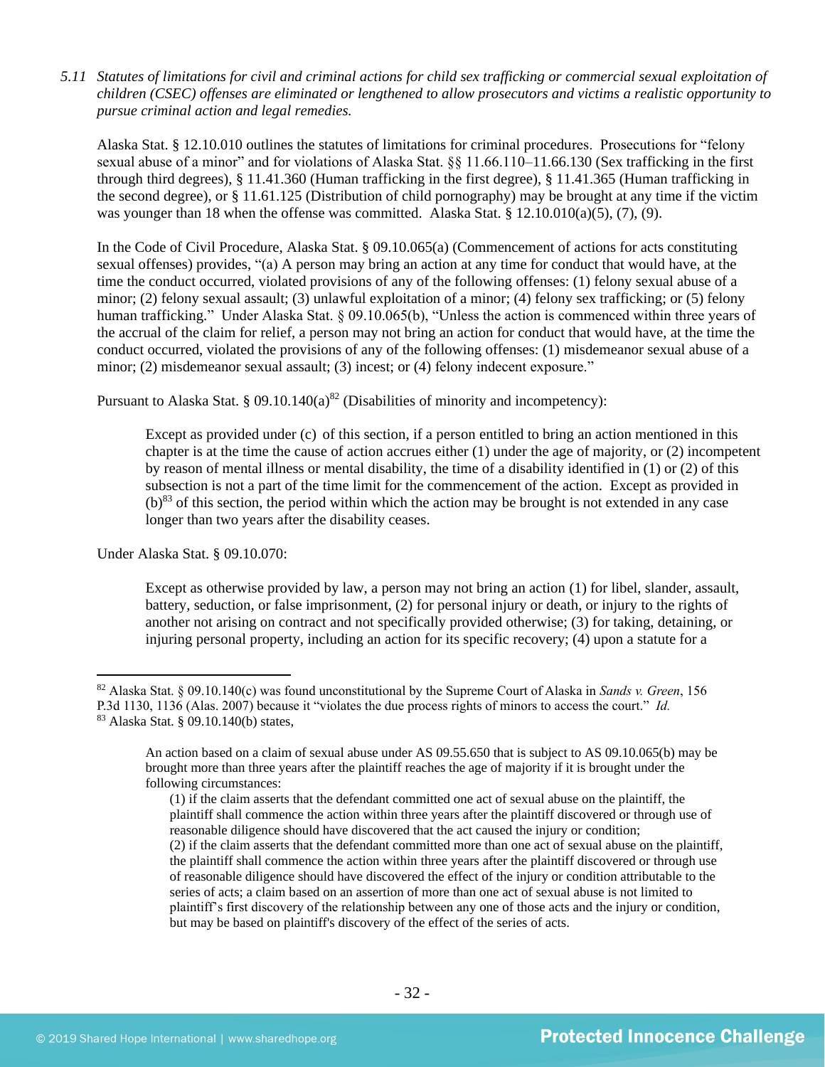*5.11 Statutes of limitations for civil and criminal actions for child sex trafficking or commercial sexual exploitation of children (CSEC) offenses are eliminated or lengthened to allow prosecutors and victims a realistic opportunity to pursue criminal action and legal remedies.*

Alaska Stat. § 12.10.010 outlines the statutes of limitations for criminal procedures. Prosecutions for "felony sexual abuse of a minor" and for violations of Alaska Stat. §§ 11.66.110–11.66.130 (Sex trafficking in the first through third degrees), § 11.41.360 (Human trafficking in the first degree), § 11.41.365 (Human trafficking in the second degree), or § 11.61.125 (Distribution of child pornography) may be brought at any time if the victim was younger than 18 when the offense was committed. Alaska Stat. § 12.10.010(a)(5), (7), (9).

In the Code of Civil Procedure, Alaska Stat. § 09.10.065(a) (Commencement of actions for acts constituting sexual offenses) provides, "(a) A person may bring an action at any time for conduct that would have, at the time the conduct occurred, violated provisions of any of the following offenses: (1) felony sexual abuse of a minor; (2) felony sexual assault; (3) unlawful exploitation of a minor; (4) felony sex trafficking; or (5) felony human trafficking." Under Alaska Stat. § 09.10.065(b), "Unless the action is commenced within three years of the accrual of the claim for relief, a person may not bring an action for conduct that would have, at the time the conduct occurred, violated the provisions of any of the following offenses: (1) misdemeanor sexual abuse of a minor; (2) misdemeanor sexual assault; (3) incest; or (4) felony indecent exposure."

Pursuant to Alaska Stat. § 09.10.140(a)[82] (Disabilities of minority and incompetency):

> Except as provided under (c) of this section, if a person entitled to bring an action mentioned in this chapter is at the time the cause of action accrues either (1) under the age of majority, or (2) incompetent by reason of mental illness or mental disability, the time of a disability identified in (1) or (2) of this subsection is not a part of the time limit for the commencement of the action. Except as provided in (b)[83] of this section, the period within which the action may be brought is not extended in any case longer than two years after the disability ceases.

Under Alaska Stat. § 09.10.070:

> Except as otherwise provided by law, a person may not bring an action (1) for libel, slander, assault, battery, seduction, or false imprisonment, (2) for personal injury or death, or injury to the rights of another not arising on contract and not specifically provided otherwise; (3) for taking, detaining, or injuring personal property, including an action for its specific recovery; (4) upon a statute for a

---

[82] Alaska Stat. § 09.10.140(c) was found unconstitutional by the Supreme Court of Alaska in *Sands v. Green*, 156 P.3d 1130, 1136 (Alas. 2007) because it "violates the due process rights of minors to access the court." *Id.*

[83] Alaska Stat. § 09.10.140(b) states,

> An action based on a claim of sexual abuse under AS 09.55.650 that is subject to AS 09.10.065(b) may be brought more than three years after the plaintiff reaches the age of majority if it is brought under the following circumstances:
>
> (1) if the claim asserts that the defendant committed one act of sexual abuse on the plaintiff, the plaintiff shall commence the action within three years after the plaintiff discovered or through use of reasonable diligence should have discovered that the act caused the injury or condition;
>
> (2) if the claim asserts that the defendant committed more than one act of sexual abuse on the plaintiff, the plaintiff shall commence the action within three years after the plaintiff discovered or through use of reasonable diligence should have discovered the effect of the injury or condition attributable to the series of acts; a claim based on an assertion of more than one act of sexual abuse is not limited to plaintiff's first discovery of the relationship between any one of those acts and the injury or condition, but may be based on plaintiff's discovery of the effect of the series of acts.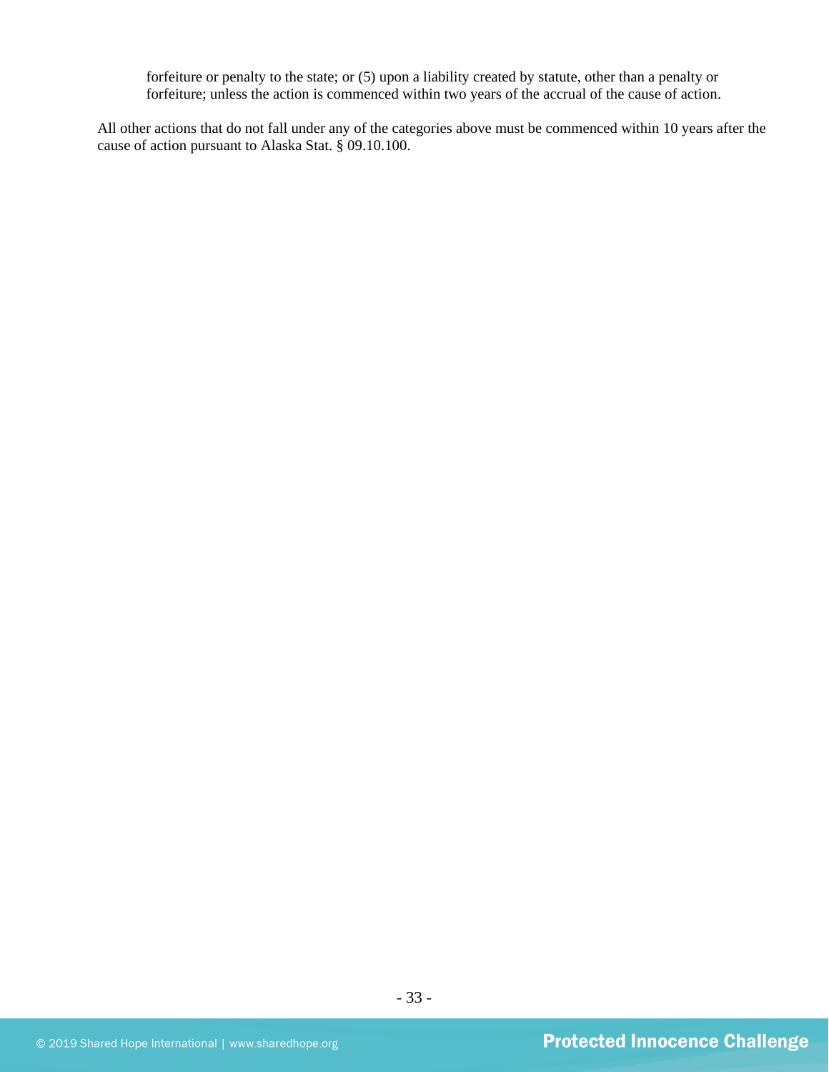> forfeiture or penalty to the state; or (5) upon a liability created by statute, other than a penalty or forfeiture; unless the action is commenced within two years of the accrual of the cause of action.

All other actions that do not fall under any of the categories above must be commenced within 10 years after the cause of action pursuant to Alaska Stat. § 09.10.100.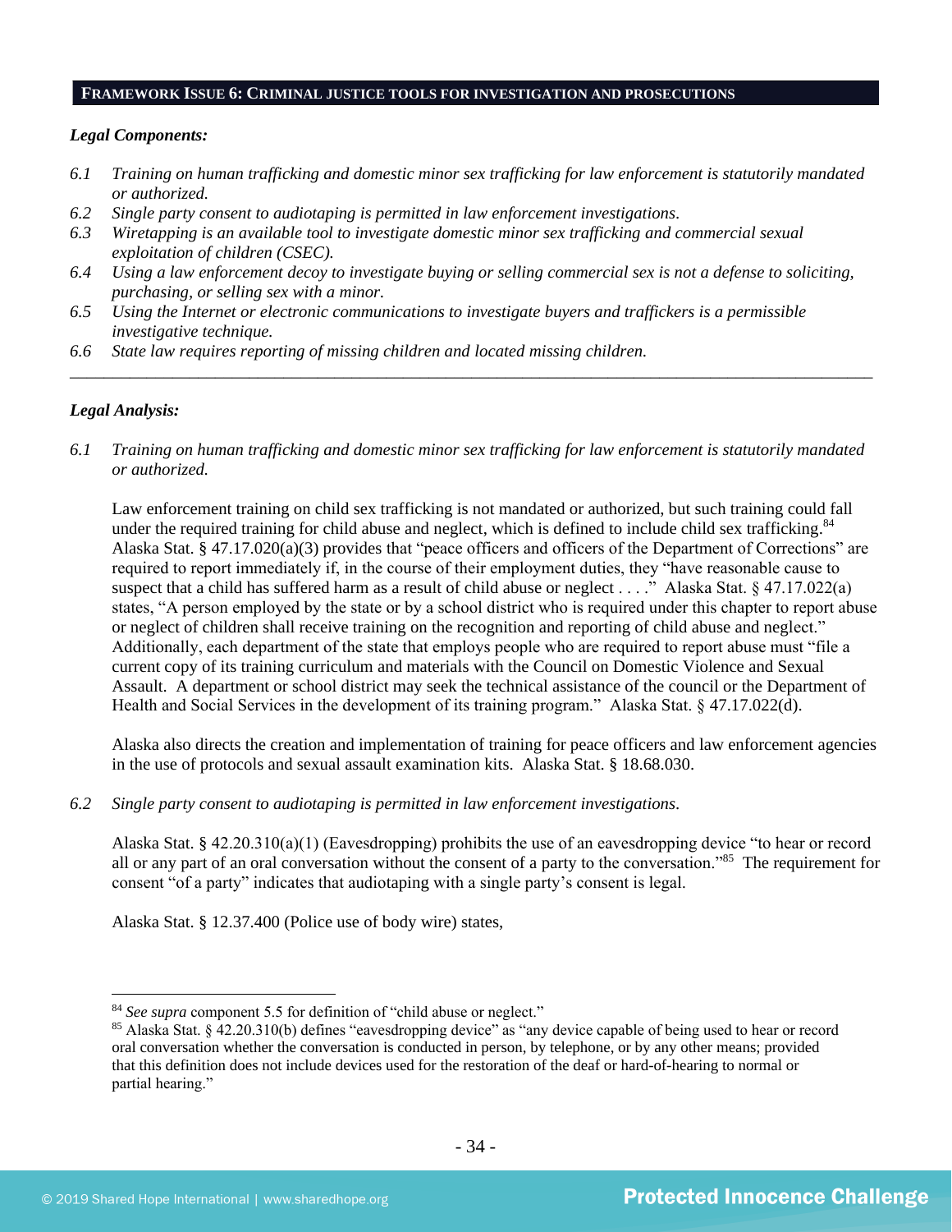## FRAMEWORK ISSUE 6: CRIMINAL JUSTICE TOOLS FOR INVESTIGATION AND PROSECUTIONS

***Legal Components:***

*6.1 Training on human trafficking and domestic minor sex trafficking for law enforcement is statutorily mandated or authorized.*
*6.2 Single party consent to audiotaping is permitted in law enforcement investigations.*
*6.3 Wiretapping is an available tool to investigate domestic minor sex trafficking and commercial sexual exploitation of children (CSEC).*
*6.4 Using a law enforcement decoy to investigate buying or selling commercial sex is not a defense to soliciting, purchasing, or selling sex with a minor.*
*6.5 Using the Internet or electronic communications to investigate buyers and traffickers is a permissible investigative technique.*
*6.6 State law requires reporting of missing children and located missing children.*

---

***Legal Analysis:***

*6.1 Training on human trafficking and domestic minor sex trafficking for law enforcement is statutorily mandated or authorized.*

Law enforcement training on child sex trafficking is not mandated or authorized, but such training could fall under the required training for child abuse and neglect, which is defined to include child sex trafficking.[84] Alaska Stat. § 47.17.020(a)(3) provides that "peace officers and officers of the Department of Corrections" are required to report immediately if, in the course of their employment duties, they "have reasonable cause to suspect that a child has suffered harm as a result of child abuse or neglect . . . ." Alaska Stat. § 47.17.022(a) states, "A person employed by the state or by a school district who is required under this chapter to report abuse or neglect of children shall receive training on the recognition and reporting of child abuse and neglect." Additionally, each department of the state that employs people who are required to report abuse must "file a current copy of its training curriculum and materials with the Council on Domestic Violence and Sexual Assault. A department or school district may seek the technical assistance of the council or the Department of Health and Social Services in the development of its training program." Alaska Stat. § 47.17.022(d).

Alaska also directs the creation and implementation of training for peace officers and law enforcement agencies in the use of protocols and sexual assault examination kits. Alaska Stat. § 18.68.030.

*6.2 Single party consent to audiotaping is permitted in law enforcement investigations.*

Alaska Stat. § 42.20.310(a)(1) (Eavesdropping) prohibits the use of an eavesdropping device "to hear or record all or any part of an oral conversation without the consent of a party to the conversation."[85] The requirement for consent "of a party" indicates that audiotaping with a single party's consent is legal.

Alaska Stat. § 12.37.400 (Police use of body wire) states,

---

[84] *See supra* component 5.5 for definition of "child abuse or neglect."

[85] Alaska Stat. § 42.20.310(b) defines "eavesdropping device" as "any device capable of being used to hear or record oral conversation whether the conversation is conducted in person, by telephone, or by any other means; provided that this definition does not include devices used for the restoration of the deaf or hard-of-hearing to normal or partial hearing."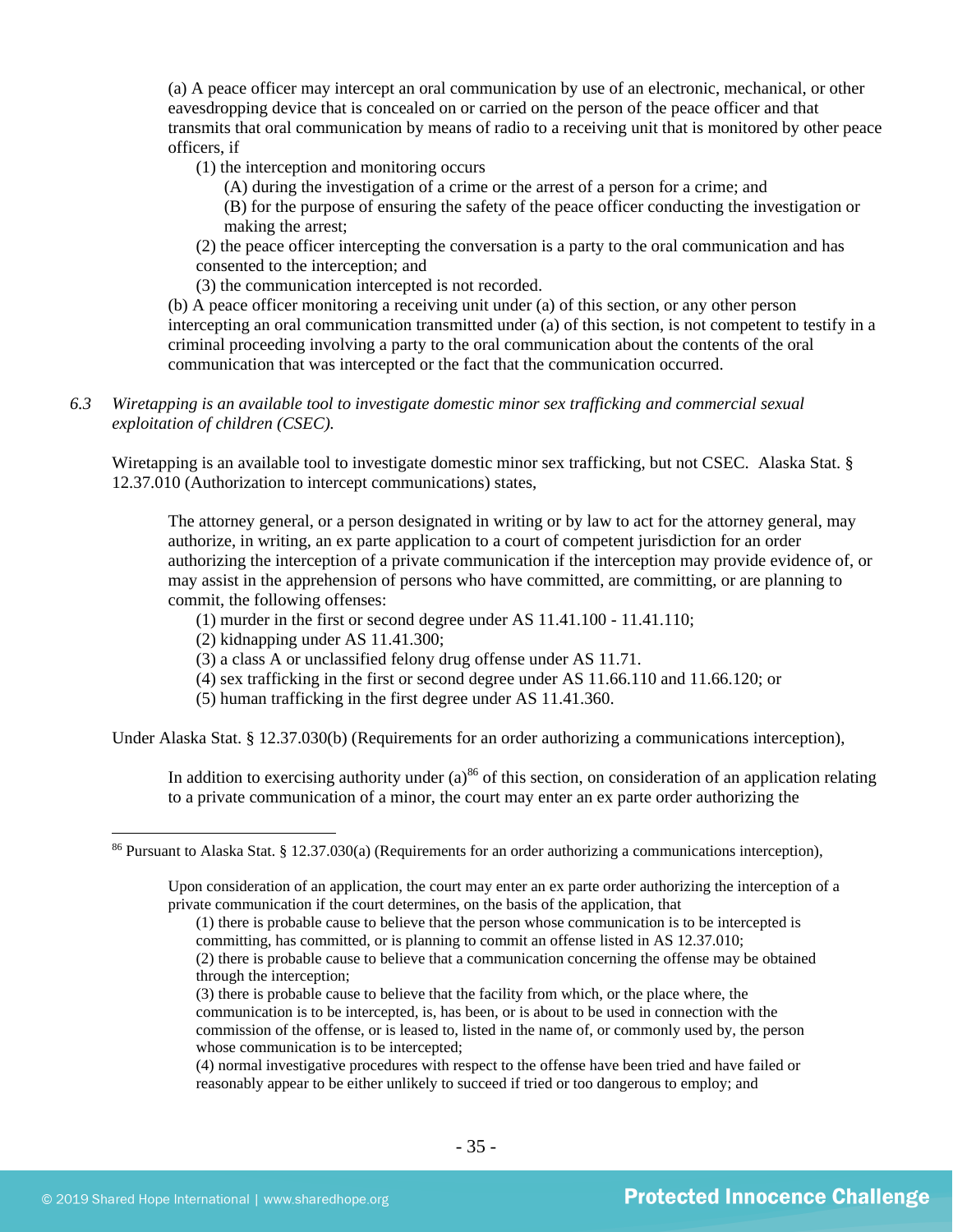(a) A peace officer may intercept an oral communication by use of an electronic, mechanical, or other eavesdropping device that is concealed on or carried on the person of the peace officer and that transmits that oral communication by means of radio to a receiving unit that is monitored by other peace officers, if

(1) the interception and monitoring occurs

(A) during the investigation of a crime or the arrest of a person for a crime; and

(B) for the purpose of ensuring the safety of the peace officer conducting the investigation or making the arrest;

(2) the peace officer intercepting the conversation is a party to the oral communication and has consented to the interception; and

(3) the communication intercepted is not recorded.

(b) A peace officer monitoring a receiving unit under (a) of this section, or any other person intercepting an oral communication transmitted under (a) of this section, is not competent to testify in a criminal proceeding involving a party to the oral communication about the contents of the oral communication that was intercepted or the fact that the communication occurred.

*6.3 Wiretapping is an available tool to investigate domestic minor sex trafficking and commercial sexual exploitation of children (CSEC).*

Wiretapping is an available tool to investigate domestic minor sex trafficking, but not CSEC. Alaska Stat. § 12.37.010 (Authorization to intercept communications) states,

The attorney general, or a person designated in writing or by law to act for the attorney general, may authorize, in writing, an ex parte application to a court of competent jurisdiction for an order authorizing the interception of a private communication if the interception may provide evidence of, or may assist in the apprehension of persons who have committed, are committing, or are planning to commit, the following offenses:

(1) murder in the first or second degree under AS 11.41.100 - 11.41.110;

(2) kidnapping under AS 11.41.300;

(3) a class A or unclassified felony drug offense under AS 11.71.

(4) sex trafficking in the first or second degree under AS 11.66.110 and 11.66.120; or

(5) human trafficking in the first degree under AS 11.41.360.

Under Alaska Stat. § 12.37.030(b) (Requirements for an order authorizing a communications interception),

In addition to exercising authority under (a)[86] of this section, on consideration of an application relating to a private communication of a minor, the court may enter an ex parte order authorizing the

---

[86] Pursuant to Alaska Stat. § 12.37.030(a) (Requirements for an order authorizing a communications interception),

Upon consideration of an application, the court may enter an ex parte order authorizing the interception of a private communication if the court determines, on the basis of the application, that

(1) there is probable cause to believe that the person whose communication is to be intercepted is committing, has committed, or is planning to commit an offense listed in AS 12.37.010;

(2) there is probable cause to believe that a communication concerning the offense may be obtained through the interception;

(3) there is probable cause to believe that the facility from which, or the place where, the communication is to be intercepted, is, has been, or is about to be used in connection with the commission of the offense, or is leased to, listed in the name of, or commonly used by, the person whose communication is to be intercepted;

(4) normal investigative procedures with respect to the offense have been tried and have failed or reasonably appear to be either unlikely to succeed if tried or too dangerous to employ; and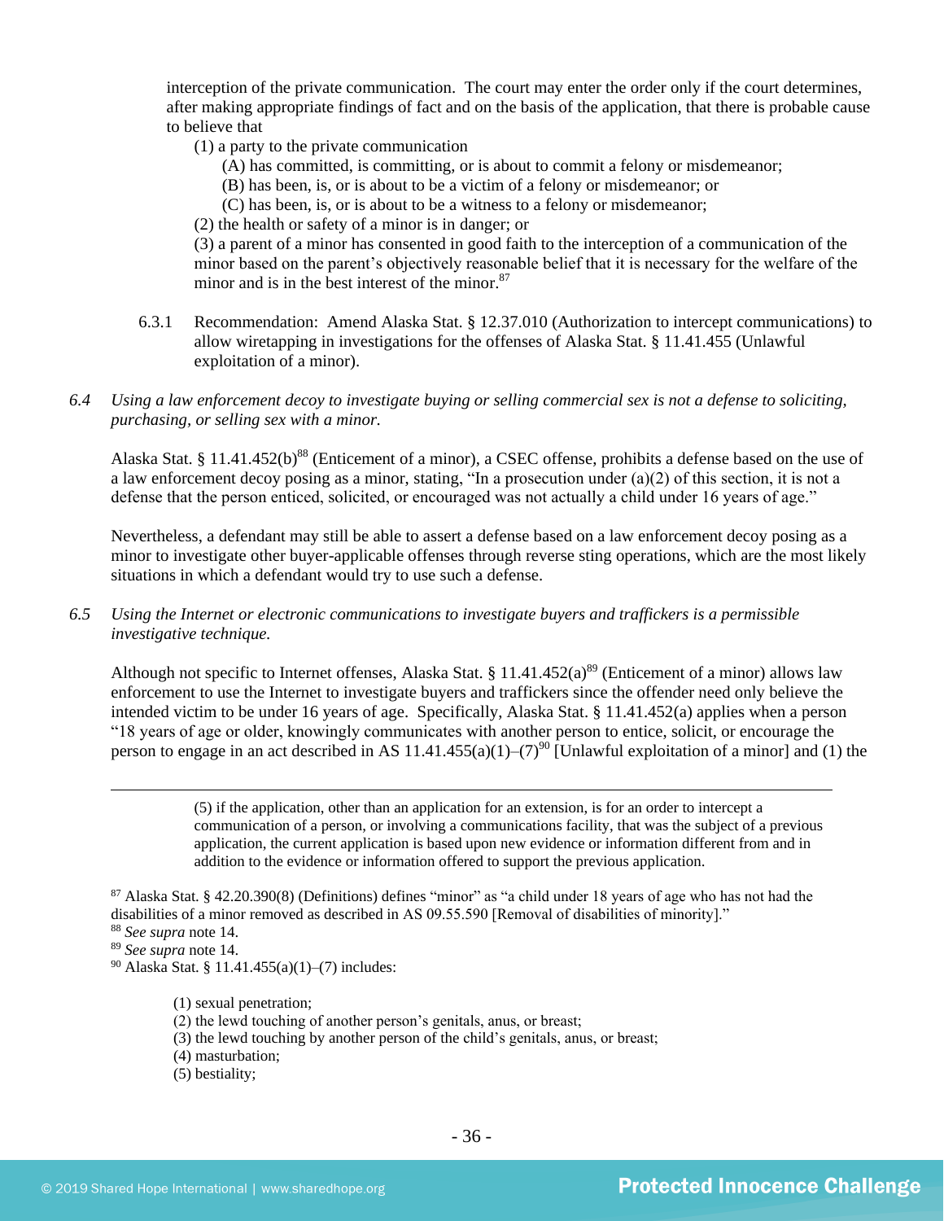interception of the private communication. The court may enter the order only if the court determines, after making appropriate findings of fact and on the basis of the application, that there is probable cause to believe that

(1) a party to the private communication

(A) has committed, is committing, or is about to commit a felony or misdemeanor;

(B) has been, is, or is about to be a victim of a felony or misdemeanor; or

(C) has been, is, or is about to be a witness to a felony or misdemeanor;

(2) the health or safety of a minor is in danger; or

(3) a parent of a minor has consented in good faith to the interception of a communication of the minor based on the parent's objectively reasonable belief that it is necessary for the welfare of the minor and is in the best interest of the minor.[87]

6.3.1 Recommendation: Amend Alaska Stat. § 12.37.010 (Authorization to intercept communications) to allow wiretapping in investigations for the offenses of Alaska Stat. § 11.41.455 (Unlawful exploitation of a minor).

*6.4 Using a law enforcement decoy to investigate buying or selling commercial sex is not a defense to soliciting, purchasing, or selling sex with a minor.*

Alaska Stat. § 11.41.452(b)[88] (Enticement of a minor), a CSEC offense, prohibits a defense based on the use of a law enforcement decoy posing as a minor, stating, "In a prosecution under (a)(2) of this section, it is not a defense that the person enticed, solicited, or encouraged was not actually a child under 16 years of age."

Nevertheless, a defendant may still be able to assert a defense based on a law enforcement decoy posing as a minor to investigate other buyer-applicable offenses through reverse sting operations, which are the most likely situations in which a defendant would try to use such a defense.

*6.5 Using the Internet or electronic communications to investigate buyers and traffickers is a permissible investigative technique.*

Although not specific to Internet offenses, Alaska Stat. § 11.41.452(a)[89] (Enticement of a minor) allows law enforcement to use the Internet to investigate buyers and traffickers since the offender need only believe the intended victim to be under 16 years of age. Specifically, Alaska Stat. § 11.41.452(a) applies when a person "18 years of age or older, knowingly communicates with another person to entice, solicit, or encourage the person to engage in an act described in AS 11.41.455(a)(1)–(7)[90] [Unlawful exploitation of a minor] and (1) the

---

(5) if the application, other than an application for an extension, is for an order to intercept a communication of a person, or involving a communications facility, that was the subject of a previous application, the current application is based upon new evidence or information different from and in addition to the evidence or information offered to support the previous application.

[87] Alaska Stat. § 42.20.390(8) (Definitions) defines "minor" as "a child under 18 years of age who has not had the disabilities of a minor removed as described in AS 09.55.590 [Removal of disabilities of minority]."

[88] *See supra* note 14.

[89] *See supra* note 14.

[90] Alaska Stat. § 11.41.455(a)(1)–(7) includes:

(1) sexual penetration;
(2) the lewd touching of another person's genitals, anus, or breast;
(3) the lewd touching by another person of the child's genitals, anus, or breast;
(4) masturbation;
(5) bestiality;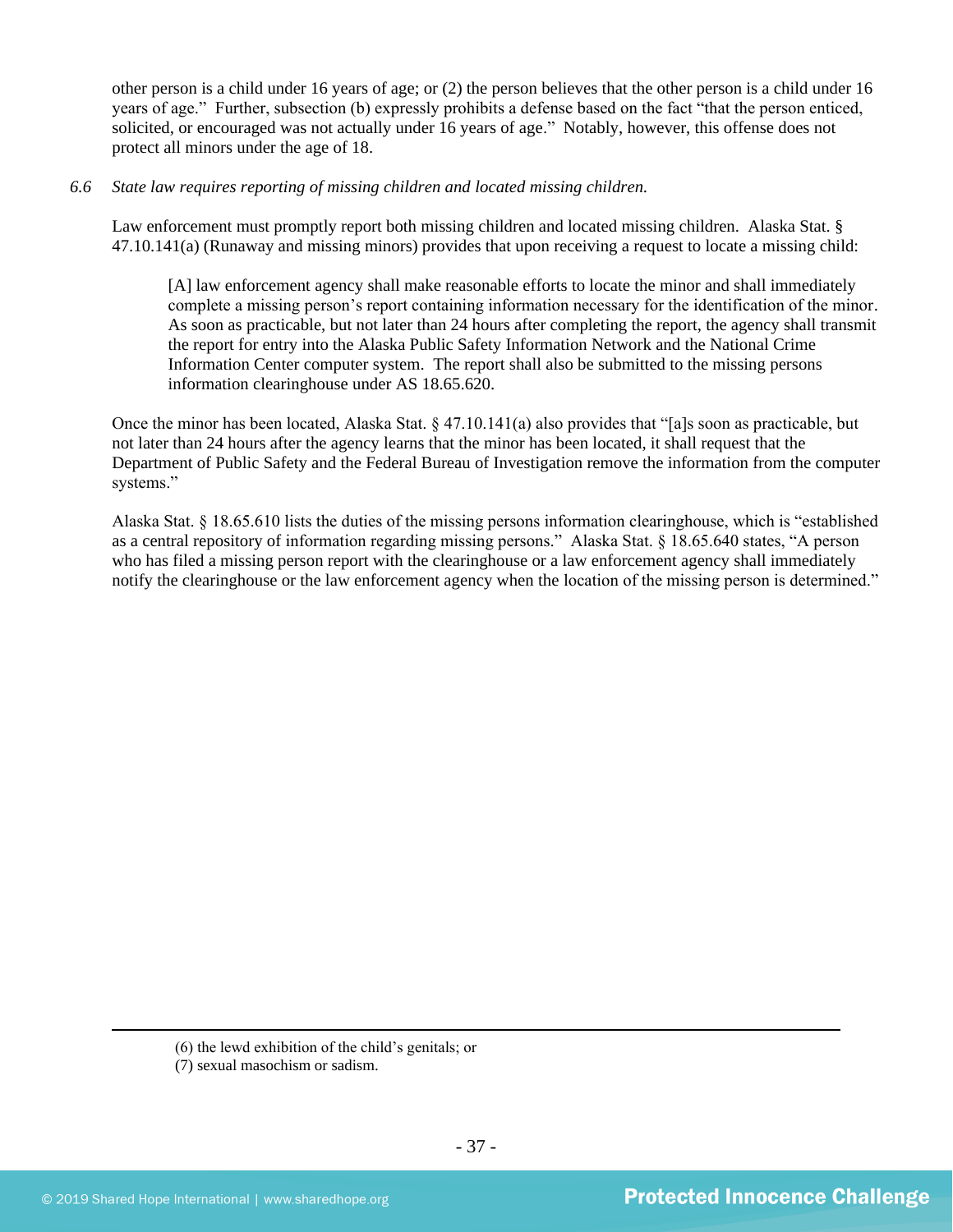other person is a child under 16 years of age; or (2) the person believes that the other person is a child under 16 years of age." Further, subsection (b) expressly prohibits a defense based on the fact "that the person enticed, solicited, or encouraged was not actually under 16 years of age." Notably, however, this offense does not protect all minors under the age of 18.

*6.6 State law requires reporting of missing children and located missing children.*

Law enforcement must promptly report both missing children and located missing children. Alaska Stat. § 47.10.141(a) (Runaway and missing minors) provides that upon receiving a request to locate a missing child:

> [A] law enforcement agency shall make reasonable efforts to locate the minor and shall immediately complete a missing person's report containing information necessary for the identification of the minor. As soon as practicable, but not later than 24 hours after completing the report, the agency shall transmit the report for entry into the Alaska Public Safety Information Network and the National Crime Information Center computer system. The report shall also be submitted to the missing persons information clearinghouse under AS 18.65.620.

Once the minor has been located, Alaska Stat. § 47.10.141(a) also provides that "[a]s soon as practicable, but not later than 24 hours after the agency learns that the minor has been located, it shall request that the Department of Public Safety and the Federal Bureau of Investigation remove the information from the computer systems."

Alaska Stat. § 18.65.610 lists the duties of the missing persons information clearinghouse, which is "established as a central repository of information regarding missing persons." Alaska Stat. § 18.65.640 states, "A person who has filed a missing person report with the clearinghouse or a law enforcement agency shall immediately notify the clearinghouse or the law enforcement agency when the location of the missing person is determined."

---

(6) the lewd exhibition of the child's genitals; or
(7) sexual masochism or sadism.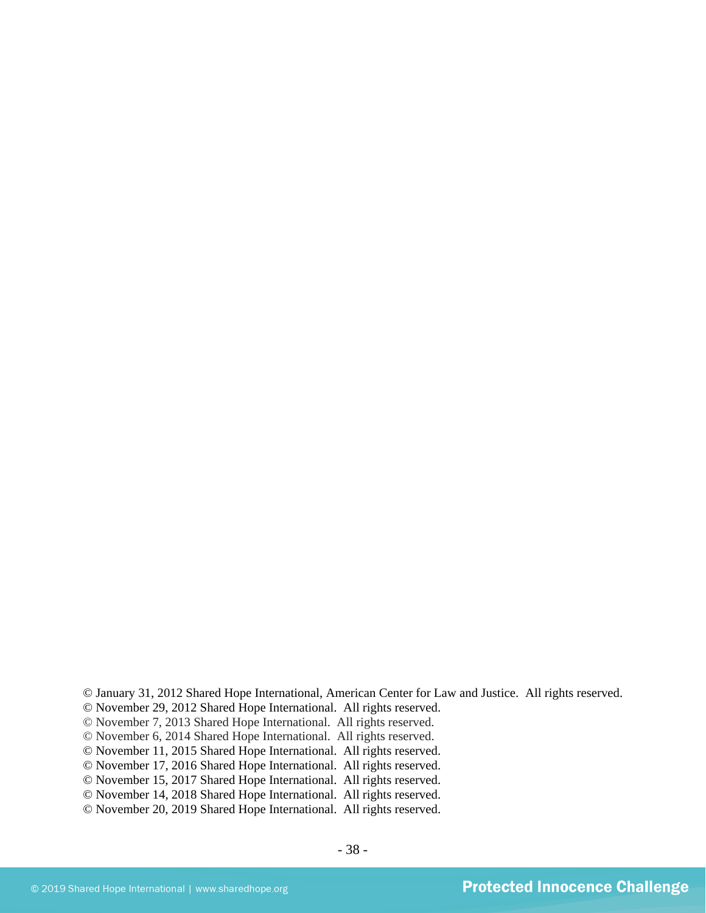© January 31, 2012 Shared Hope International, American Center for Law and Justice. All rights reserved.
© November 29, 2012 Shared Hope International. All rights reserved.
© November 7, 2013 Shared Hope International. All rights reserved.
© November 6, 2014 Shared Hope International. All rights reserved.
© November 11, 2015 Shared Hope International. All rights reserved.
© November 17, 2016 Shared Hope International. All rights reserved.
© November 15, 2017 Shared Hope International. All rights reserved.
© November 14, 2018 Shared Hope International. All rights reserved.
© November 20, 2019 Shared Hope International. All rights reserved.